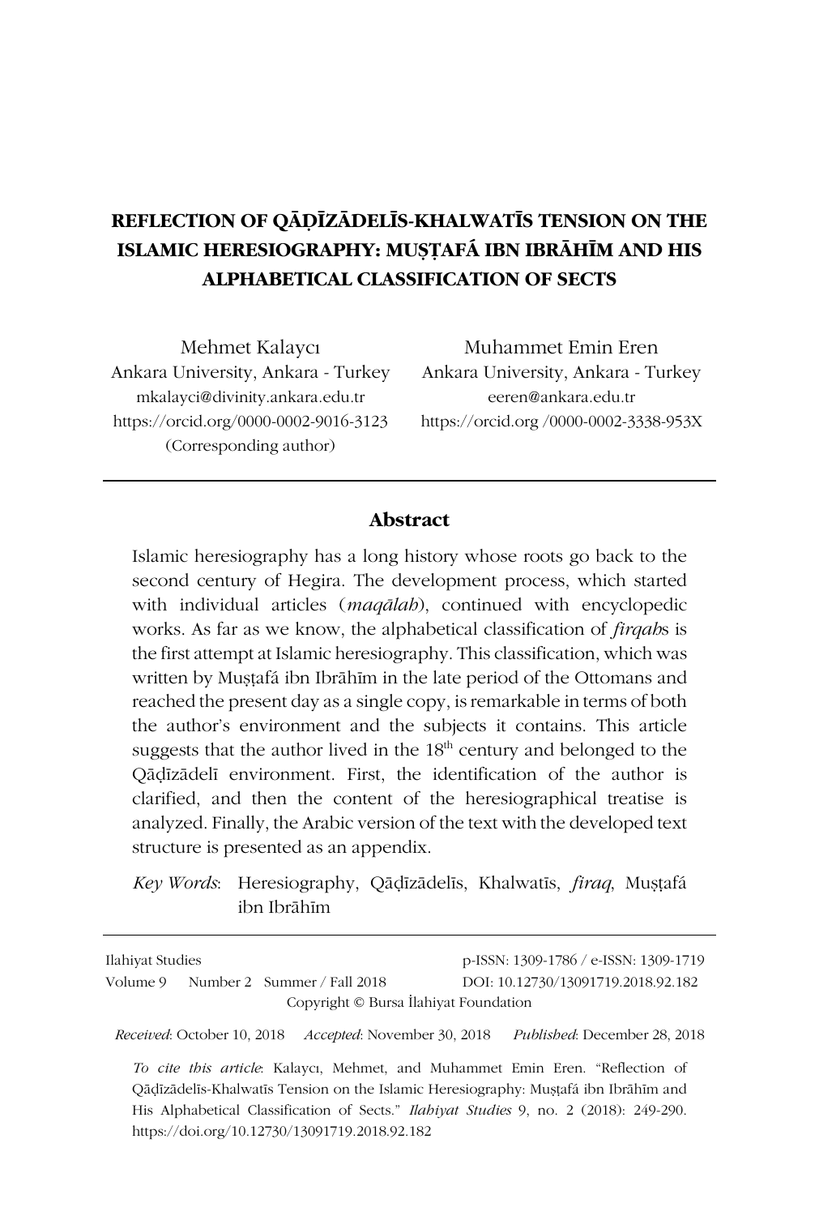# REFLECTION OF QĀḌĪZĀDELĪS-KHALWATĪS TENSION ON THE ISLAMIC HERESIOGRAPHY: MUṢṬAFÁ IBN IBRĀHĪM AND HIS ALPHABETICAL CLASSIFICATION OF SECTS

Mehmet Kalaycı
Ankara University, Ankara - Turkey
mkalayci@divinity.ankara.edu.tr
https://orcid.org/0000-0002-9016-3123
(Corresponding author)

Muhammet Emin Eren
Ankara University, Ankara - Turkey
eeren@ankara.edu.tr
https://orcid.org /0000-0002-3338-953X

## Abstract

Islamic heresiography has a long history whose roots go back to the second century of Hegira. The development process, which started with individual articles (*maqālah*), continued with encyclopedic works. As far as we know, the alphabetical classification of *firqah*s is the first attempt at Islamic heresiography. This classification, which was written by Muṣṭafá ibn Ibrāhīm in the late period of the Ottomans and reached the present day as a single copy, is remarkable in terms of both the author's environment and the subjects it contains. This article suggests that the author lived in the 18th century and belonged to the Qāḍīzādelī environment. First, the identification of the author is clarified, and then the content of the heresiographical treatise is analyzed. Finally, the Arabic version of the text with the developed text structure is presented as an appendix.

*Key Words*: Heresiography, Qāḍīzādelīs, Khalwatīs, *firaq*, Muṣṭafá ibn Ibrāhīm

Ilahiyat Studies
Volume 9 Number 2 Summer / Fall 2018
p-ISSN: 1309-1786 / e-ISSN: 1309-1719
DOI: 10.12730/13091719.2018.92.182
Copyright © Bursa İlahiyat Foundation

*Received*: October 10, 2018 *Accepted*: November 30, 2018 *Published*: December 28, 2018

*To cite this article*: Kalaycı, Mehmet, and Muhammet Emin Eren. "Reflection of Qāḍīzādelīs-Khalwatīs Tension on the Islamic Heresiography: Muṣṭafá ibn Ibrāhīm and His Alphabetical Classification of Sects." *Ilahiyat Studies* 9, no. 2 (2018): 249-290. https://doi.org/10.12730/13091719.2018.92.182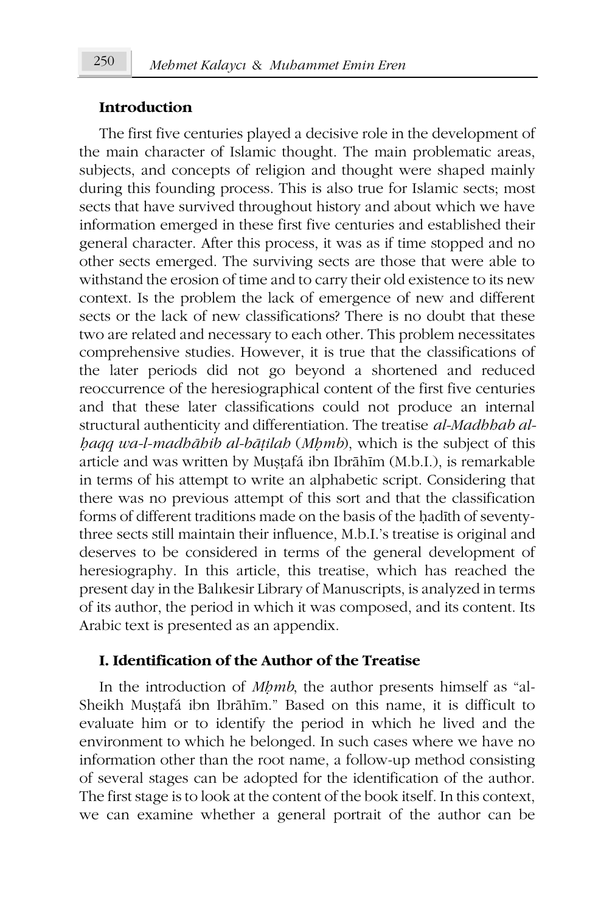## Introduction

The first five centuries played a decisive role in the development of the main character of Islamic thought. The main problematic areas, subjects, and concepts of religion and thought were shaped mainly during this founding process. This is also true for Islamic sects; most sects that have survived throughout history and about which we have information emerged in these first five centuries and established their general character. After this process, it was as if time stopped and no other sects emerged. The surviving sects are those that were able to withstand the erosion of time and to carry their old existence to its new context. Is the problem the lack of emergence of new and different sects or the lack of new classifications? There is no doubt that these two are related and necessary to each other. This problem necessitates comprehensive studies. However, it is true that the classifications of the later periods did not go beyond a shortened and reduced reoccurrence of the heresiographical content of the first five centuries and that these later classifications could not produce an internal structural authenticity and differentiation. The treatise *al-Madhhab al-ḥaqq wa-l-madhāhib al-bāṭilah* (*Mḥmb*), which is the subject of this article and was written by Muṣṭafá ibn Ibrāhīm (M.b.I.), is remarkable in terms of his attempt to write an alphabetic script. Considering that there was no previous attempt of this sort and that the classification forms of different traditions made on the basis of the ḥadīth of seventy-three sects still maintain their influence, M.b.I.'s treatise is original and deserves to be considered in terms of the general development of heresiography. In this article, this treatise, which has reached the present day in the Balıkesir Library of Manuscripts, is analyzed in terms of its author, the period in which it was composed, and its content. Its Arabic text is presented as an appendix.

## I. Identification of the Author of the Treatise

In the introduction of *Mḥmb*, the author presents himself as "al-Sheikh Muṣṭafá ibn Ibrāhīm." Based on this name, it is difficult to evaluate him or to identify the period in which he lived and the environment to which he belonged. In such cases where we have no information other than the root name, a follow-up method consisting of several stages can be adopted for the identification of the author. The first stage is to look at the content of the book itself. In this context, we can examine whether a general portrait of the author can be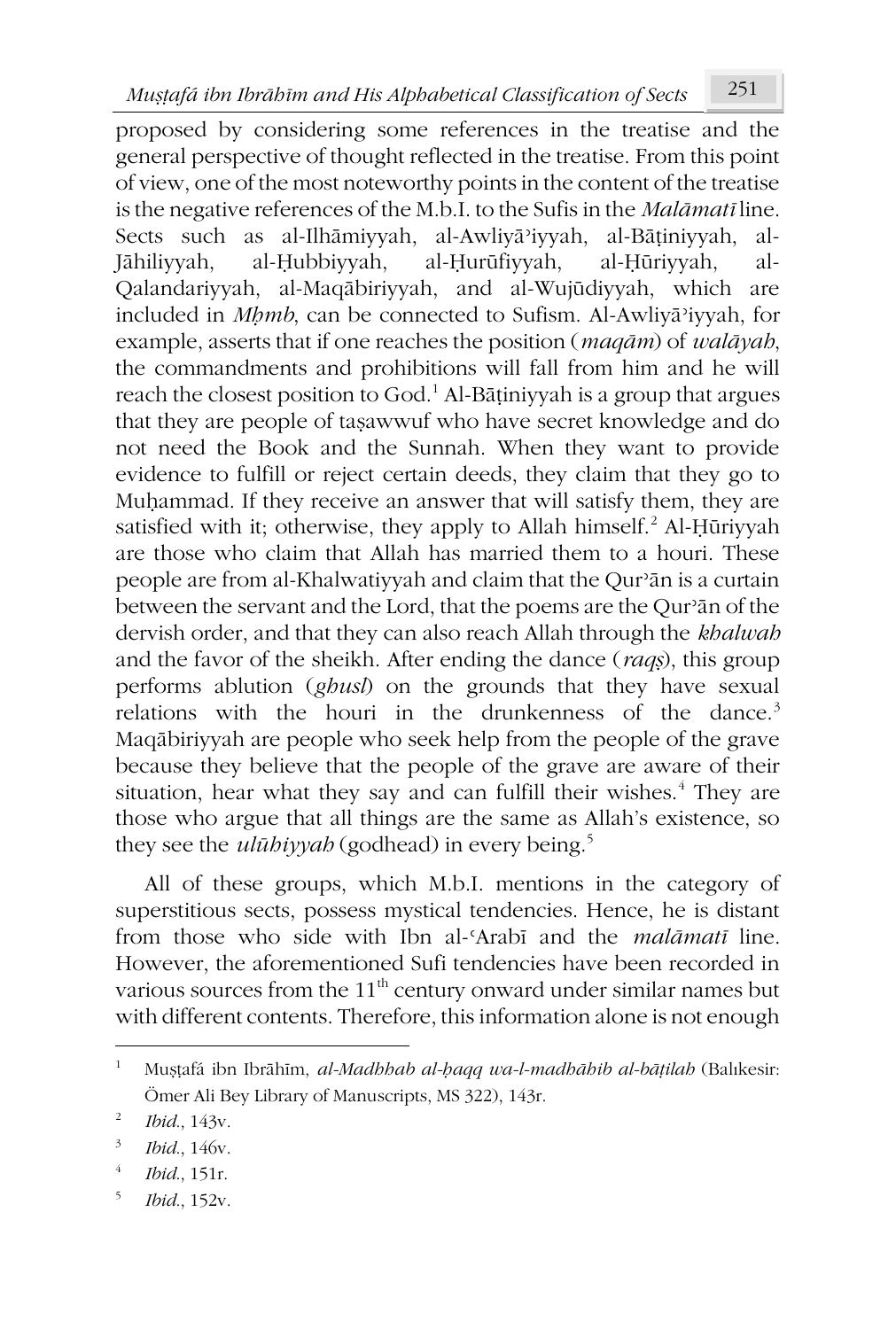proposed by considering some references in the treatise and the general perspective of thought reflected in the treatise. From this point of view, one of the most noteworthy points in the content of the treatise is the negative references of the M.b.I. to the Sufis in the *Malāmatī* line. Sects such as al-Ilhāmiyyah, al-Awliyāʾiyyah, al-Bāṭiniyyah, al-Jāhiliyyah, al-Ḥubbiyyah, al-Ḥurūfiyyah, al-Ḥūriyyah, al-Qalandariyyah, al-Maqābiriyyah, and al-Wujūdiyyah, which are included in *Mḥmb*, can be connected to Sufism. Al-Awliyāʾiyyah, for example, asserts that if one reaches the position (*maqām*) of *walāyah*, the commandments and prohibitions will fall from him and he will reach the closest position to God.[1] Al-Bāṭiniyyah is a group that argues that they are people of taṣawwuf who have secret knowledge and do not need the Book and the Sunnah. When they want to provide evidence to fulfill or reject certain deeds, they claim that they go to Muḥammad. If they receive an answer that will satisfy them, they are satisfied with it; otherwise, they apply to Allah himself.[2] Al-Ḥūriyyah are those who claim that Allah has married them to a houri. These people are from al-Khalwatiyyah and claim that the Qurʾān is a curtain between the servant and the Lord, that the poems are the Qurʾān of the dervish order, and that they can also reach Allah through the *khalwah* and the favor of the sheikh. After ending the dance (*raqṣ*), this group performs ablution (*ghusl*) on the grounds that they have sexual relations with the houri in the drunkenness of the dance.[3] Maqābiriyyah are people who seek help from the people of the grave because they believe that the people of the grave are aware of their situation, hear what they say and can fulfill their wishes.[4] They are those who argue that all things are the same as Allah's existence, so they see the *ulūhiyyah* (godhead) in every being.[5]

All of these groups, which M.b.I. mentions in the category of superstitious sects, possess mystical tendencies. Hence, he is distant from those who side with Ibn al-ʿArabī and the *malāmatī* line. However, the aforementioned Sufi tendencies have been recorded in various sources from the 11th century onward under similar names but with different contents. Therefore, this information alone is not enough

---

[1] Muṣṭafá ibn Ibrāhīm, *al-Madhhab al-ḥaqq wa-l-madhāhib al-bāṭilah* (Balıkesir: Ömer Ali Bey Library of Manuscripts, MS 322), 143r.

[2] *Ibid.*, 143v.

[3] *Ibid.*, 146v.

[4] *Ibid.*, 151r.

[5] *Ibid.*, 152v.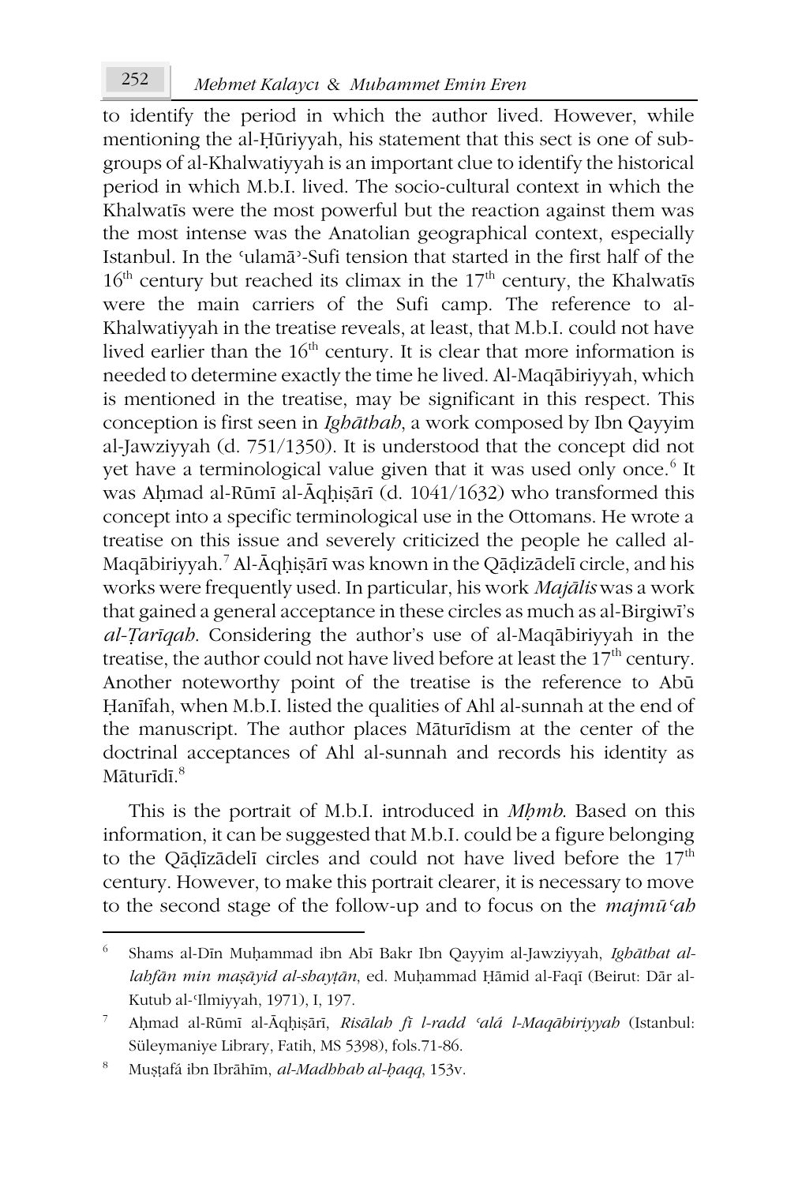to identify the period in which the author lived. However, while mentioning the al-Ḥūriyyah, his statement that this sect is one of sub-groups of al-Khalwatiyyah is an important clue to identify the historical period in which M.b.I. lived. The socio-cultural context in which the Khalwatīs were the most powerful but the reaction against them was the most intense was the Anatolian geographical context, especially Istanbul. In the ʿulamāʾ-Sufi tension that started in the first half of the 16th century but reached its climax in the 17th century, the Khalwatīs were the main carriers of the Sufi camp. The reference to al-Khalwatiyyah in the treatise reveals, at least, that M.b.I. could not have lived earlier than the 16th century. It is clear that more information is needed to determine exactly the time he lived. Al-Maqābiriyyah, which is mentioned in the treatise, may be significant in this respect. This conception is first seen in *Ighāthah*, a work composed by Ibn Qayyim al-Jawziyyah (d. 751/1350). It is understood that the concept did not yet have a terminological value given that it was used only once.[6] It was Aḥmad al-Rūmī al-Āqḥiṣārī (d. 1041/1632) who transformed this concept into a specific terminological use in the Ottomans. He wrote a treatise on this issue and severely criticized the people he called al-Maqābiriyyah.[7] Al-Āqḥiṣārī was known in the Qāḍīzādelī circle, and his works were frequently used. In particular, his work *Majālis* was a work that gained a general acceptance in these circles as much as al-Birgiwī's *al-Ṭarīqah*. Considering the author's use of al-Maqābiriyyah in the treatise, the author could not have lived before at least the 17th century. Another noteworthy point of the treatise is the reference to Abū Ḥanīfah, when M.b.I. listed the qualities of Ahl al-sunnah at the end of the manuscript. The author places Māturīdism at the center of the doctrinal acceptances of Ahl al-sunnah and records his identity as Māturīdī.[8]

This is the portrait of M.b.I. introduced in *Mḥmb*. Based on this information, it can be suggested that M.b.I. could be a figure belonging to the Qāḍīzādelī circles and could not have lived before the 17th century. However, to make this portrait clearer, it is necessary to move to the second stage of the follow-up and to focus on the *majmūʿah*

---

[6] Shams al-Dīn Muḥammad ibn Abī Bakr Ibn Qayyim al-Jawziyyah, *Ighāthat al-lahfān min maṣāyid al-shayṭān*, ed. Muḥammad Ḥāmid al-Faqī (Beirut: Dār al-Kutub al-ʿIlmiyyah, 1971), I, 197.

[7] Aḥmad al-Rūmī al-Āqḥiṣārī, *Risālah fī l-radd ʿalá l-Maqābiriyyah* (Istanbul: Süleymaniye Library, Fatih, MS 5398), fols.71-86.

[8] Muṣṭafá ibn Ibrāhīm, *al-Madhhab al-ḥaqq*, 153v.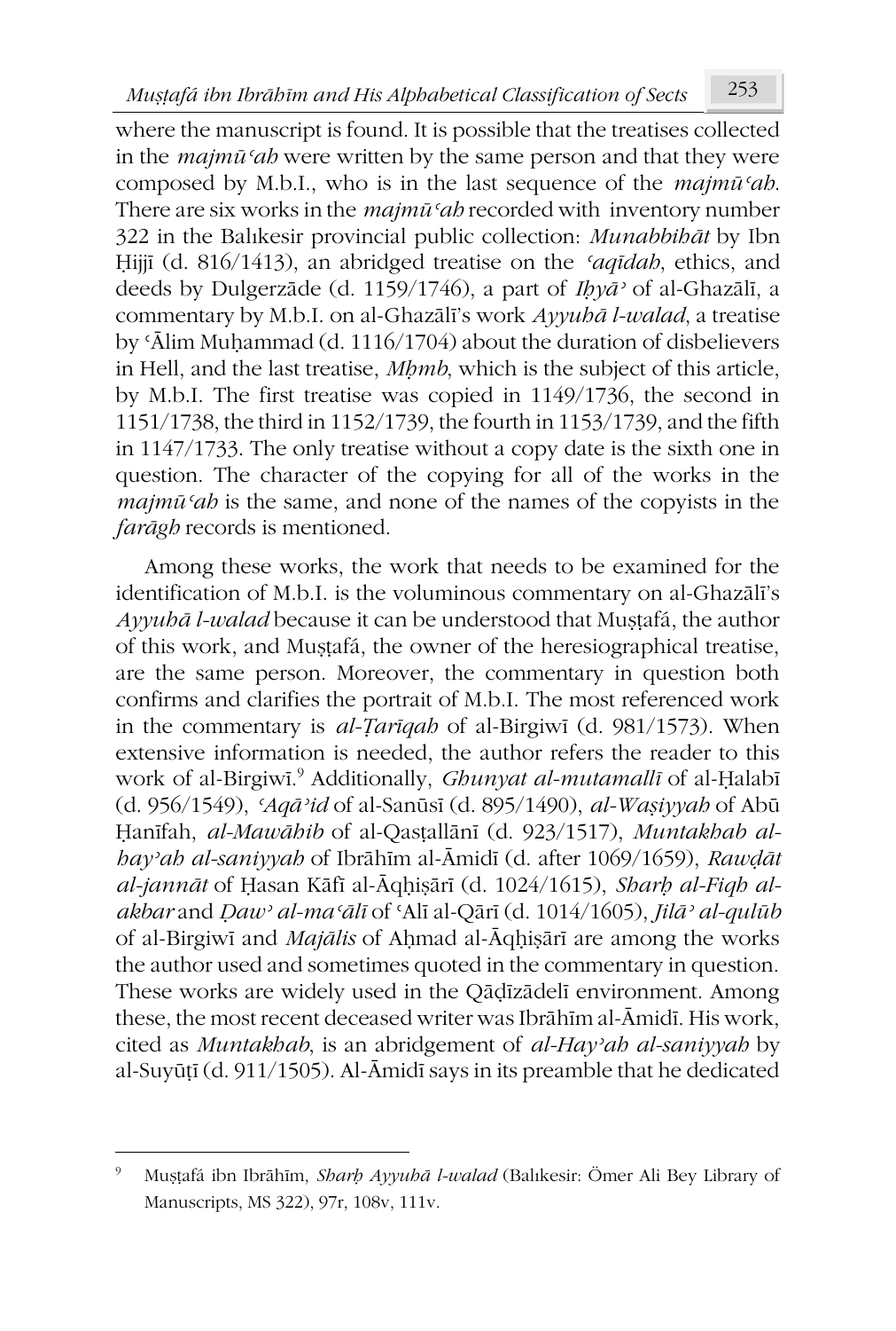where the manuscript is found. It is possible that the treatises collected in the *majmūʿah* were written by the same person and that they were composed by M.b.I., who is in the last sequence of the *majmūʿah*. There are six works in the *majmūʿah* recorded with inventory number 322 in the Balıkesir provincial public collection: *Munabbihāt* by Ibn Ḥijjī (d. 816/1413), an abridged treatise on the *ʿaqīdah*, ethics, and deeds by Dulgerzāde (d. 1159/1746), a part of *Iḥyāʾ* of al-Ghazālī, a commentary by M.b.I. on al-Ghazālī's work *Ayyuhā l-walad*, a treatise by ʿĀlim Muḥammad (d. 1116/1704) about the duration of disbelievers in Hell, and the last treatise, *Mḥmb*, which is the subject of this article, by M.b.I. The first treatise was copied in 1149/1736, the second in 1151/1738, the third in 1152/1739, the fourth in 1153/1739, and the fifth in 1147/1733. The only treatise without a copy date is the sixth one in question. The character of the copying for all of the works in the *majmūʿah* is the same, and none of the names of the copyists in the *farāgh* records is mentioned.

Among these works, the work that needs to be examined for the identification of M.b.I. is the voluminous commentary on al-Ghazālī's *Ayyuhā l-walad* because it can be understood that Muṣṭafá, the author of this work, and Muṣṭafá, the owner of the heresiographical treatise, are the same person. Moreover, the commentary in question both confirms and clarifies the portrait of M.b.I. The most referenced work in the commentary is *al-Ṭarīqah* of al-Birgiwī (d. 981/1573). When extensive information is needed, the author refers the reader to this work of al-Birgiwī.[9] Additionally, *Ghunyat al-mutamallī* of al-Ḥalabī (d. 956/1549), *ʿAqāʾid* of al-Sanūsī (d. 895/1490), *al-Waṣiyyah* of Abū Ḥanīfah, *al-Mawāhib* of al-Qasṭallānī (d. 923/1517), *Muntakhab al-hayʾah al-saniyyah* of Ibrāhīm al-Āmidī (d. after 1069/1659), *Rawḍāt al-jannāt* of Ḥasan Kāfī al-Āqḥiṣārī (d. 1024/1615), *Sharḥ al-Fiqh al-akbar* and *Ḍawʾ al-maʿālī* of ʿAlī al-Qārī (d. 1014/1605), *Jilāʾ al-qulūb* of al-Birgiwī and *Majālis* of Aḥmad al-Āqḥiṣārī are among the works the author used and sometimes quoted in the commentary in question. These works are widely used in the Qāḍīzādelī environment. Among these, the most recent deceased writer was Ibrāhīm al-Āmidī. His work, cited as *Muntakhab*, is an abridgement of *al-Hayʾah al-saniyyah* by al-Suyūṭī (d. 911/1505). Al-Āmidī says in its preamble that he dedicated

---

[9] Muṣṭafá ibn Ibrāhīm, *Sharḥ Ayyuhā l-walad* (Balıkesir: Ömer Ali Bey Library of Manuscripts, MS 322), 97r, 108v, 111v.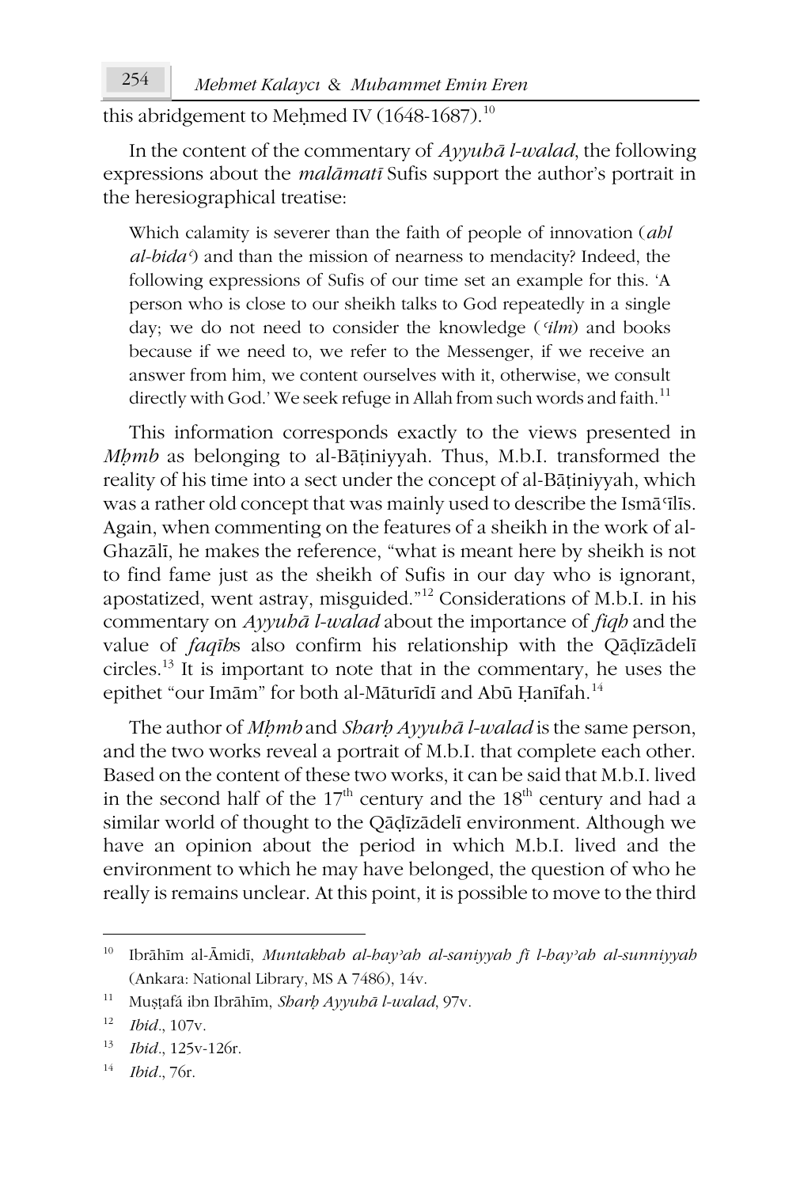this abridgement to Meḥmed IV (1648-1687).[10]

In the content of the commentary of *Ayyuhā l-walad*, the following expressions about the *malāmatī* Sufis support the author's portrait in the heresiographical treatise:

> Which calamity is severer than the faith of people of innovation (*ahl al-bidaʿ*) and than the mission of nearness to mendacity? Indeed, the following expressions of Sufis of our time set an example for this. 'A person who is close to our sheikh talks to God repeatedly in a single day; we do not need to consider the knowledge (*ʿilm*) and books because if we need to, we refer to the Messenger, if we receive an answer from him, we content ourselves with it, otherwise, we consult directly with God.' We seek refuge in Allah from such words and faith.[11]

This information corresponds exactly to the views presented in *Mḥmb* as belonging to al-Bāṭiniyyah. Thus, M.b.I. transformed the reality of his time into a sect under the concept of al-Bāṭiniyyah, which was a rather old concept that was mainly used to describe the Ismāʿīlīs. Again, when commenting on the features of a sheikh in the work of al-Ghazālī, he makes the reference, "what is meant here by sheikh is not to find fame just as the sheikh of Sufis in our day who is ignorant, apostatized, went astray, misguided."[12] Considerations of M.b.I. in his commentary on *Ayyuhā l-walad* about the importance of *fiqh* and the value of *faqīh*s also confirm his relationship with the Qāḍīzādelī circles.[13] It is important to note that in the commentary, he uses the epithet "our Imām" for both al-Māturīdī and Abū Ḥanīfah.[14]

The author of *Mḥmb* and *Sharḥ Ayyuhā l-walad* is the same person, and the two works reveal a portrait of M.b.I. that complete each other. Based on the content of these two works, it can be said that M.b.I. lived in the second half of the 17th century and the 18th century and had a similar world of thought to the Qāḍīzādelī environment. Although we have an opinion about the period in which M.b.I. lived and the environment to which he may have belonged, the question of who he really is remains unclear. At this point, it is possible to move to the third

---

[10] Ibrāhīm al-Āmidī, *Muntakhab al-hayʾah al-saniyyah fī l-hayʾah al-sunniyyah* (Ankara: National Library, MS A 7486), 14v.

[11] Muṣṭafá ibn Ibrāhīm, *Sharḥ Ayyuhā l-walad*, 97v.

[12] *Ibid*., 107v.

[13] *Ibid*., 125v-126r.

[14] *Ibid*., 76r.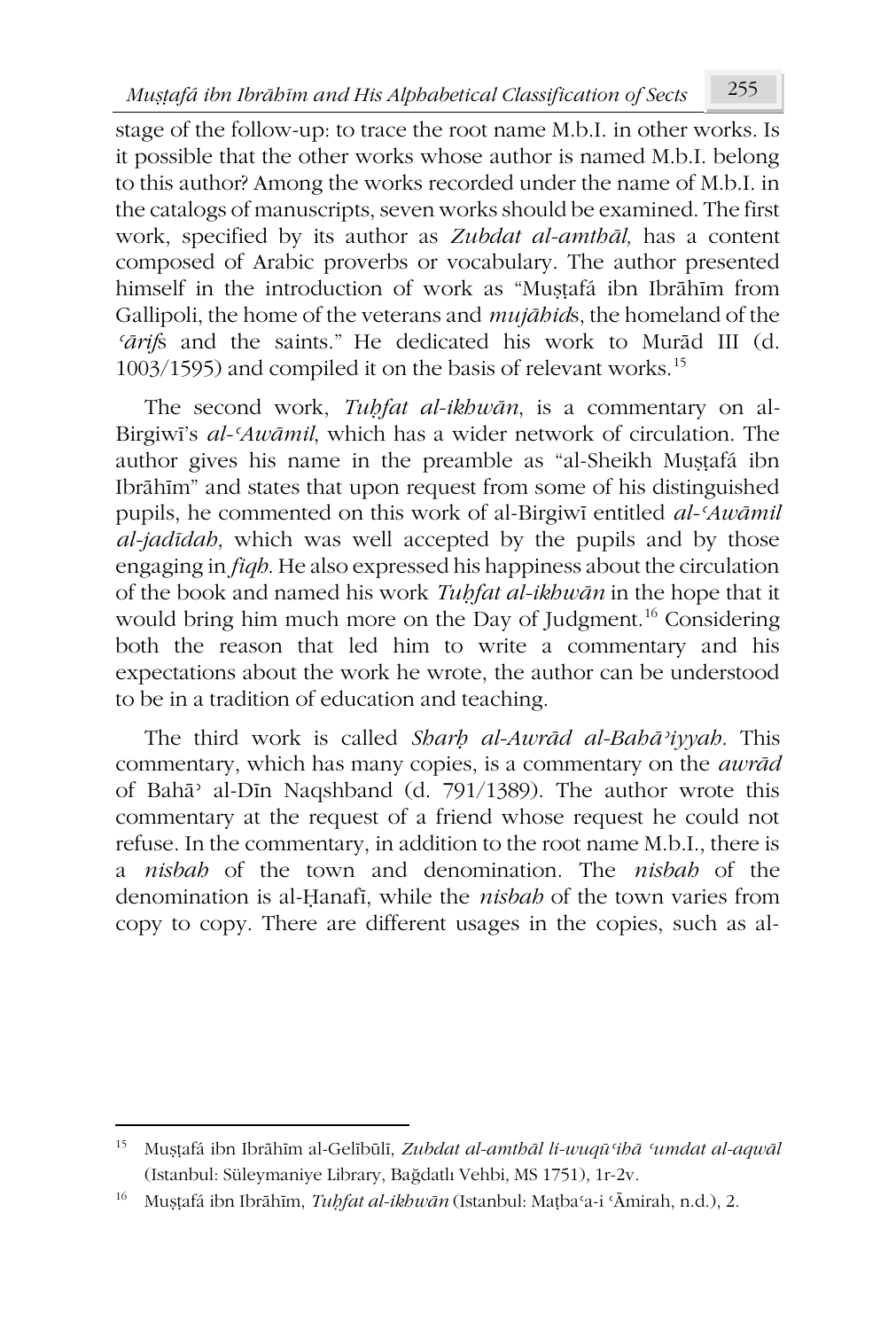stage of the follow-up: to trace the root name M.b.I. in other works. Is it possible that the other works whose author is named M.b.I. belong to this author? Among the works recorded under the name of M.b.I. in the catalogs of manuscripts, seven works should be examined. The first work, specified by its author as *Zubdat al-amthāl,* has a content composed of Arabic proverbs or vocabulary. The author presented himself in the introduction of work as "Muṣṭafá ibn Ibrāhīm from Gallipoli, the home of the veterans and *mujāhid*s, the homeland of the *ʿārif*s and the saints." He dedicated his work to Murād III (d. 1003/1595) and compiled it on the basis of relevant works.[15]

The second work, *Tuḥfat al-ikhwān*, is a commentary on al-Birgiwī's *al-ʿAwāmil*, which has a wider network of circulation. The author gives his name in the preamble as "al-Sheikh Muṣṭafá ibn Ibrāhīm" and states that upon request from some of his distinguished pupils, he commented on this work of al-Birgiwī entitled *al-ʿAwāmil al-jadīdah*, which was well accepted by the pupils and by those engaging in *fiqh*. He also expressed his happiness about the circulation of the book and named his work *Tuḥfat al-ikhwān* in the hope that it would bring him much more on the Day of Judgment.[16] Considering both the reason that led him to write a commentary and his expectations about the work he wrote, the author can be understood to be in a tradition of education and teaching.

The third work is called *Sharḥ al-Awrād al-Bahāʾiyyah*. This commentary, which has many copies, is a commentary on the *awrād* of Bahāʾ al-Dīn Naqshband (d. 791/1389). The author wrote this commentary at the request of a friend whose request he could not refuse. In the commentary, in addition to the root name M.b.I., there is a *nisbah* of the town and denomination. The *nisbah* of the denomination is al-Ḥanafī, while the *nisbah* of the town varies from copy to copy. There are different usages in the copies, such as al-

---

15 Muṣṭafá ibn Ibrāhīm al-Gelībūlī, *Zubdat al-amthāl li-wuqūʿihā ʿumdat al-aqwāl* (Istanbul: Süleymaniye Library, Bağdatlı Vehbi, MS 1751), 1r-2v.

16 Muṣṭafá ibn Ibrāhīm, *Tuḥfat al-ikhwān* (Istanbul: Maṭbaʿa-i ʿĀmirah, n.d.), 2.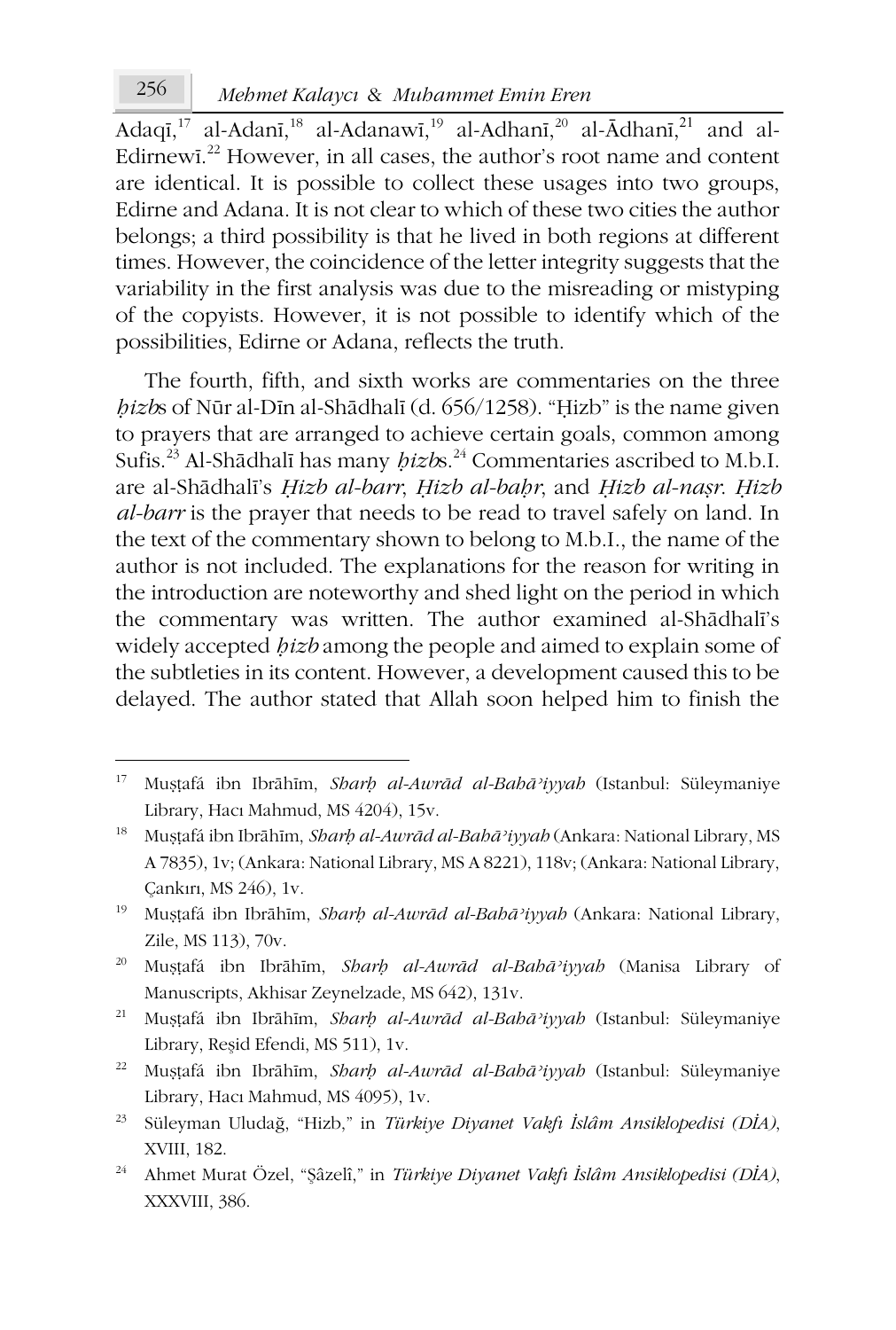Adaqī,[17] al-Adanī,[18] al-Adanawī,[19] al-Adhanī,[20] al-Ādhanī,[21] and al-Edirnewī.[22] However, in all cases, the author's root name and content are identical. It is possible to collect these usages into two groups, Edirne and Adana. It is not clear to which of these two cities the author belongs; a third possibility is that he lived in both regions at different times. However, the coincidence of the letter integrity suggests that the variability in the first analysis was due to the misreading or mistyping of the copyists. However, it is not possible to identify which of the possibilities, Edirne or Adana, reflects the truth.

The fourth, fifth, and sixth works are commentaries on the three *ḥizb*s of Nūr al-Dīn al-Shādhalī (d. 656/1258). "Ḥizb" is the name given to prayers that are arranged to achieve certain goals, common among Sufis.[23] Al-Shādhalī has many *ḥizb*s.[24] Commentaries ascribed to M.b.I. are al-Shādhalī's *Ḥizb al-barr*, *Ḥizb al-baḥr*, and *Ḥizb al-naṣr*. *Ḥizb al-barr* is the prayer that needs to be read to travel safely on land. In the text of the commentary shown to belong to M.b.I., the name of the author is not included. The explanations for the reason for writing in the introduction are noteworthy and shed light on the period in which the commentary was written. The author examined al-Shādhalī's widely accepted *ḥizb* among the people and aimed to explain some of the subtleties in its content. However, a development caused this to be delayed. The author stated that Allah soon helped him to finish the

---

[17] Muṣṭafá ibn Ibrāhīm, *Sharḥ al-Awrād al-Bahāʾiyyah* (Istanbul: Süleymaniye Library, Hacı Mahmud, MS 4204), 15v.

[18] Muṣṭafá ibn Ibrāhīm, *Sharḥ al-Awrād al-Bahāʾiyyah* (Ankara: National Library, MS A 7835), 1v; (Ankara: National Library, MS A 8221), 118v; (Ankara: National Library, Çankırı, MS 246), 1v.

[19] Muṣṭafá ibn Ibrāhīm, *Sharḥ al-Awrād al-Bahāʾiyyah* (Ankara: National Library, Zile, MS 113), 70v.

[20] Muṣṭafá ibn Ibrāhīm, *Sharḥ al-Awrād al-Bahāʾiyyah* (Manisa Library of Manuscripts, Akhisar Zeynelzade, MS 642), 131v.

[21] Muṣṭafá ibn Ibrāhīm, *Sharḥ al-Awrād al-Bahāʾiyyah* (Istanbul: Süleymaniye Library, Reşid Efendi, MS 511), 1v.

[22] Muṣṭafá ibn Ibrāhīm, *Sharḥ al-Awrād al-Bahāʾiyyah* (Istanbul: Süleymaniye Library, Hacı Mahmud, MS 4095), 1v.

[23] Süleyman Uludağ, "Hizb," in *Türkiye Diyanet Vakfı İslâm Ansiklopedisi (DİA)*, XVIII, 182.

[24] Ahmet Murat Özel, "Şâzelî," in *Türkiye Diyanet Vakfı İslâm Ansiklopedisi (DİA)*, XXXVIII, 386.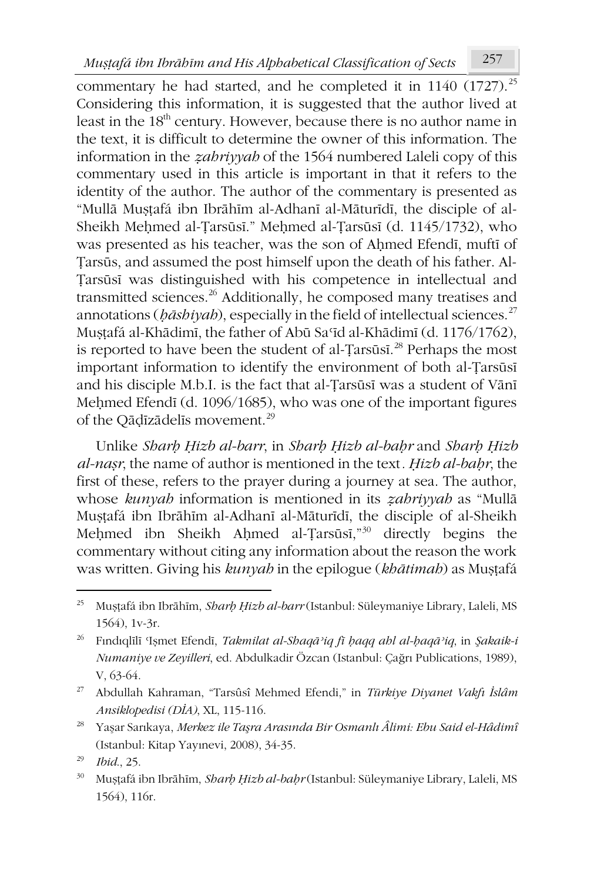commentary he had started, and he completed it in 1140 (1727).[25] Considering this information, it is suggested that the author lived at least in the 18th century. However, because there is no author name in the text, it is difficult to determine the owner of this information. The information in the *ẓahriyyah* of the 1564 numbered Laleli copy of this commentary used in this article is important in that it refers to the identity of the author. The author of the commentary is presented as "Mullā Muṣṭafá ibn Ibrāhīm al-Adhanī al-Māturīdī, the disciple of al-Sheikh Meḥmed al-Ṭarsūsī." Meḥmed al-Ṭarsūsī (d. 1145/1732), who was presented as his teacher, was the son of Aḥmed Efendī, muftī of Ṭarsūs, and assumed the post himself upon the death of his father. Al-Ṭarsūsī was distinguished with his competence in intellectual and transmitted sciences.[26] Additionally, he composed many treatises and annotations (*ḥāshiyah*), especially in the field of intellectual sciences.[27] Muṣṭafá al-Khādimī, the father of Abū Saʿīd al-Khādimī (d. 1176/1762), is reported to have been the student of al-Ṭarsūsī.[28] Perhaps the most important information to identify the environment of both al-Ṭarsūsī and his disciple M.b.I. is the fact that al-Ṭarsūsī was a student of Vānī Meḥmed Efendī (d. 1096/1685), who was one of the important figures of the Qāḍīzādelīs movement.[29]

Unlike *Sharḥ Ḥizb al-barr*, in *Sharḥ Ḥizb al-baḥr* and *Sharḥ Ḥizb al-naṣr*, the name of author is mentioned in the text. *Ḥizb al-baḥr*, the first of these, refers to the prayer during a journey at sea. The author, whose *kunyah* information is mentioned in its *ẓahriyyah* as "Mullā Muṣṭafá ibn Ibrāhīm al-Adhanī al-Māturīdī, the disciple of al-Sheikh Meḥmed ibn Sheikh Aḥmed al-Ṭarsūsī,"[30] directly begins the commentary without citing any information about the reason the work was written. Giving his *kunyah* in the epilogue (*khātimah*) as Muṣṭafá

---

[25] Muṣṭafá ibn Ibrāhīm, *Sharḥ Ḥizb al-barr* (Istanbul: Süleymaniye Library, Laleli, MS 1564), 1v-3r.

[26] Fındıqlīlī ʿIṣmet Efendī, *Takmilat al-Shaqāʾiq fī ḥaqq ahl al-ḥaqāʾiq*, in *Şakaik-i Numaniye ve Zeyilleri*, ed. Abdulkadir Özcan (Istanbul: Çağrı Publications, 1989), V, 63-64.

[27] Abdullah Kahraman, "Tarsûsî Mehmed Efendi," in *Türkiye Diyanet Vakfı İslâm Ansiklopedisi (DİA)*, XL, 115-116.

[28] Yaşar Sarıkaya, *Merkez ile Taşra Arasında Bir Osmanlı Âlimi: Ebu Said el-Hâdimî* (Istanbul: Kitap Yayınevi, 2008), 34-35.

[29] *Ibid*., 25.

[30] Muṣṭafá ibn Ibrāhīm, *Sharḥ Ḥizb al-baḥr* (Istanbul: Süleymaniye Library, Laleli, MS 1564), 116r.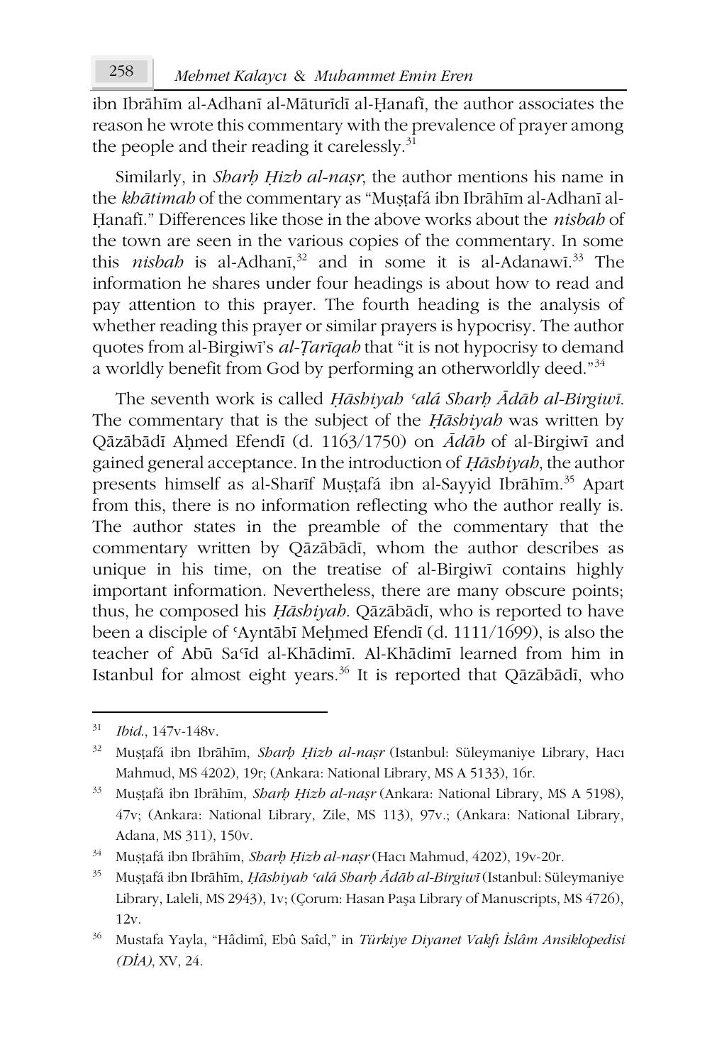ibn Ibrāhīm al-Adhanī al-Māturīdī al-Ḥanafī, the author associates the reason he wrote this commentary with the prevalence of prayer among the people and their reading it carelessly.[31]

Similarly, in *Sharḥ Ḥizb al-naṣr*, the author mentions his name in the *khātimah* of the commentary as "Muṣṭafá ibn Ibrāhīm al-Adhanī al-Ḥanafī." Differences like those in the above works about the *nisbah* of the town are seen in the various copies of the commentary. In some this *nisbah* is al-Adhanī,[32] and in some it is al-Adanawī.[33] The information he shares under four headings is about how to read and pay attention to this prayer. The fourth heading is the analysis of whether reading this prayer or similar prayers is hypocrisy. The author quotes from al-Birgiwī's *al-Ṭarīqah* that "it is not hypocrisy to demand a worldly benefit from God by performing an otherworldly deed."[34]

The seventh work is called *Ḥāshiyah ʿalá Sharḥ Ādāb al-Birgiwī*. The commentary that is the subject of the *Ḥāshiyah* was written by Qāzābādī Aḥmed Efendī (d. 1163/1750) on *Ādāb* of al-Birgiwī and gained general acceptance. In the introduction of *Ḥāshiyah*, the author presents himself as al-Sharīf Muṣṭafá ibn al-Sayyid Ibrāhīm.[35] Apart from this, there is no information reflecting who the author really is. The author states in the preamble of the commentary that the commentary written by Qāzābādī, whom the author describes as unique in his time, on the treatise of al-Birgiwī contains highly important information. Nevertheless, there are many obscure points; thus, he composed his *Ḥāshiyah*. Qāzābādī, who is reported to have been a disciple of ʿAyntābī Meḥmed Efendī (d. 1111/1699), is also the teacher of Abū Saʿīd al-Khādimī. Al-Khādimī learned from him in Istanbul for almost eight years.[36] It is reported that Qāzābādī, who

---

[31] *Ibid.*, 147v-148v.

[32] Muṣṭafá ibn Ibrāhīm, *Sharḥ Ḥizb al-naṣr* (Istanbul: Süleymaniye Library, Hacı Mahmud, MS 4202), 19r; (Ankara: National Library, MS A 5133), 16r.

[33] Muṣṭafá ibn Ibrāhīm, *Sharḥ Ḥizb al-naṣr* (Ankara: National Library, MS A 5198), 47v; (Ankara: National Library, Zile, MS 113), 97v.; (Ankara: National Library, Adana, MS 311), 150v.

[34] Muṣṭafá ibn Ibrāhīm, *Sharḥ Ḥizb al-naṣr* (Hacı Mahmud, 4202), 19v-20r.

[35] Muṣṭafá ibn Ibrāhīm, *Ḥāshiyah ʿalá Sharḥ Ādāb al-Birgiwī* (Istanbul: Süleymaniye Library, Laleli, MS 2943), 1v; (Çorum: Hasan Paşa Library of Manuscripts, MS 4726), 12v.

[36] Mustafa Yayla, "Hâdimî, Ebû Saîd," in *Türkiye Diyanet Vakfı İslâm Ansiklopedisi (DİA)*, XV, 24.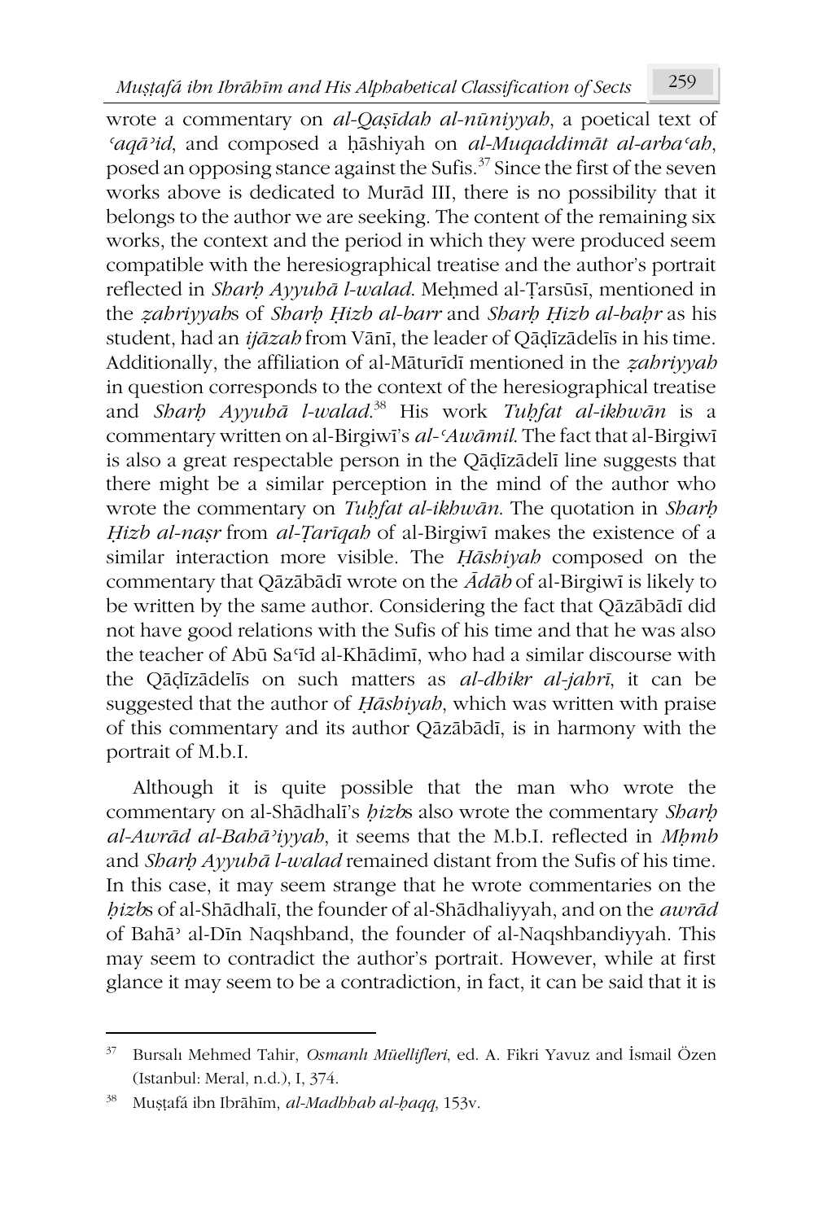wrote a commentary on *al-Qaṣīdah al-nūniyyah*, a poetical text of *ʿaqāʾid*, and composed a ḥāshiyah on *al-Muqaddimāt al-arbaʿah*, posed an opposing stance against the Sufis.[37] Since the first of the seven works above is dedicated to Murād III, there is no possibility that it belongs to the author we are seeking. The content of the remaining six works, the context and the period in which they were produced seem compatible with the heresiographical treatise and the author's portrait reflected in *Sharḥ Ayyuhā l-walad*. Meḥmed al-Ṭarsūsī, mentioned in the *ẓahriyyah*s of *Sharḥ Ḥizb al-barr* and *Sharḥ Ḥizb al-baḥr* as his student, had an *ijāzah* from Vānī, the leader of Qāḍīzādelīs in his time. Additionally, the affiliation of al-Māturīdī mentioned in the *ẓahriyyah* in question corresponds to the context of the heresiographical treatise and *Sharḥ Ayyuhā l-walad*.[38] His work *Tuḥfat al-ikhwān* is a commentary written on al-Birgiwī's *al-ʿAwāmil*. The fact that al-Birgiwī is also a great respectable person in the Qāḍīzādelī line suggests that there might be a similar perception in the mind of the author who wrote the commentary on *Tuḥfat al-ikhwān*. The quotation in *Sharḥ Ḥizb al-naṣr* from *al-Ṭarīqah* of al-Birgiwī makes the existence of a similar interaction more visible. The *Ḥāshiyah* composed on the commentary that Qāzābādī wrote on the *Ādāb* of al-Birgiwī is likely to be written by the same author. Considering the fact that Qāzābādī did not have good relations with the Sufis of his time and that he was also the teacher of Abū Saʿīd al-Khādimī, who had a similar discourse with the Qāḍīzādelīs on such matters as *al-dhikr al-jahrī*, it can be suggested that the author of *Ḥāshiyah*, which was written with praise of this commentary and its author Qāzābādī, is in harmony with the portrait of M.b.I.

Although it is quite possible that the man who wrote the commentary on al-Shādhalī's *ḥizb*s also wrote the commentary *Sharḥ al-Awrād al-Bahāʾiyyah*, it seems that the M.b.I. reflected in *Mḥmb* and *Sharḥ Ayyuhā l-walad* remained distant from the Sufis of his time. In this case, it may seem strange that he wrote commentaries on the *ḥizb*s of al-Shādhalī, the founder of al-Shādhaliyyah, and on the *awrād* of Bahāʾ al-Dīn Naqshband, the founder of al-Naqshbandiyyah. This may seem to contradict the author's portrait. However, while at first glance it may seem to be a contradiction, in fact, it can be said that it is

[37] Bursalı Mehmed Tahir, *Osmanlı Müellifleri*, ed. A. Fikri Yavuz and İsmail Özen (Istanbul: Meral, n.d.), I, 374.

[38] Muṣṭafá ibn Ibrāhīm, *al-Madhhab al-ḥaqq*, 153v.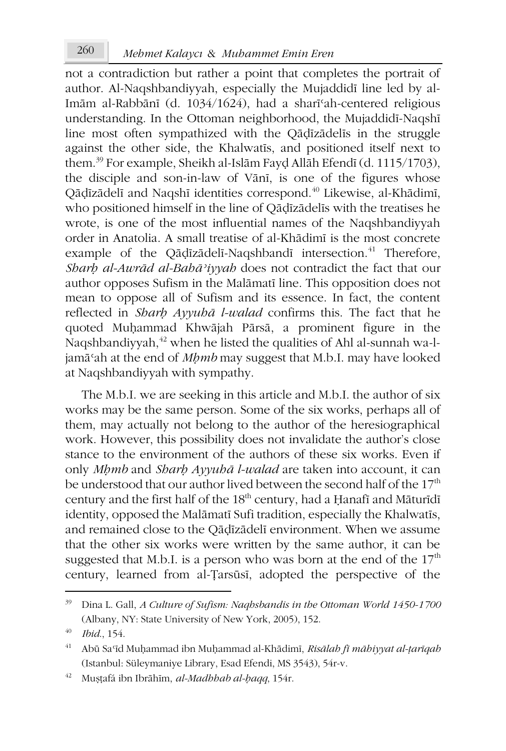not a contradiction but rather a point that completes the portrait of author. Al-Naqshbandiyyah, especially the Mujaddidī line led by al-Imām al-Rabbānī (d. 1034/1624), had a sharīʿah-centered religious understanding. In the Ottoman neighborhood, the Mujaddidī-Naqshī line most often sympathized with the Qāḍīzādelīs in the struggle against the other side, the Khalwatīs, and positioned itself next to them.[39] For example, Sheikh al-Islām Fayḍ Allāh Efendī (d. 1115/1703), the disciple and son-in-law of Vānī, is one of the figures whose Qāḍīzādelī and Naqshī identities correspond.[40] Likewise, al-Khādimī, who positioned himself in the line of Qāḍīzādelīs with the treatises he wrote, is one of the most influential names of the Naqshbandiyyah order in Anatolia. A small treatise of al-Khādimī is the most concrete example of the Qāḍīzādelī-Naqshbandī intersection.[41] Therefore, *Sharḥ al-Awrād al-Bahāʾiyyah* does not contradict the fact that our author opposes Sufism in the Malāmatī line. This opposition does not mean to oppose all of Sufism and its essence. In fact, the content reflected in *Sharḥ Ayyuhā l-walad* confirms this. The fact that he quoted Muḥammad Khwājah Pārsā, a prominent figure in the Naqshbandiyyah,[42] when he listed the qualities of Ahl al-sunnah wa-l-jamāʿah at the end of *Mḥmb* may suggest that M.b.I. may have looked at Naqshbandiyyah with sympathy.

The M.b.I. we are seeking in this article and M.b.I. the author of six works may be the same person. Some of the six works, perhaps all of them, may actually not belong to the author of the heresiographical work. However, this possibility does not invalidate the author's close stance to the environment of the authors of these six works. Even if only *Mḥmb* and *Sharḥ Ayyuhā l-walad* are taken into account, it can be understood that our author lived between the second half of the 17th century and the first half of the 18th century, had a Ḥanafī and Māturīdī identity, opposed the Malāmatī Sufi tradition, especially the Khalwatīs, and remained close to the Qāḍīzādelī environment. When we assume that the other six works were written by the same author, it can be suggested that M.b.I. is a person who was born at the end of the 17th century, learned from al-Ṭarsūsī, adopted the perspective of the

---

[39] Dina L. Gall, *A Culture of Sufism: Naqhsbandis in the Ottoman World 1450-1700* (Albany, NY: State University of New York, 2005), 152.

[40] *Ibid.*, 154.

[41] Abū Saʿīd Muḥammad ibn Muḥammad al-Khādimī, *Risālah fī māhiyyat al-ṭarīqah* (Istanbul: Süleymaniye Library, Esad Efendi, MS 3543), 54r-v.

[42] Muṣṭafá ibn Ibrāhīm, *al-Madhhab al-ḥaqq*, 154r.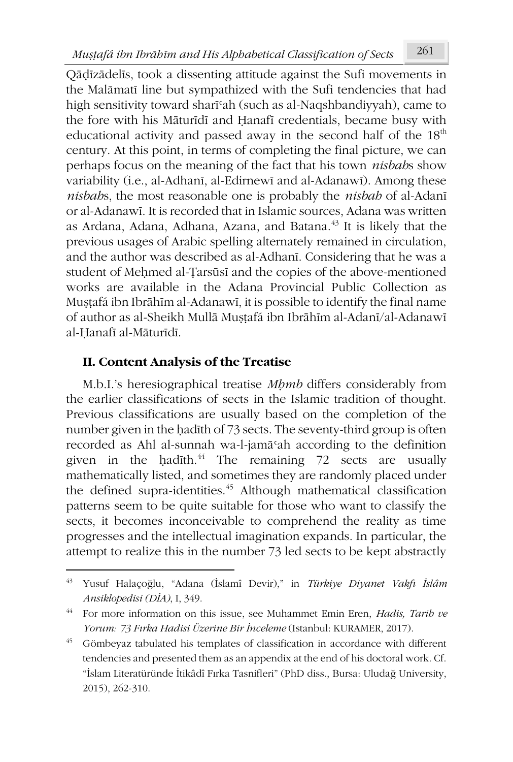Qāḍīzādelīs, took a dissenting attitude against the Sufi movements in the Malāmatī line but sympathized with the Sufi tendencies that had high sensitivity toward sharīʿah (such as al-Naqshbandiyyah), came to the fore with his Māturīdī and Ḥanafī credentials, became busy with educational activity and passed away in the second half of the 18th century. At this point, in terms of completing the final picture, we can perhaps focus on the meaning of the fact that his town *nisbah*s show variability (i.e., al-Adhanī, al-Edirnewī and al-Adanawī). Among these *nisbah*s, the most reasonable one is probably the *nisbah* of al-Adanī or al-Adanawī. It is recorded that in Islamic sources, Adana was written as Ardana, Adana, Adhana, Azana, and Batana.[43] It is likely that the previous usages of Arabic spelling alternately remained in circulation, and the author was described as al-Adhanī. Considering that he was a student of Meḥmed al-Ṭarsūsī and the copies of the above-mentioned works are available in the Adana Provincial Public Collection as Muṣṭafá ibn Ibrāhīm al-Adanawī, it is possible to identify the final name of author as al-Sheikh Mullā Muṣṭafá ibn Ibrāhīm al-Adanī/al-Adanawī al-Ḥanafī al-Māturīdī.

## II. Content Analysis of the Treatise

M.b.I.'s heresiographical treatise *Mḥmb* differs considerably from the earlier classifications of sects in the Islamic tradition of thought. Previous classifications are usually based on the completion of the number given in the ḥadīth of 73 sects. The seventy-third group is often recorded as Ahl al-sunnah wa-l-jamāʿah according to the definition given in the ḥadīth.[44] The remaining 72 sects are usually mathematically listed, and sometimes they are randomly placed under the defined supra-identities.[45] Although mathematical classification patterns seem to be quite suitable for those who want to classify the sects, it becomes inconceivable to comprehend the reality as time progresses and the intellectual imagination expands. In particular, the attempt to realize this in the number 73 led sects to be kept abstractly

---

[43] Yusuf Halaçoğlu, "Adana (İslamî Devir)," in *Türkiye Diyanet Vakfı İslâm Ansiklopedisi (DİA)*, I, 349.

[44] For more information on this issue, see Muhammet Emin Eren, *Hadis, Tarih ve Yorum: 73 Fırka Hadisi Üzerine Bir İnceleme* (Istanbul: KURAMER, 2017).

[45] Gömbeyaz tabulated his templates of classification in accordance with different tendencies and presented them as an appendix at the end of his doctoral work. Cf. "İslam Literatüründe İtikâdî Fırka Tasnifleri" (PhD diss., Bursa: Uludağ University, 2015), 262-310.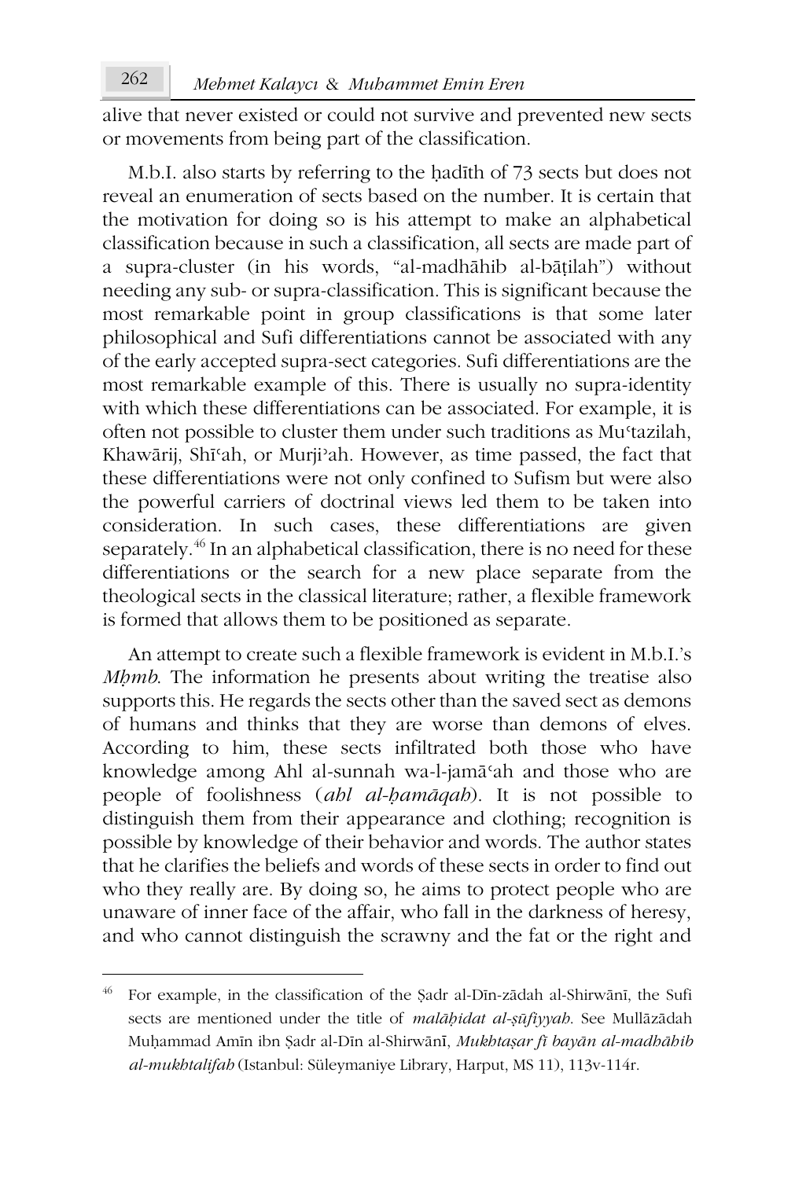alive that never existed or could not survive and prevented new sects or movements from being part of the classification.

M.b.I. also starts by referring to the ḥadīth of 73 sects but does not reveal an enumeration of sects based on the number. It is certain that the motivation for doing so is his attempt to make an alphabetical classification because in such a classification, all sects are made part of a supra-cluster (in his words, "al-madhāhib al-bāṭilah") without needing any sub- or supra-classification. This is significant because the most remarkable point in group classifications is that some later philosophical and Sufi differentiations cannot be associated with any of the early accepted supra-sect categories. Sufi differentiations are the most remarkable example of this. There is usually no supra-identity with which these differentiations can be associated. For example, it is often not possible to cluster them under such traditions as Muʿtazilah, Khawārij, Shīʿah, or Murjiʾah. However, as time passed, the fact that these differentiations were not only confined to Sufism but were also the powerful carriers of doctrinal views led them to be taken into consideration. In such cases, these differentiations are given separately.[46] In an alphabetical classification, there is no need for these differentiations or the search for a new place separate from the theological sects in the classical literature; rather, a flexible framework is formed that allows them to be positioned as separate.

An attempt to create such a flexible framework is evident in M.b.I.'s *Mḥmb*. The information he presents about writing the treatise also supports this. He regards the sects other than the saved sect as demons of humans and thinks that they are worse than demons of elves. According to him, these sects infiltrated both those who have knowledge among Ahl al-sunnah wa-l-jamāʿah and those who are people of foolishness (*ahl al-ḥamāqah*). It is not possible to distinguish them from their appearance and clothing; recognition is possible by knowledge of their behavior and words. The author states that he clarifies the beliefs and words of these sects in order to find out who they really are. By doing so, he aims to protect people who are unaware of inner face of the affair, who fall in the darkness of heresy, and who cannot distinguish the scrawny and the fat or the right and

---

[46] For example, in the classification of the Ṣadr al-Dīn-zādah al-Shirwānī, the Sufi sects are mentioned under the title of *malāḥidat al-ṣūfiyyah*. See Mullāzādah Muḥammad Amīn ibn Ṣadr al-Dīn al-Shirwānī, *Mukhtaṣar fī bayān al-madhāhib al-mukhtalifah* (Istanbul: Süleymaniye Library, Harput, MS 11), 113v-114r.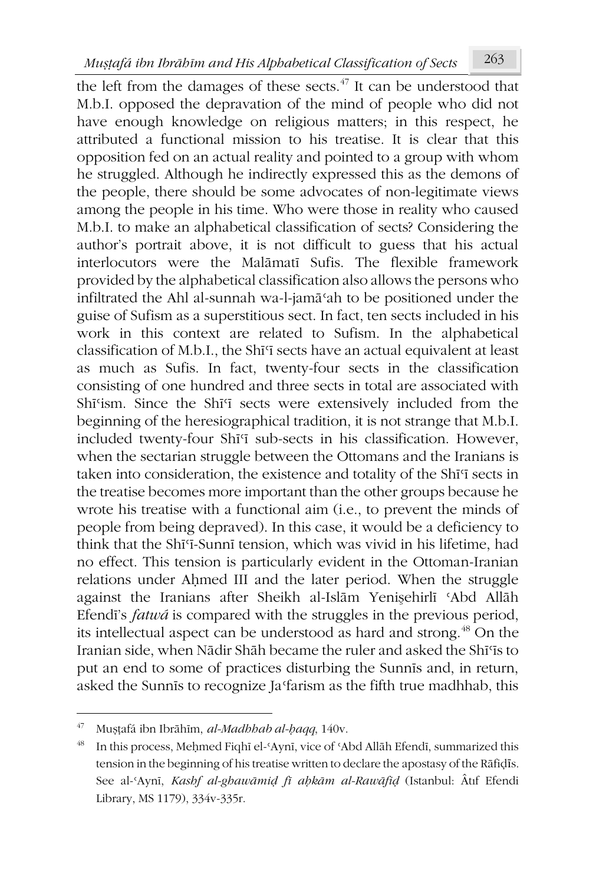the left from the damages of these sects.[47] It can be understood that M.b.I. opposed the depravation of the mind of people who did not have enough knowledge on religious matters; in this respect, he attributed a functional mission to his treatise. It is clear that this opposition fed on an actual reality and pointed to a group with whom he struggled. Although he indirectly expressed this as the demons of the people, there should be some advocates of non-legitimate views among the people in his time. Who were those in reality who caused M.b.I. to make an alphabetical classification of sects? Considering the author's portrait above, it is not difficult to guess that his actual interlocutors were the Malāmatī Sufis. The flexible framework provided by the alphabetical classification also allows the persons who infiltrated the Ahl al-sunnah wa-l-jamāʿah to be positioned under the guise of Sufism as a superstitious sect. In fact, ten sects included in his work in this context are related to Sufism. In the alphabetical classification of M.b.I., the Shīʿī sects have an actual equivalent at least as much as Sufis. In fact, twenty-four sects in the classification consisting of one hundred and three sects in total are associated with Shīʿism. Since the Shīʿī sects were extensively included from the beginning of the heresiographical tradition, it is not strange that M.b.I. included twenty-four Shīʿī sub-sects in his classification. However, when the sectarian struggle between the Ottomans and the Iranians is taken into consideration, the existence and totality of the Shīʿī sects in the treatise becomes more important than the other groups because he wrote his treatise with a functional aim (i.e., to prevent the minds of people from being depraved). In this case, it would be a deficiency to think that the Shīʿī-Sunnī tension, which was vivid in his lifetime, had no effect. This tension is particularly evident in the Ottoman-Iranian relations under Aḥmed III and the later period. When the struggle against the Iranians after Sheikh al-Islām Yenişehirlī ʿAbd Allāh Efendī's *fatwá* is compared with the struggles in the previous period, its intellectual aspect can be understood as hard and strong.[48] On the Iranian side, when Nādir Shāh became the ruler and asked the Shīʿīs to put an end to some of practices disturbing the Sunnīs and, in return, asked the Sunnīs to recognize Jaʿfarism as the fifth true madhhab, this

---

[47] Muṣṭafá ibn Ibrāhīm, *al-Madhhab al-ḥaqq*, 140v.

[48] In this process, Meḥmed Fiqhī el-ʿAynī, vice of ʿAbd Allāh Efendī, summarized this tension in the beginning of his treatise written to declare the apostasy of the Rāfiḍīs. See al-ʿAynī, *Kashf al-ghawāmiḍ fī aḥkām al-Rawāfiḍ* (Istanbul: Âtıf Efendi Library, MS 1179), 334v-335r.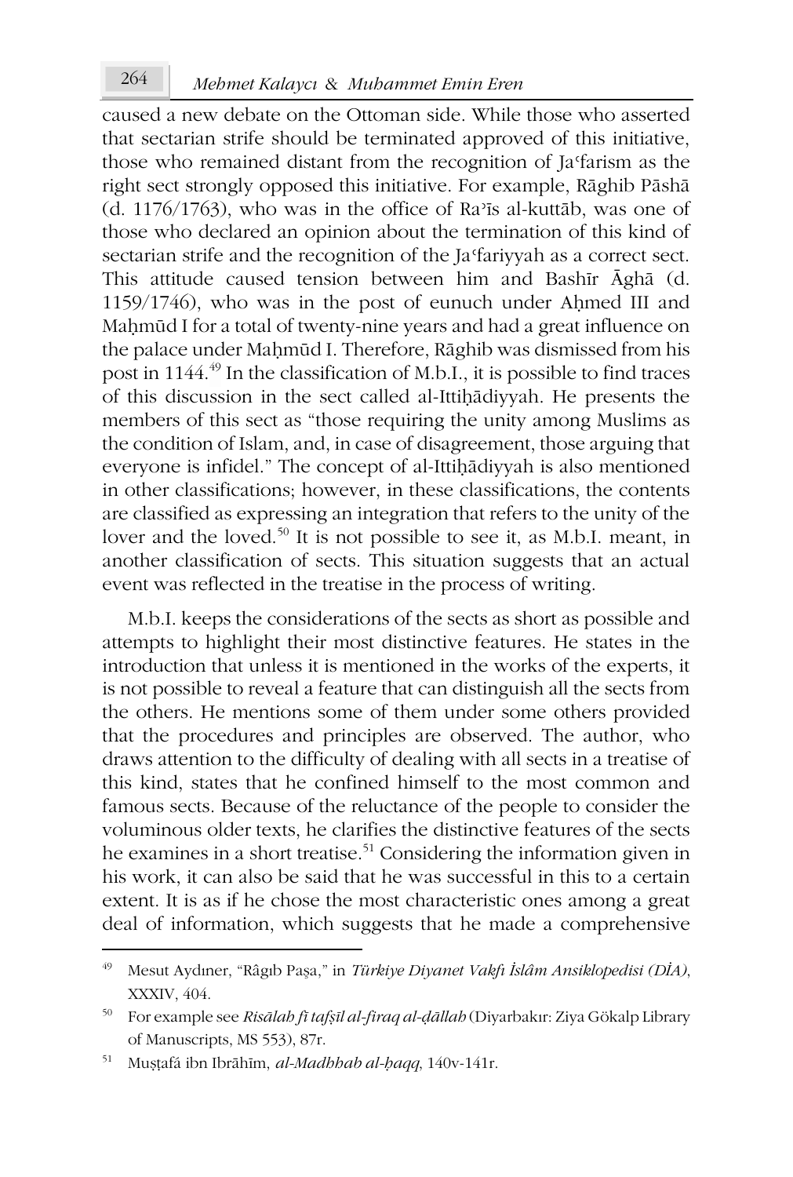caused a new debate on the Ottoman side. While those who asserted that sectarian strife should be terminated approved of this initiative, those who remained distant from the recognition of Jaʿfarism as the right sect strongly opposed this initiative. For example, Rāghib Pāshā (d. 1176/1763), who was in the office of Raʾīs al-kuttāb, was one of those who declared an opinion about the termination of this kind of sectarian strife and the recognition of the Jaʿfariyyah as a correct sect. This attitude caused tension between him and Bashīr Āghā (d. 1159/1746), who was in the post of eunuch under Aḥmed III and Maḥmūd I for a total of twenty-nine years and had a great influence on the palace under Maḥmūd I. Therefore, Rāghib was dismissed from his post in 1144.[49] In the classification of M.b.I., it is possible to find traces of this discussion in the sect called al-Ittiḥādiyyah. He presents the members of this sect as "those requiring the unity among Muslims as the condition of Islam, and, in case of disagreement, those arguing that everyone is infidel." The concept of al-Ittiḥādiyyah is also mentioned in other classifications; however, in these classifications, the contents are classified as expressing an integration that refers to the unity of the lover and the loved.[50] It is not possible to see it, as M.b.I. meant, in another classification of sects. This situation suggests that an actual event was reflected in the treatise in the process of writing.

M.b.I. keeps the considerations of the sects as short as possible and attempts to highlight their most distinctive features. He states in the introduction that unless it is mentioned in the works of the experts, it is not possible to reveal a feature that can distinguish all the sects from the others. He mentions some of them under some others provided that the procedures and principles are observed. The author, who draws attention to the difficulty of dealing with all sects in a treatise of this kind, states that he confined himself to the most common and famous sects. Because of the reluctance of the people to consider the voluminous older texts, he clarifies the distinctive features of the sects he examines in a short treatise.[51] Considering the information given in his work, it can also be said that he was successful in this to a certain extent. It is as if he chose the most characteristic ones among a great deal of information, which suggests that he made a comprehensive

---

[49] Mesut Aydıner, "Râgıb Paşa," in *Türkiye Diyanet Vakfı İslâm Ansiklopedisi (DİA)*, XXXIV, 404.

[50] For example see *Risālah fī tafṣīl al-firaq al-ḍāllah* (Diyarbakır: Ziya Gökalp Library of Manuscripts, MS 553), 87r.

[51] Muṣṭafá ibn Ibrāhīm, *al-Madhhab al-ḥaqq*, 140v-141r.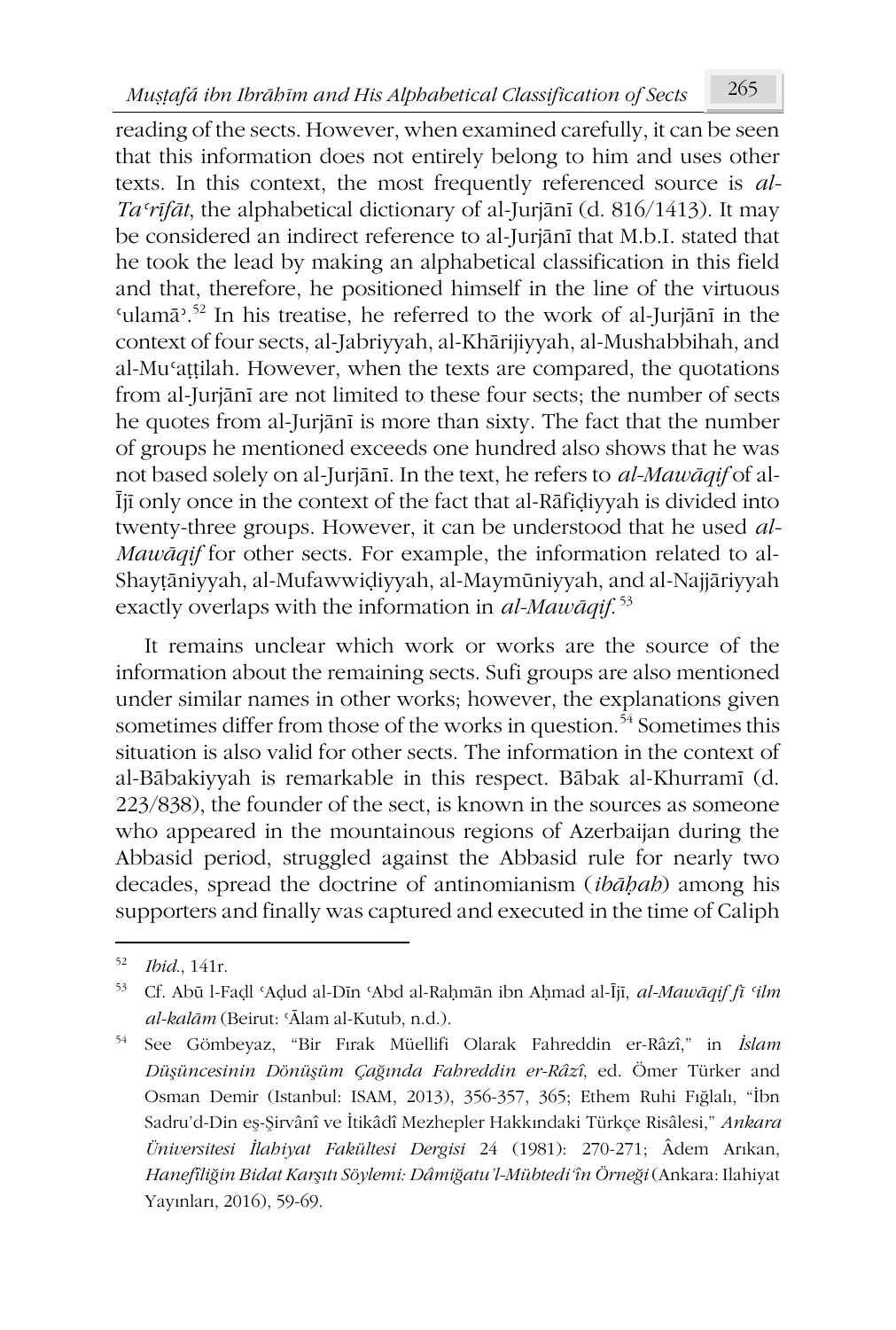reading of the sects. However, when examined carefully, it can be seen that this information does not entirely belong to him and uses other texts. In this context, the most frequently referenced source is *al-Taʿrīfāt*, the alphabetical dictionary of al-Jurjānī (d. 816/1413). It may be considered an indirect reference to al-Jurjānī that M.b.I. stated that he took the lead by making an alphabetical classification in this field and that, therefore, he positioned himself in the line of the virtuous ʿulamāʾ.[52] In his treatise, he referred to the work of al-Jurjānī in the context of four sects, al-Jabriyyah, al-Khārijiyyah, al-Mushabbihah, and al-Muʿaṭṭilah. However, when the texts are compared, the quotations from al-Jurjānī are not limited to these four sects; the number of sects he quotes from al-Jurjānī is more than sixty. The fact that the number of groups he mentioned exceeds one hundred also shows that he was not based solely on al-Jurjānī. In the text, he refers to *al-Mawāqif* of al-Ījī only once in the context of the fact that al-Rāfiḍiyyah is divided into twenty-three groups. However, it can be understood that he used *al-Mawāqif* for other sects. For example, the information related to al-Shayṭāniyyah, al-Mufawwiḍiyyah, al-Maymūniyyah, and al-Najjāriyyah exactly overlaps with the information in *al-Mawāqif*.[53]

It remains unclear which work or works are the source of the information about the remaining sects. Sufi groups are also mentioned under similar names in other works; however, the explanations given sometimes differ from those of the works in question.[54] Sometimes this situation is also valid for other sects. The information in the context of al-Bābakiyyah is remarkable in this respect. Bābak al-Khurramī (d. 223/838), the founder of the sect, is known in the sources as someone who appeared in the mountainous regions of Azerbaijan during the Abbasid period, struggled against the Abbasid rule for nearly two decades, spread the doctrine of antinomianism (*ibāḥah*) among his supporters and finally was captured and executed in the time of Caliph

---

[52] *Ibid.*, 141r.

[53] Cf. Abū l-Faḍl ʿAḍud al-Dīn ʿAbd al-Raḥmān ibn Aḥmad al-Ījī, *al-Mawāqif fī ʿilm al-kalām* (Beirut: ʿĀlam al-Kutub, n.d.).

[54] See Gömbeyaz, "Bir Fırak Müellifi Olarak Fahreddin er-Râzî," in *İslam Düşüncesinin Dönüşüm Çağında Fahreddin er-Râzî*, ed. Ömer Türker and Osman Demir (Istanbul: ISAM, 2013), 356-357, 365; Ethem Ruhi Fığlalı, "İbn Sadru'd-Din eş-Şirvânî ve İtikâdî Mezhepler Hakkındaki Türkçe Risâlesi," *Ankara Üniversitesi İlahiyat Fakültesi Dergisi* 24 (1981): 270-271; Âdem Arıkan, *Hanefîliğin Bidat Karşıtı Söylemi: Dâmiğatu'l-Mübtediʿîn Örneği* (Ankara: Ilahiyat Yayınları, 2016), 59-69.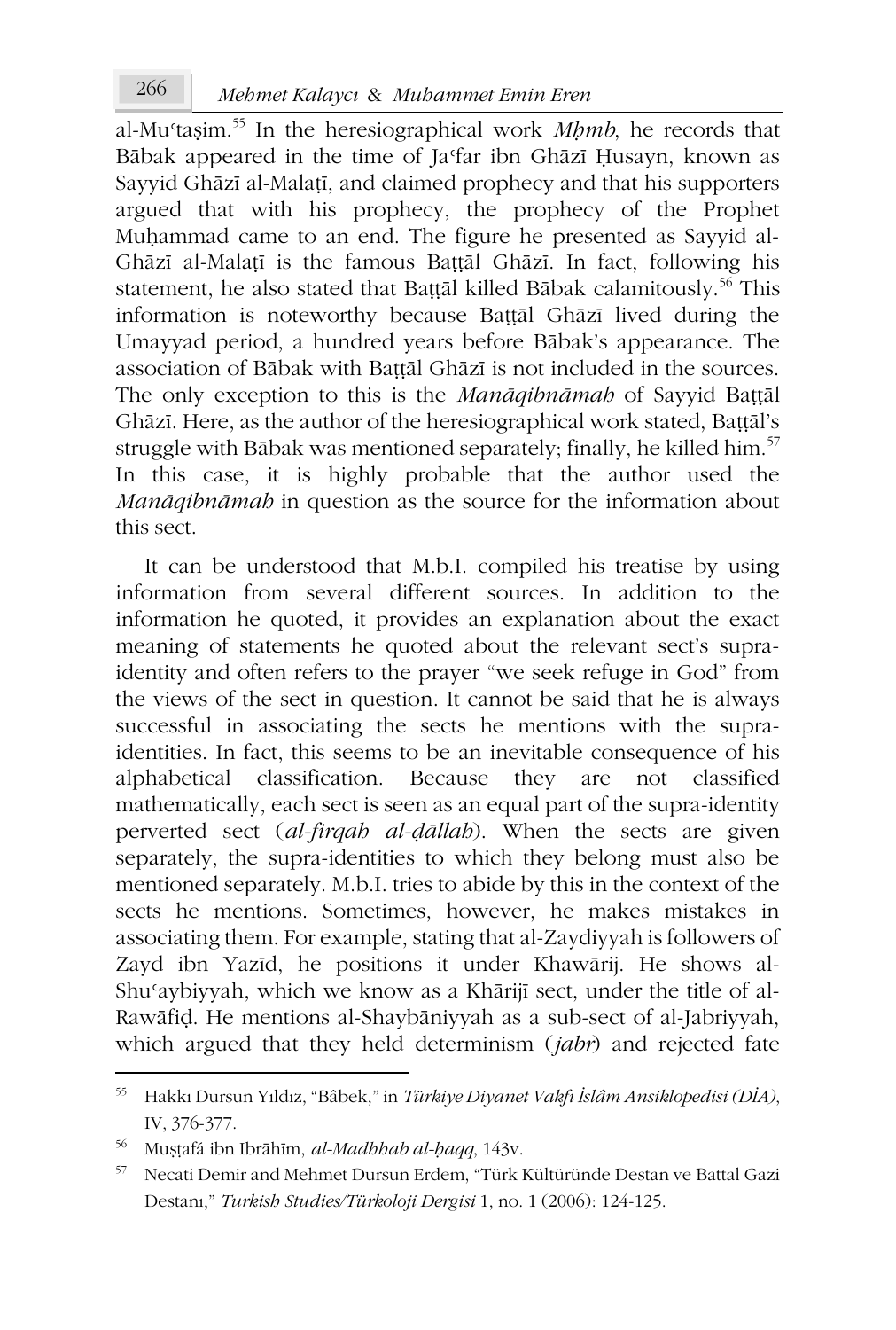al-Muʿtaṣim.[55] In the heresiographical work *Mḥmb*, he records that Bābak appeared in the time of Jaʿfar ibn Ghāzī Ḥusayn, known as Sayyid Ghāzī al-Malaṭī, and claimed prophecy and that his supporters argued that with his prophecy, the prophecy of the Prophet Muḥammad came to an end. The figure he presented as Sayyid al-Ghāzī al-Malaṭī is the famous Baṭṭāl Ghāzī. In fact, following his statement, he also stated that Baṭṭāl killed Bābak calamitously.[56] This information is noteworthy because Baṭṭāl Ghāzī lived during the Umayyad period, a hundred years before Bābak's appearance. The association of Bābak with Baṭṭāl Ghāzī is not included in the sources. The only exception to this is the *Manāqibnāmah* of Sayyid Baṭṭāl Ghāzī. Here, as the author of the heresiographical work stated, Baṭṭāl's struggle with Bābak was mentioned separately; finally, he killed him.[57] In this case, it is highly probable that the author used the *Manāqibnāmah* in question as the source for the information about this sect.

It can be understood that M.b.I. compiled his treatise by using information from several different sources. In addition to the information he quoted, it provides an explanation about the exact meaning of statements he quoted about the relevant sect's supra-identity and often refers to the prayer "we seek refuge in God" from the views of the sect in question. It cannot be said that he is always successful in associating the sects he mentions with the supra-identities. In fact, this seems to be an inevitable consequence of his alphabetical classification. Because they are not classified mathematically, each sect is seen as an equal part of the supra-identity perverted sect (*al-firqah al-ḍāllah*). When the sects are given separately, the supra-identities to which they belong must also be mentioned separately. M.b.I. tries to abide by this in the context of the sects he mentions. Sometimes, however, he makes mistakes in associating them. For example, stating that al-Zaydiyyah is followers of Zayd ibn Yazīd, he positions it under Khawārij. He shows al-Shuʿaybiyyah, which we know as a Khārijī sect, under the title of al-Rawāfiḍ. He mentions al-Shaybāniyyah as a sub-sect of al-Jabriyyah, which argued that they held determinism (*jabr*) and rejected fate

---

[55] Hakkı Dursun Yıldız, "Bâbek," in *Türkiye Diyanet Vakfı İslâm Ansiklopedisi (DİA)*, IV, 376-377.

[56] Muṣṭafá ibn Ibrāhīm, *al-Madhhab al-ḥaqq*, 143v.

[57] Necati Demir and Mehmet Dursun Erdem, "Türk Kültüründe Destan ve Battal Gazi Destanı," *Turkish Studies/Türkoloji Dergisi* 1, no. 1 (2006): 124-125.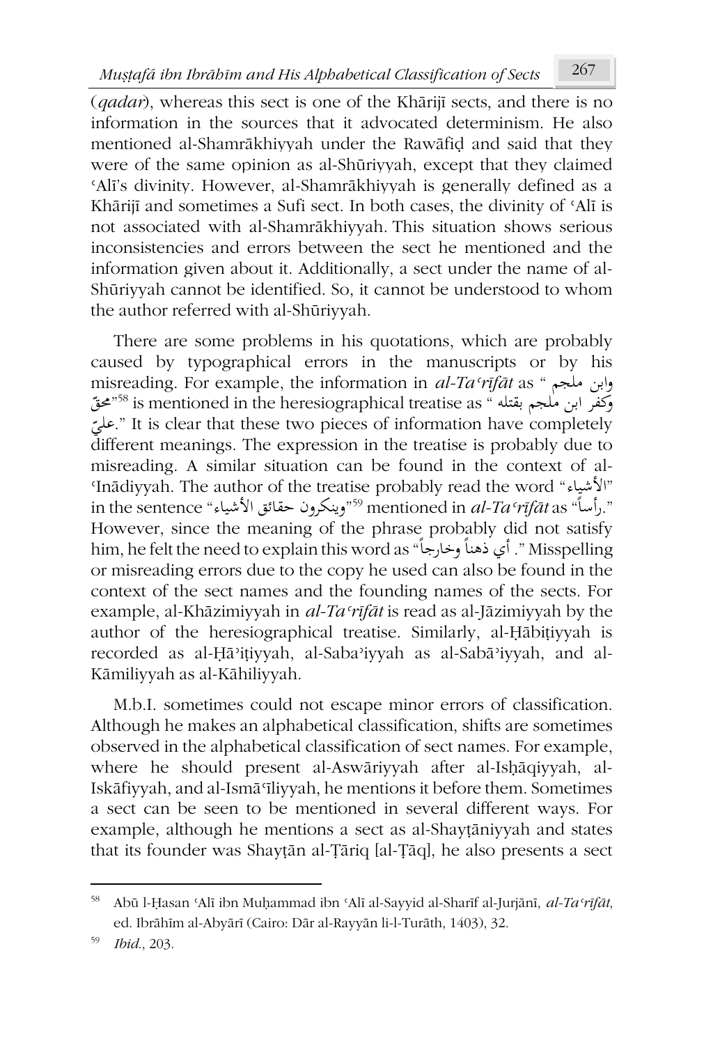(*qadar*), whereas this sect is one of the Khārijī sects, and there is no information in the sources that it advocated determinism. He also mentioned al-Shamrākhiyyah under the Rawāfiḍ and said that they were of the same opinion as al-Shūriyyah, except that they claimed ʿAlī's divinity. However, al-Shamrākhiyyah is generally defined as a Khārijī and sometimes a Sufi sect. In both cases, the divinity of ʿAlī is not associated with al-Shamrākhiyyah. This situation shows serious inconsistencies and errors between the sect he mentioned and the information given about it. Additionally, a sect under the name of al-Shūriyyah cannot be identified. So, it cannot be understood to whom the author referred with al-Shūriyyah.

There are some problems in his quotations, which are probably caused by typographical errors in the manuscripts or by his misreading. For example, the information in *al-Taʿrīfāt* as "وابن ملجم محقّ"[58] is mentioned in the heresiographical treatise as "وكفر ابن ملجم بقتله عليّ." It is clear that these two pieces of information have completely different meanings. The expression in the treatise is probably due to misreading. A similar situation can be found in the context of al-ʿInādiyyah. The author of the treatise probably read the word "الأشياء" in the sentence "وينكرون حقائق الأشياء"[59] mentioned in *al-Taʿrīfāt* as "رأساً." However, since the meaning of the phrase probably did not satisfy him, he felt the need to explain this word as "أي ذهناً وخارجاً ." Misspelling or misreading errors due to the copy he used can also be found in the context of the sect names and the founding names of the sects. For example, al-Khāzimiyyah in *al-Taʿrīfāt* is read as al-Jāzimiyyah by the author of the heresiographical treatise. Similarly, al-Ḥābiṭiyyah is recorded as al-Ḥāʾiṭiyyah, al-Sabaʾiyyah as al-Sabāʾiyyah, and al-Kāmiliyyah as al-Kāhiliyyah.

M.b.I. sometimes could not escape minor errors of classification. Although he makes an alphabetical classification, shifts are sometimes observed in the alphabetical classification of sect names. For example, where he should present al-Aswāriyyah after al-Isḥāqiyyah, al-Iskāfiyyah, and al-Ismāʿīliyyah, he mentions it before them. Sometimes a sect can be seen to be mentioned in several different ways. For example, although he mentions a sect as al-Shayṭāniyyah and states that its founder was Shayṭān al-Ṭāriq [al-Ṭāq], he also presents a sect

---

[58] Abū l-Ḥasan ʿAlī ibn Muḥammad ibn ʿAlī al-Sayyid al-Sharīf al-Jurjānī, *al-Taʿrīfāt*, ed. Ibrāhīm al-Abyārī (Cairo: Dār al-Rayyān li-l-Turāth, 1403), 32.

[59] *Ibid.*, 203.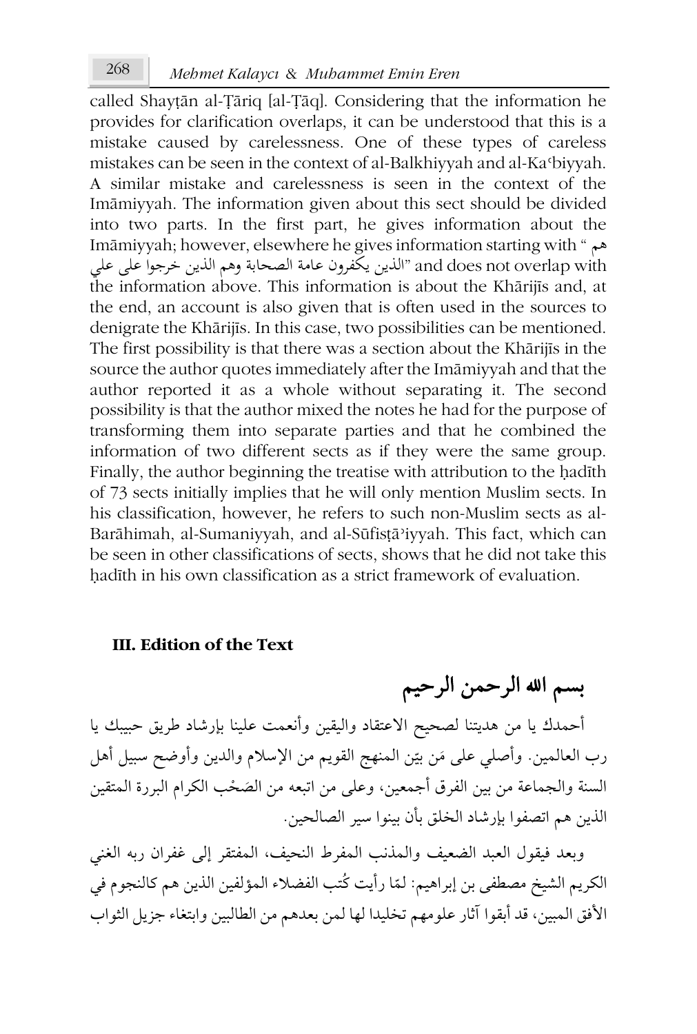called Shayṭān al-Ṭāriq [al-Ṭāq]. Considering that the information he provides for clarification overlaps, it can be understood that this is a mistake caused by carelessness. One of these types of careless mistakes can be seen in the context of al-Balkhiyyah and al-Kaʿbiyyah. A similar mistake and carelessness is seen in the context of the Imāmiyyah. The information given about this sect should be divided into two parts. In the first part, he gives information about the Imāmiyyah; however, elsewhere he gives information starting with " هم الذين يكفرون عامة الصحابة وهم الذين خرجوا على علي" and does not overlap with the information above. This information is about the Khārijīs and, at the end, an account is also given that is often used in the sources to denigrate the Khārijīs. In this case, two possibilities can be mentioned. The first possibility is that there was a section about the Khārijīs in the source the author quotes immediately after the Imāmiyyah and that the author reported it as a whole without separating it. The second possibility is that the author mixed the notes he had for the purpose of transforming them into separate parties and that he combined the information of two different sects as if they were the same group. Finally, the author beginning the treatise with attribution to the ḥadīth of 73 sects initially implies that he will only mention Muslim sects. In his classification, however, he refers to such non-Muslim sects as al-Barāhimah, al-Sumaniyyah, and al-Sūfisṭāʾiyyah. This fact, which can be seen in other classifications of sects, shows that he did not take this ḥadīth in his own classification as a strict framework of evaluation.

## III. Edition of the Text

**بسم الله الرحمن الرحيم**

أحمدك يا من هديتنا لصحيح الاعتقاد واليقين وأنعمت علينا بإرشاد طريق حبيبك يا رب العالمين. وأصلي على مَن بيّن المنهج القويم من الإسلام والدين وأوضح سبيل أهل السنة والجماعة من بين الفرق أجمعين، وعلى من اتبعه من الصَحْب الكرام البررة المتقين الذين هم اتصفوا بإرشاد الخلق بأن بينوا سير الصالحين.

وبعد فيقول العبد الضعيف والمذنب المفرط النحيف، المفتقر إلى غفران ربه الغني الكريم الشيخ مصطفى بن إبراهيم: لمّا رأيت كُتب الفضلاء المؤلفين الذين هم كالنجوم في الأفق المبين، قد أبقوا آثار علومهم تخليدا لها لمن بعدهم من الطالبين وابتغاء جزيل الثواب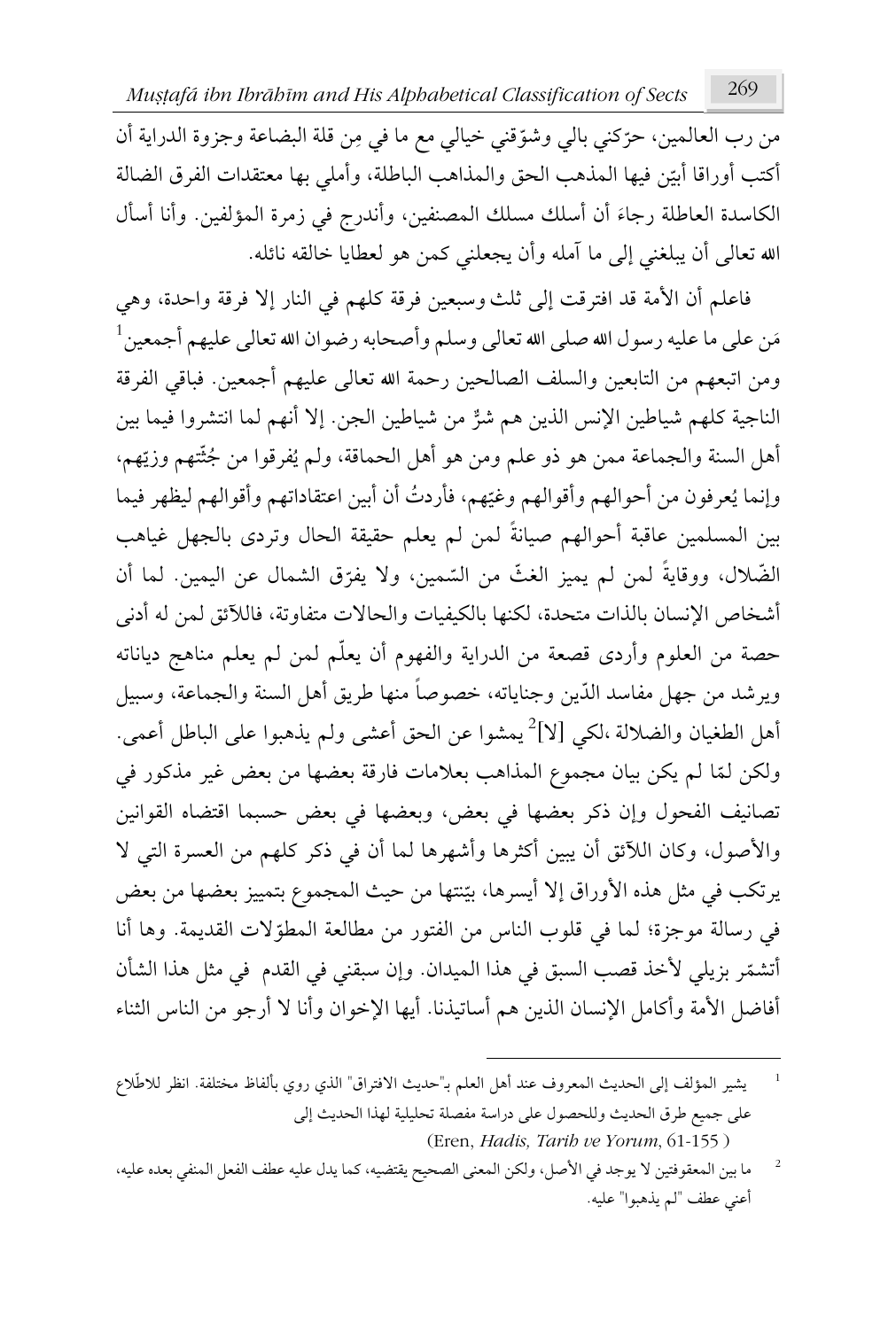من رب العالمين، حرّكني بالي وشوّقني خيالي مع ما في مِن قلة البضاعة وجزوة الدراية أن أكتب أوراقا أبيّن فيها المذهب الحق والمذاهب الباطلة، وأملي بها معتقدات الفرق الضالة الكاسدة العاطلة رجاءَ أن أسلك مسلك المصنفين، وأندرج في زمرة المؤلفين. وأنا أسأل الله تعالى أن يبلغني إلى ما آمله وأن يجعلني كمن هو لعطايا خالقه نائله.

فاعلم أن الأمة قد افترقت إلى ثلث وسبعين فرقة كلهم في النار إلا فرقة واحدة، وهي مَن على ما عليه رسول الله صلى الله تعالى وسلم وأصحابه رضوان الله تعالى عليهم أجمعين[1] ومن اتبعهم من التابعين والسلف الصالحين رحمة الله تعالى عليهم أجمعين. فباقي الفرقة الناجية كلهم شياطين الإنس الذين هم شرٌّ من شياطين الجن. إلا أنهم لما انتشروا فيما بين أهل السنة والجماعة ممن هو ذو علم ومن هو أهل الحماقة، ولم يُفرقوا من جُثّتهم وزيّهم، وإنما يُعرفون من أحوالهم وأقوالهم وغيّهم، فأردتُ أن أبين اعتقاداتهم وأقوالهم ليظهر فيما بين المسلمين عاقبة أحوالهم صيانةً لمن لم يعلم حقيقة الحال وتردى بالجهل غياهب الضّلال، ووقايةً لمن لم يميز الغثّ من السّمين، ولا يفرّق الشمال عن اليمين. لما أن أشخاص الإنسان بالذات متحدة، لكنها بالكيفيات والحالات متفاوتة، فاللآئق لمن له أدنى حصة من العلوم وأردى قصعة من الدراية والفهوم أن يعلّم لمن لم يعلم مناهج دياناته ويرشد من جهل مفاسد الدّين وجناياته، خصوصاً منها طريق أهل السنة والجماعة، وسبيل أهل الطغيان والضلالة ،لكي [لا][2] يمشوا عن الحق أعشى ولم يذهبوا على الباطل أعمى. ولكن لمّا لم يكن بيان مجموع المذاهب بعلامات فارقة بعضها من بعض غير مذكور في تصانيف الفحول وإن ذكر بعضها في بعض، وبعضها في بعض حسبما اقتضاه القوانين والأصول، وكان اللآئق أن يبين أكثرها وأشهرها لما أن في ذكر كلهم من العسرة التي لا يرتكب في مثل هذه الأوراق إلا أيسرها، بيّنتها من حيث المجموع بتمييز بعضها من بعض في رسالة موجزة؛ لما في قلوب الناس من الفتور من مطالعة المطوّلات القديمة. وها أنا أتشمّر بزيلي لأخذ قصب السبق في هذا الميدان. وإن سبقني في القدم في مثل هذا الشأن أفاضل الأمة وأكامل الإنسان الذين هم أساتيذنا. أيها الإخوان وأنا لا أرجو من الناس الثناء

---

[1] يشير المؤلف إلى الحديث المعروف عند أهل العلم بـ"حديث الافتراق" الذي روي بألفاظ مختلفة. انظر للاطّلاع على جميع طرق الحديث وللحصول على دراسة مفصلة تحليلية لهذا الحديث إلى (Eren, *Hadis, Tarih ve Yorum*, 61-155 )

[2] ما بين المعقوفتين لا يوجد في الأصل، ولكن المعنى الصحيح يقتضيه، كما يدل عليه عطف الفعل المنفي بعده عليه، أعني عطف "لم يذهبوا" عليه.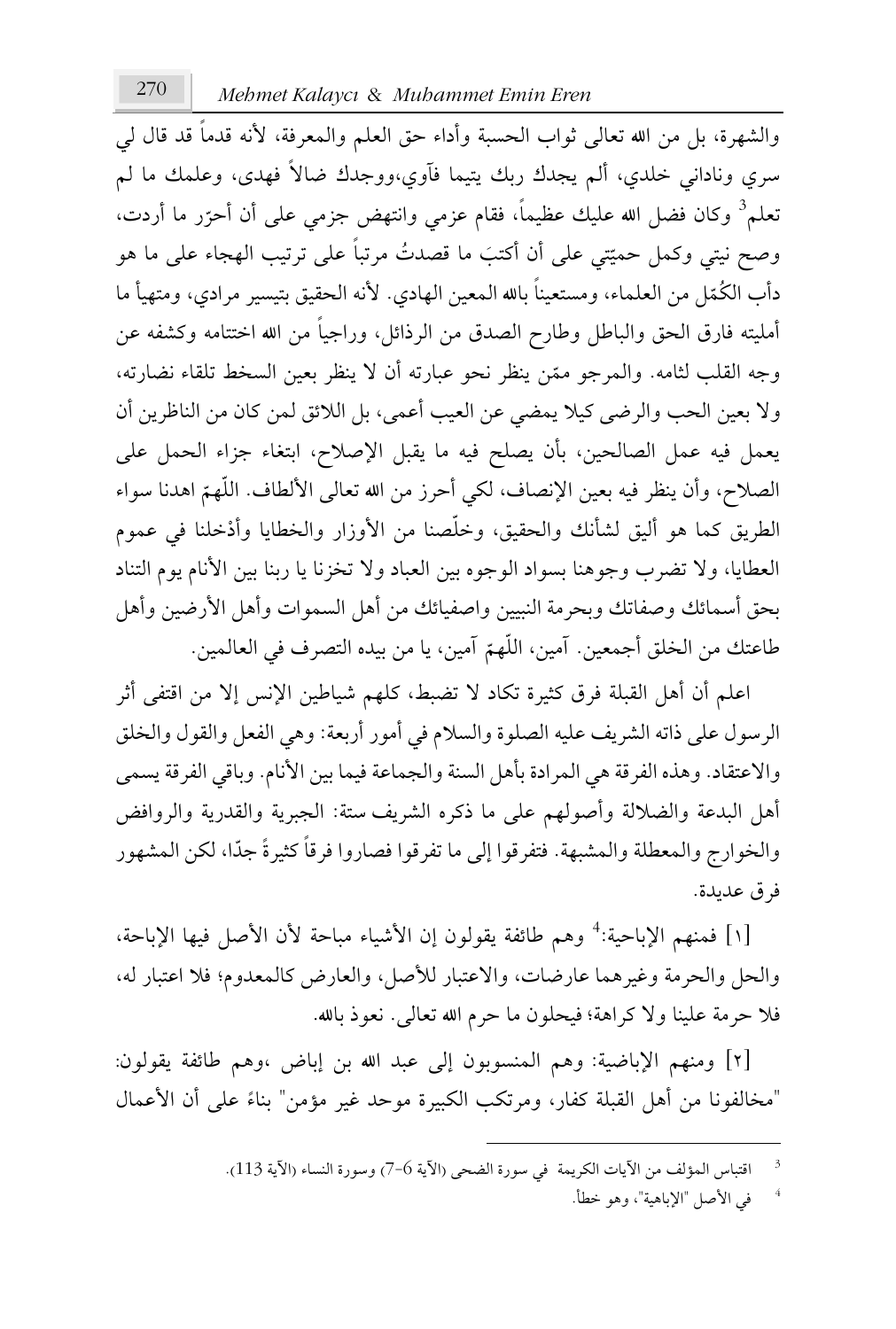والشهرة، بل من الله تعالى ثواب الحسبة وأداء حق العلم والمعرفة، لأنه قدماً قد قال لي سري وناداني خلدي، ألم يجدك ربك يتيما فآوي،ووجدك ضالاً فهدى، وعلمك ما لم تعلم[3] وكان فضل الله عليك عظيماً، فقام عزمي وانتهض جزمي على أن أحرّر ما أردت، وصح نيتي وكمل حميّتي على أن أكتبَ ما قصدتُ مرتباً على ترتيب الهجاء على ما هو دأب الكُمّل من العلماء، ومستعيناً بالله المعين الهادي. لأنه الحقيق بتيسير مرادي، ومتهيأ ما أمليته فارق الحق والباطل وطارح الصدق من الرذائل، وراجياً من الله اختتامه وكشفه عن وجه القلب لثامه. والمرجو ممّن ينظر نحو عبارته أن لا ينظر بعين السخط تلقاء نضارته، ولا بعين الحب والرضى كيلا يمضي عن العيب أعمى، بل اللائق لمن كان من الناظرين أن يعمل فيه عمل الصالحين، بأن يصلح فيه ما يقبل الإصلاح، ابتغاء جزاء الحمل على الصلاح، وأن ينظر فيه بعين الإنصاف، لكي أحرز من الله تعالى الألطاف. اللّهمّ اهدنا سواء الطريق كما هو أليق لشأنك والحقيق، وخلّصنا من الأوزار والخطايا وأدْخلنا في عموم العطايا، ولا تضرب وجوهنا بسواد الوجوه بين العباد ولا تخزنا يا ربنا بين الأنام يوم التناد بحق أسمائك وصفاتك وبحرمة النبيين واصفيائك من أهل السموات وأهل الأرضين وأهل طاعتك من الخلق أجمعين. آمين، اللّهمّ آمين، يا من بيده التصرف في العالمين.

اعلم أن أهل القبلة فرق كثيرة تكاد لا تضبط، كلهم شياطين الإنس إلا من اقتفى أثر الرسول على ذاته الشريف عليه الصلوة والسلام في أمور أربعة: وهي الفعل والقول والخلق والاعتقاد. وهذه الفرقة هي المرادة بأهل السنة والجماعة فيما بين الأنام. وباقي الفرقة يسمى أهل البدعة والضلالة وأصولهم على ما ذكره الشريف ستة: الجبرية والقدرية والروافض والخوارج والمعطلة والمشبهة. فتفرقوا إلى ما تفرقوا فصاروا فرقاً كثيرةً جدّا، لكن المشهور فرق عديدة.

[١] فمنهم الإباحية:[4] وهم طائفة يقولون إن الأشياء مباحة لأن الأصل فيها الإباحة، والحل والحرمة وغيرهما عارضات، والاعتبار للأصل، والعارض كالمعدوم؛ فلا اعتبار له، فلا حرمة علينا ولا كراهة؛ فيحلون ما حرم الله تعالى. نعوذ بالله.

[٢] ومنهم الإباضية: وهم المنسوبون إلى عبد الله بن إباض ،وهم طائفة يقولون: "مخالفونا من أهل القبلة كفار، ومرتكب الكبيرة موحد غير مؤمن" بناءً على أن الأعمال

---

[3] اقتباس المؤلف من الآيات الكريمة في سورة الضحى (الآية 6-7) وسورة النساء (الآية 113).

[4] في الأصل "الإباهية"، وهو خطأ.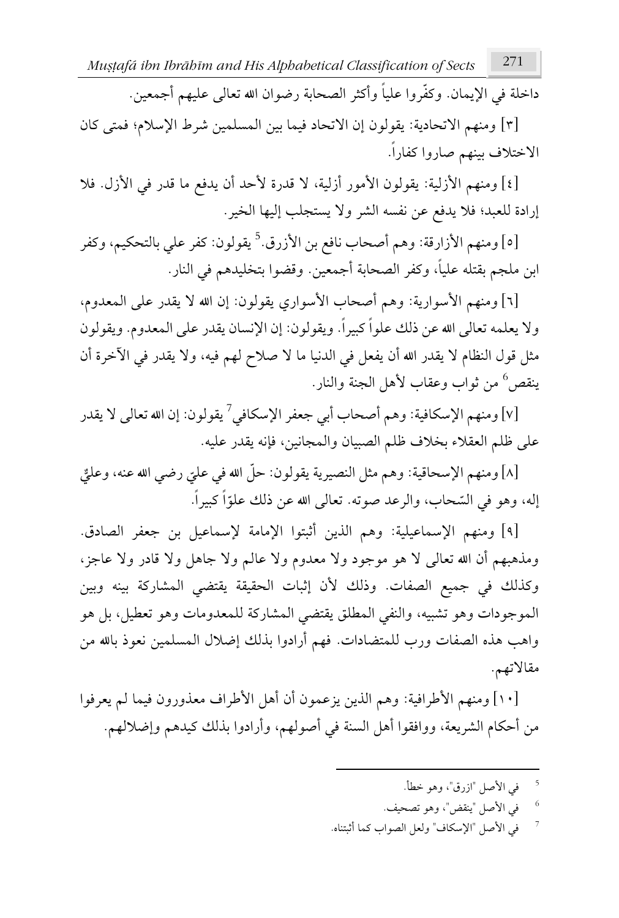داخلة في الإيمان. وكفّروا علياً وأكثر الصحابة رضوان الله تعالى عليهم أجمعين.

[٣] ومنهم الاتحادية: يقولون إن الاتحاد فيما بين المسلمين شرط الإسلام؛ فمتى كان الاختلاف بينهم صاروا كفاراً.

[٤] ومنهم الأزلية: يقولون الأمور أزلية، لا قدرة لأحد أن يدفع ما قدر في الأزل. فلا إرادة للعبد؛ فلا يدفع عن نفسه الشر ولا يستجلب إليها الخير.

[٥] ومنهم الأزارقة: وهم أصحاب نافع بن الأزرق.[5] يقولون: كفر علي بالتحكيم، وكفر ابن ملجم بقتله علياً، وكفر الصحابة أجمعين. وقضوا بتخليدهم في النار.

[٦] ومنهم الأسوارية: وهم أصحاب الأسواري يقولون: إن الله لا يقدر على المعدوم، ولا يعلمه تعالى الله عن ذلك علواً كبيراً. ويقولون: إن الإنسان يقدر على المعدوم. ويقولون مثل قول النظام لا يقدر الله أن يفعل في الدنيا ما لا صلاح لهم فيه، ولا يقدر في الآخرة أن ينقص[6] من ثواب وعقاب لأهل الجنة والنار.

[٧] ومنهم الإسكافية: وهم أصحاب أبي جعفر الإسكافي[7] يقولون: إن الله تعالى لا يقدر على ظلم العقلاء بخلاف ظلم الصبيان والمجانين، فإنه يقدر عليه.

[٨] ومنهم الإسحاقية: وهم مثل النصيرية يقولون: حلّ الله في عليّ رضي الله عنه، وعليٌّ إله، وهو في السّحاب، والرعد صوته. تعالى الله عن ذلك علوّاً كبيراً.

[٩] ومنهم الإسماعيلية: وهم الذين أثبتوا الإمامة لإسماعيل بن جعفر الصادق. ومذهبهم أن الله تعالى لا هو موجود ولا معدوم ولا عالم ولا جاهل ولا قادر ولا عاجز، وكذلك في جميع الصفات. وذلك لأن إثبات الحقيقة يقتضي المشاركة بينه وبين الموجودات وهو تشبيه، والنفي المطلق يقتضي المشاركة للمعدومات وهو تعطيل، بل هو واهب هذه الصفات ورب للمتضادات. فهم أرادوا بذلك إضلال المسلمين نعوذ بالله من مقالاتهم.

[١٠] ومنهم الأطرافية: وهم الذين يزعمون أن أهل الأطراف معذورون فيما لم يعرفوا من أحكام الشريعة، ووافقوا أهل السنة في أصولهم، وأرادوا بذلك كيدهم وإضلالهم.

---

[5] في الأصل "ازرق"، وهو خطأ.

[6] في الأصل "ينقض"، وهو تصحيف.

[7] في الأصل "الإسكاف" ولعل الصواب كما أثبتناه.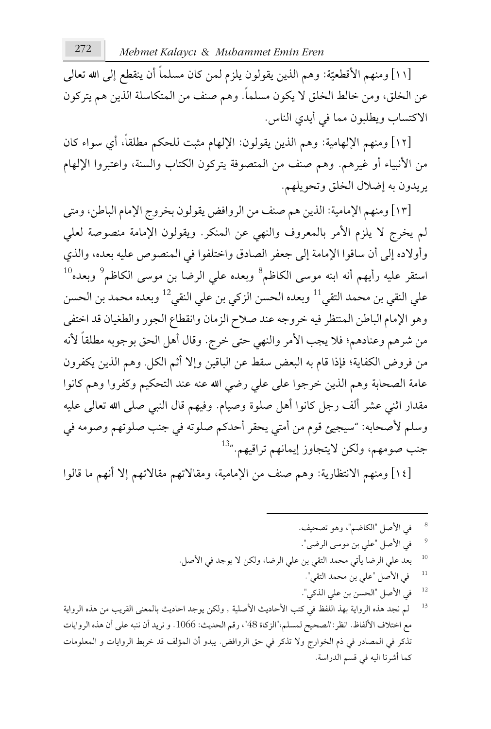[١١] ومنهم الأقطعيّة: وهم الذين يقولون يلزم لمن كان مسلماً أن ينقطع إلى الله تعالى عن الخلق، ومن خالط الخلق لا يكون مسلماً. وهم صنف من المتكاسلة الذين هم يتركون الاكتساب ويطلبون مما في أيدي الناس.

[١٢] ومنهم الإلهامية: وهم الذين يقولون: الإلهام مثبت للحكم مطلقاً، أي سواء كان من الأنبياء أو غيرهم. وهم صنف من المتصوفة يتركون الكتاب والسنة، واعتبروا الإلهام يريدون به إضلال الخلق وتحويلهم.

[١٣] ومنهم الإمامية: الذين هم صنف من الروافض يقولون بخروج الإمام الباطن، ومتى لم يخرج لا يلزم الأمر بالمعروف والنهي عن المنكر. ويقولون الإمامة منصوصة لعلي وأولاده إلى أن ساقوا الإمامة إلى جعفر الصادق واختلفوا في المنصوص عليه بعده، والذي استقر عليه رأيهم أنه ابنه موسى الكاظم[8] وبعده علي الرضا بن موسى الكاظم[9] وبعده[10] علي النقي بن محمد التقي[11] وبعده الحسن الزكي بن علي النقي[12] وبعده محمد بن الحسن وهو الإمام الباطن المنتظر فيه خروجه عند صلاح الزمان وانقطاع الجور والطغيان قد اختفى من شرهم وعنادهم؛ فلا يجب الأمر والنهي حتى خرج. وقال أهل الحق بوجوبه مطلقاً لأنه من فروض الكفاية؛ فإذا قام به البعض سقط عن الباقين وإلا أثم الكل. وهم الذين يكفرون عامة الصحابة وهم الذين خرجوا على علي رضي الله عنه عند التحكيم وكفروا وهم كانوا مقدار اثني عشر ألف رجل كانوا أهل صلوة وصيام. وفيهم قال النبي صلى الله تعالى عليه وسلم لأصحابه: "سيجيئ قوم من أمتي يحقر أحدكم صلوته في جنب صلوتهم وصومه في جنب صومهم، ولكن لايتجاوز إيمانهم تراقيهم."[13]

[١٤] ومنهم الانتظارية: وهم صنف من الإمامية، ومقالاتهم مقالاتهم إلا أنهم ما قالوا

---

[8] في الأصل "الكاضم"، وهو تصحيف.

[9] في الأصل "علي بن موسى الرضى".

[10] بعد علي الرضا يأتي محمد التقي بن علي الرضا، ولكن لا يوجد في الأصل.

[11] في الأصل "علي بن محمد التقي".

[12] في الأصل "الحسن بن علي الذكي".

[13] لم نجد هذه الرواية بهذ اللفظ في كتب الأحاديث الأصلية , ولكن يوجد احاديث بالمعنى القريب من هذه الرواية مع اختلاف الألفاظ. انظر: *الصحيح* لمسلم،"الزكاة 48"، رقم الحديث: 1066. و نريد أن ننبه على أن هذه الروايات تذكر في المصادر في ذم الخوارج ولا تذكر في حق الروافض. يبدو أن المؤلف قد خربط الروايات و المعلومات كما أشرنا اليه في قسم الدراسة.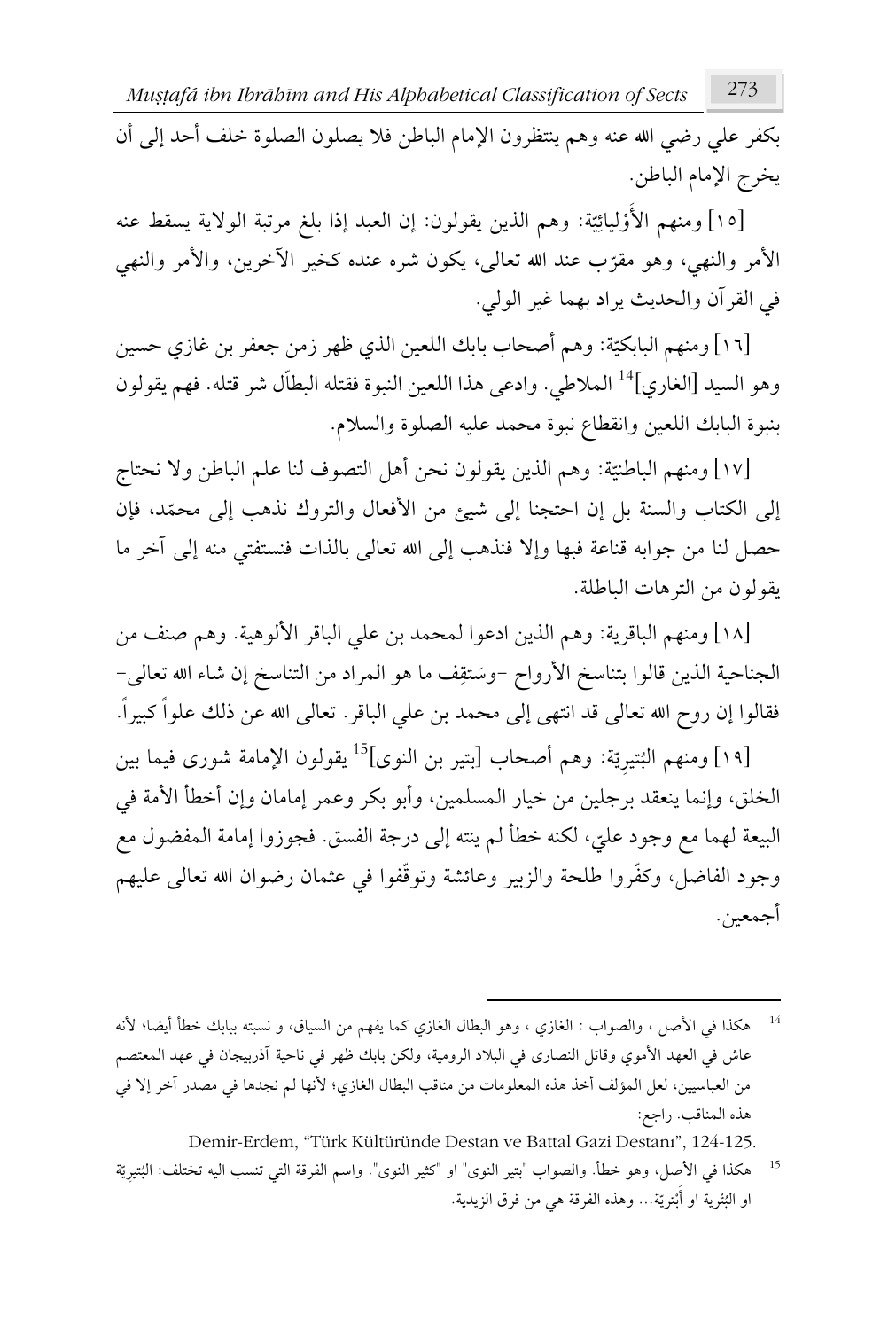بكفر علي رضي الله عنه وهم ينتظرون الإمام الباطن فلا يصلون الصلوة خلف أحد إلى أن يخرج الإمام الباطن.

[١٥] ومنهم الأَوْلِيائِيّة: وهم الذين يقولون: إن العبد إذا بلغ مرتبة الولاية يسقط عنه الأمر والنهي، وهو مقرّب عند الله تعالى، يكون شره عنده كخير الآخرين، والأمر والنهي في القرآن والحديث يراد بهما غير الولي.

[١٦] ومنهم البابكيّة: وهم أصحاب بابك اللعين الذي ظهر زمن جعفر بن غازي حسين وهو السيد [الغاري][14] الملاطي. وادعى هذا اللعين النبوة فقتله البطّال شر قتله. فهم يقولون بنبوة البابك اللعين وانقطاع نبوة محمد عليه الصلوة والسلام.

[١٧] ومنهم الباطنيّة: وهم الذين يقولون نحن أهل التصوف لنا علم الباطن ولا نحتاج إلى الكتاب والسنة بل إن احتجنا إلى شيئ من الأفعال والتروك نذهب إلى محمّد، فإن حصل لنا من جوابه قناعة فبها وإلا فنذهب إلى الله تعالى بالذات فنستفتي منه إلى آخر ما يقولون من الترهات الباطلة.

[١٨] ومنهم الباقرية: وهم الذين ادعوا لمحمد بن علي الباقر الألوهية. وهم صنف من الجناحية الذين قالوا بتناسخ الأرواح -وسَتقِف ما هو المراد من التناسخ إن شاء الله تعالى- فقالوا إن روح الله تعالى قد انتهى إلى محمد بن علي الباقر. تعالى الله عن ذلك علواً كبيراً.

[١٩] ومنهم البُتيرِيّة: وهم أصحاب [بتير بن النوى][15] يقولون الإمامة شورى فيما بين الخلق، وإنما ينعقد برجلين من خيار المسلمين، وأبو بكر وعمر إمامان وإن أخطأ الأمة في البيعة لهما مع وجود عليّ، لكنه خطأ لم ينته إلى درجة الفسق. فجوزوا إمامة المفضول مع وجود الفاضل، وكفّروا طلحة والزبير وعائشة وتوقّفوا في عثمان رضوان الله تعالى عليهم أجمعين.

---

[14] هكذا في الأصل ، والصواب : الغازي ، وهو البطال الغازي كما يفهم من السياق، و نسبته ببابك خطأ أيضا؛ لأنه عاش في العهد الأموي وقاتل النصارى في البلاد الرومية، ولكن بابك ظهر في ناحية آذربيجان في عهد المعتصم من العباسيين، لعل المؤلف أخذ هذه المعلومات من مناقب البطال الغازي؛ لأنها لم نجدها في مصدر آخر إلا في هذه المناقب. راجع:
Demir-Erdem, "Türk Kültüründe Destan ve Battal Gazi Destanı", 124-125.

[15] هكذا في الأصل، وهو خطأ. والصواب "بتير النوى" او "كثير النوى". واسم الفرقة التي تنسب اليه تختلف: البُتيرِيّة او البُتْرية او أَبْتريّة... وهذه الفرقة هي من فرق الزيدية.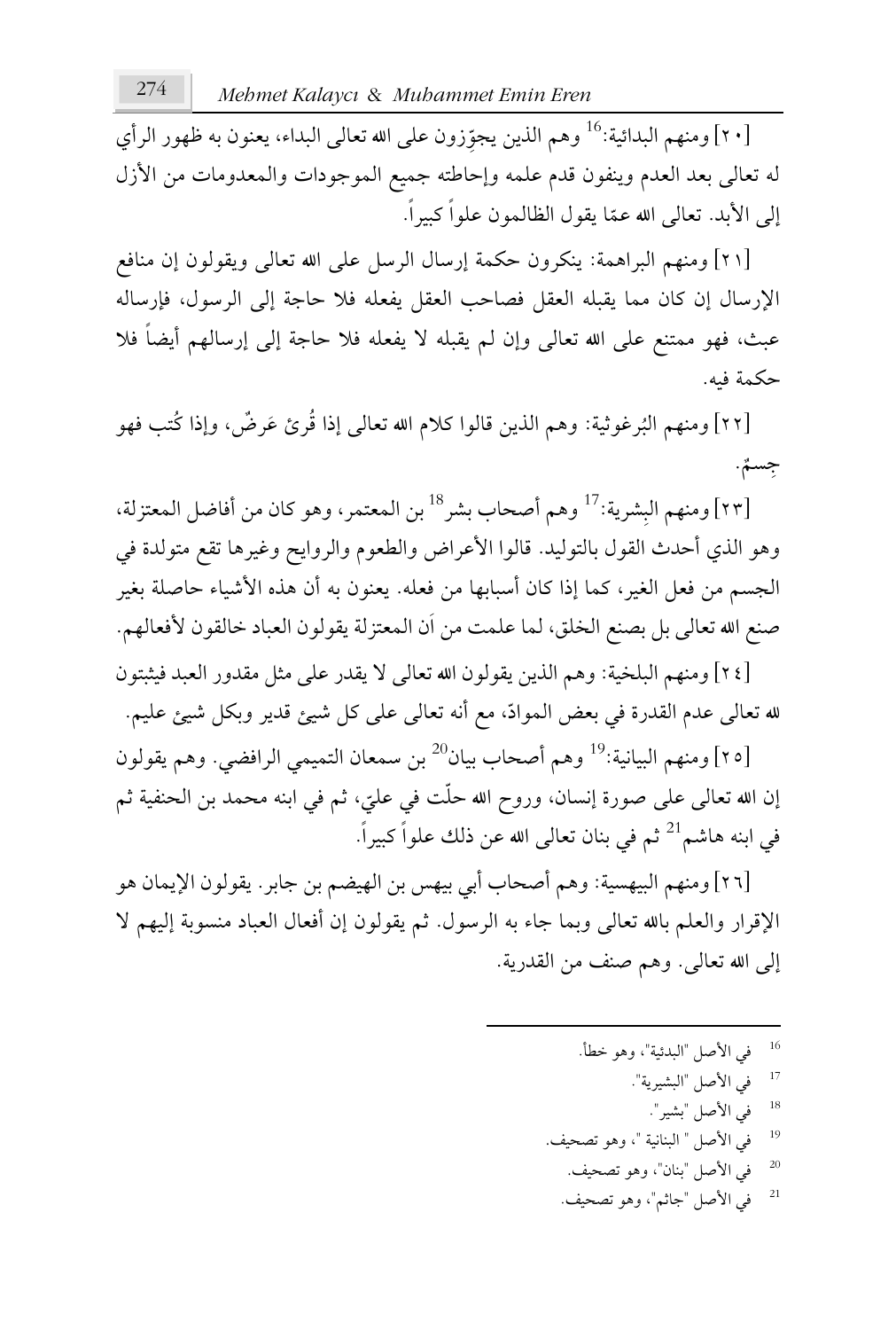[٢٠] ومنهم البدائية:[16] وهم الذين يجوِّزون على الله تعالى البداء، يعنون به ظهور الرأي له تعالى بعد العدم وينفون قدم علمه وإحاطته جميع الموجودات والمعدومات من الأزل إلى الأبد. تعالى الله عمّا يقول الظالمون علواً كبيراً.

[٢١] ومنهم البراهمة: ينكرون حكمة إرسال الرسل على الله تعالى ويقولون إن منافع الإرسال إن كان مما يقبله العقل فصاحب العقل يفعله فلا حاجة إلى الرسول، فإرساله عبث، فهو ممتنع على الله تعالى وإن لم يقبله لا يفعله فلا حاجة إلى إرسالهم أيضاً فلا حكمة فيه.

[٢٢] ومنهم البُرغوثية: وهم الذين قالوا كلام الله تعالى إذا قُرئَ عَرضٌ، وإذا كُتب فهو جِسمٌ.

[٢٣] ومنهم البِشرية:[17] وهم أصحاب بشر[18] بن المعتمر، وهو كان من أفاضل المعتزلة، وهو الذي أحدث القول بالتوليد. قالوا الأعراض والطعوم والروايح وغيرها تقع متولدة في الجسم من فعل الغير، كما إذا كان أسبابها من فعله. يعنون به أن هذه الأشياء حاصلة بغير صنع الله تعالى بل بصنع الخلق، لما علمت من اَن المعتزلة يقولون العباد خالقون لأفعالهم.

[٢٤] ومنهم البلخية: وهم الذين يقولون الله تعالى لا يقدر على مثل مقدور العبد فيثبتون لله تعالى عدم القدرة في بعض الموادّ، مع أنه تعالى على كل شيئ قدير وبكل شيئ عليم.

[٢٥] ومنهم البيانية:[19] وهم أصحاب بيان[20] بن سمعان التميمي الرافضي. وهم يقولون إن الله تعالى على صورة إنسان، وروح الله حلّت في عليّ، ثم في ابنه محمد بن الحنفية ثم في ابنه هاشم[21] ثم في بنان تعالى الله عن ذلك علواً كبيراً.

[٢٦] ومنهم البيهسية: وهم أصحاب أبي بيهس بن الهيضم بن جابر. يقولون الإيمان هو الإقرار والعلم بالله تعالى وبما جاء به الرسول. ثم يقولون إن أفعال العباد منسوبة إليهم لا إلى الله تعالى. وهم صنف من القدرية.

---

[16] في الأصل "البدئية"، وهو خطأ.

[17] في الأصل "البشيرية".

[18] في الأصل "بشير".

[19] في الأصل " البنانية "، وهو تصحيف.

[20] في الأصل "بنان"، وهو تصحيف.

[21] في الأصل "جاثم"، وهو تصحيف.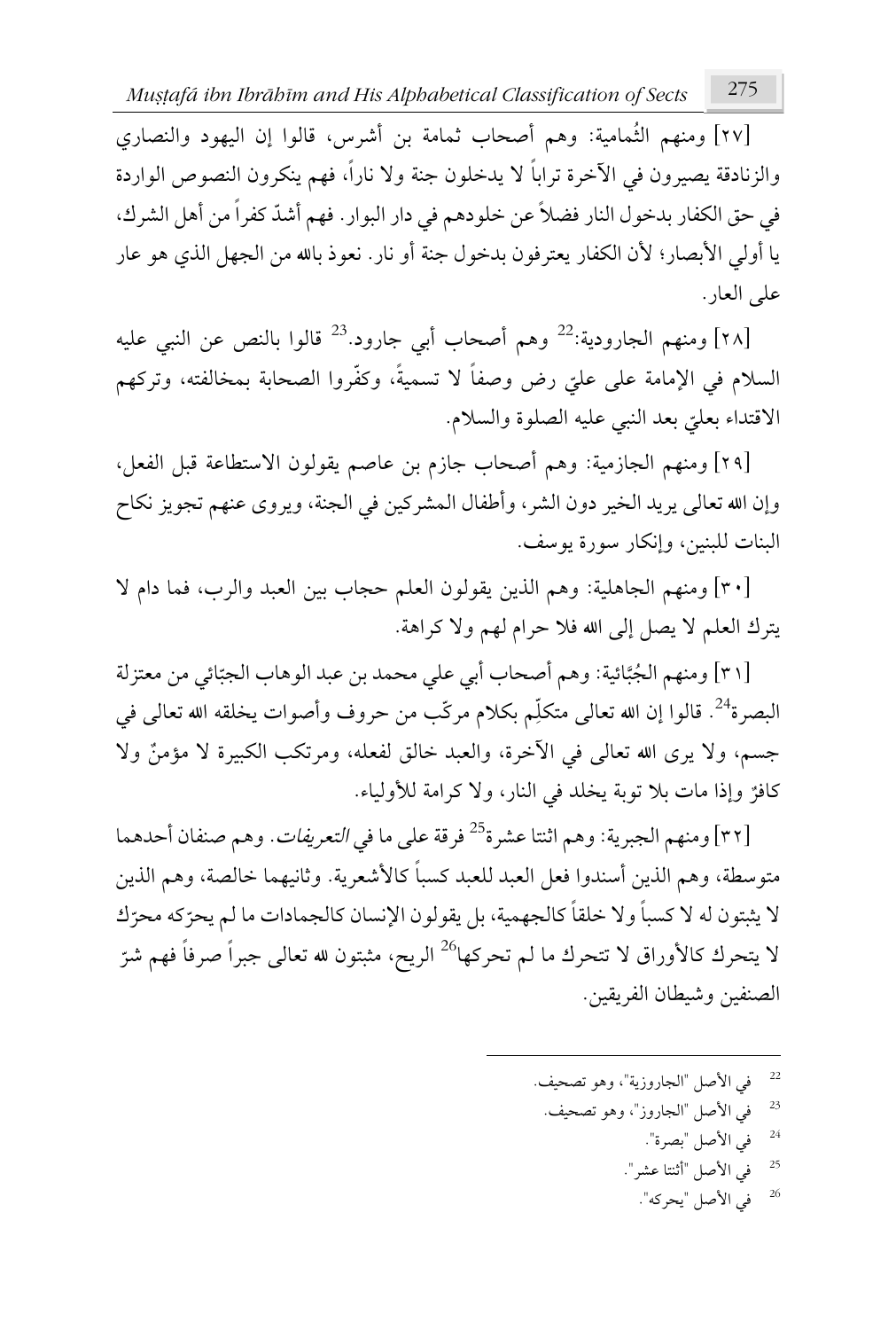[٢٧] ومنهم الثُمامية: وهم أصحاب ثمامة بن أشرس، قالوا إن اليهود والنصاري والزنادقة يصيرون في الآخرة تراباً لا يدخلون جنة ولا ناراً، فهم ينكرون النصوص الواردة في حق الكفار بدخول النار فضلاً عن خلودهم في دار البوار. فهم أشدّ كفراً من أهل الشرك، يا أولي الأبصار؛ لأن الكفار يعترفون بدخول جنة أو نار. نعوذ بالله من الجهل الذي هو عار على العار.

[٢٨] ومنهم الجارودية:[22] وهم أصحاب أبي جارود.[23] قالوا بالنص عن النبي عليه السلام في الإمامة على عليّ رض وصفاً لا تسميةً، وكفّروا الصحابة بمخالفته، وتركهم الاقتداء بعليّ بعد النبي عليه الصلوة والسلام.

[٢٩] ومنهم الجازمية: وهم أصحاب جازم بن عاصم يقولون الاستطاعة قبل الفعل، وإن الله تعالى يريد الخير دون الشر، وأطفال المشركين في الجنة، ويروى عنهم تجويز نكاح البنات للبنين، وإنكار سورة يوسف.

[٣٠] ومنهم الجاهلية: وهم الذين يقولون العلم حجاب بين العبد والرب، فما دام لا يترك العلم لا يصل إلى الله فلا حرام لهم ولا كراهة.

[٣١] ومنهم الجُبَّائية: وهم أصحاب أبي علي محمد بن عبد الوهاب الجبّائي من معتزلة البصرة[24]. قالوا إن الله تعالى متكلِّم بكلام مركّب من حروف وأصوات يخلقه الله تعالى في جسم، ولا يرى الله تعالى في الآخرة، والعبد خالق لفعله، ومرتكب الكبيرة لا مؤمنٌ ولا كافرٌ وإذا مات بلا توبة يخلد في النار، ولا كرامة للأولياء.

[٣٢] ومنهم الجبرية: وهم اثنتا عشرة[25] فرقة على ما في *التعريفات*. وهم صنفان أحدهما متوسطة، وهم الذين أسندوا فعل العبد للعبد كسباً كالأشعرية. وثانيهما خالصة، وهم الذين لا يثبتون له لا كسباً ولا خلقاً كالجهمية، بل يقولون الإنسان كالجمادات ما لم يحرّكه محرّك لا يتحرك كالأوراق لا تتحرك ما لم تحركها[26] الريح، مثبتون لله تعالى جبراً صرفاً فهم شرّ الصنفين وشيطان الفريقين.

---

[22] في الأصل "الجاروزية"، وهو تصحيف.

[23] في الأصل "الجاروز"، وهو تصحيف.

[24] في الأصل "بصرة".

[25] في الأصل "أثنتا عشر".

[26] في الأصل "يحركه".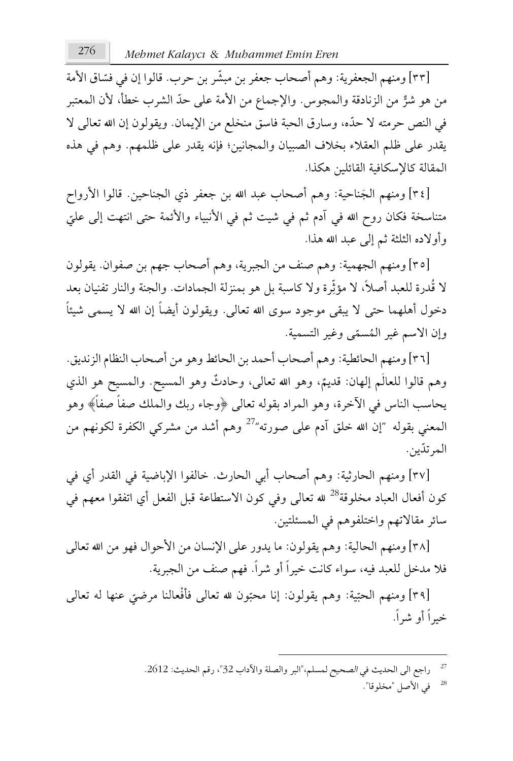[٣٣] ومنهم الجعفرية: وهم أصحاب جعفر بن مبشّر بن حرب. قالوا إن في فسّاق الأمة من هو شرٌّ من الزنادقة والمجوس. والإجماع من الأمة على حدّ الشرب خطأ، لأن المعتبر في النص حرمته لا حدّه، وسارق الحبة فاسق منخلع من الإيمان. ويقولون إن الله تعالى لا يقدر على ظلم العقلاء بخلاف الصبيان والمجانين؛ فإنه يقدر على ظلمهم. وهم في هذه المقالة كالإسكافية القائلين هكذا.

[٣٤] ومنهم الجَناحية: وهم أصحاب عبد الله بن جعفر ذي الجناحين. قالوا الأرواح متناسخة فكان روح الله في آدم ثم في شيت ثم في الأنبياء والأئمة حتى انتهت إلى عليّ وأولاده الثلاثة ثم إلى عبد الله هذا.

[٣٥] ومنهم الجهمية: وهم صنف من الجبرية، وهم أصحاب جهم بن صفوان. يقولون لا قُدرة للعبد أصلاً، لا مؤثّرة ولا كاسبة بل هو بمنزلة الجمادات. والجنة والنار تفنيان بعد دخول أهلهما حتى لا يبقى موجود سوى الله تعالى. ويقولون أيضاً إن الله لا يسمى شيئاً وإن الاسم غير المُسمّى وغير التسمية.

[٣٦] ومنهم الحائطية: وهم أصحاب أحمد بن الحائط وهو من أصحاب النظام الزنديق. وهم قالوا للعالَم إلهان: قديمٌ، وهو الله تعالى، وحادثٌ وهو المسيح. والمسيح هو الذي يحاسب الناس في الآخرة، وهو المراد بقوله تعالى ﴿وجاء ربك والملك صفاً صفاً﴾ وهو المعني بقوله "إن الله خلق آدم على صورته"[27] وهم أشد من مشركي الكفرة لكونهم من المرتدّين.

[٣٧] ومنهم الحارثية: وهم أصحاب أبي الحارث. خالفوا الإباضية في القدر أي في كون أفعال العباد مخلوقة[28] لله تعالى وفي كون الاستطاعة قبل الفعل أي اتفقوا معهم في سائر مقالاتهم واختلفوهم في المسئلتين.

[٣٨] ومنهم الحالية: وهم يقولون: ما يدور على الإنسان من الأحوال فهو من الله تعالى فلا مدخل للعبد فيه، سواء كانت خيراً أو شراً. فهم صنف من الجبرية.

[٣٩] ومنهم الحبّية: وهم يقولون: إنا محبّون لله تعالى فأفْعالنا مرضيّ عنها له تعالى خيراً أو شراً.

---

[27] راجع الى الحديث في *الصحيح* لمسلم، "البر والصلة والآداب 32"، رقم الحديث: 2612.

[28] في الأصل "مخلوقا".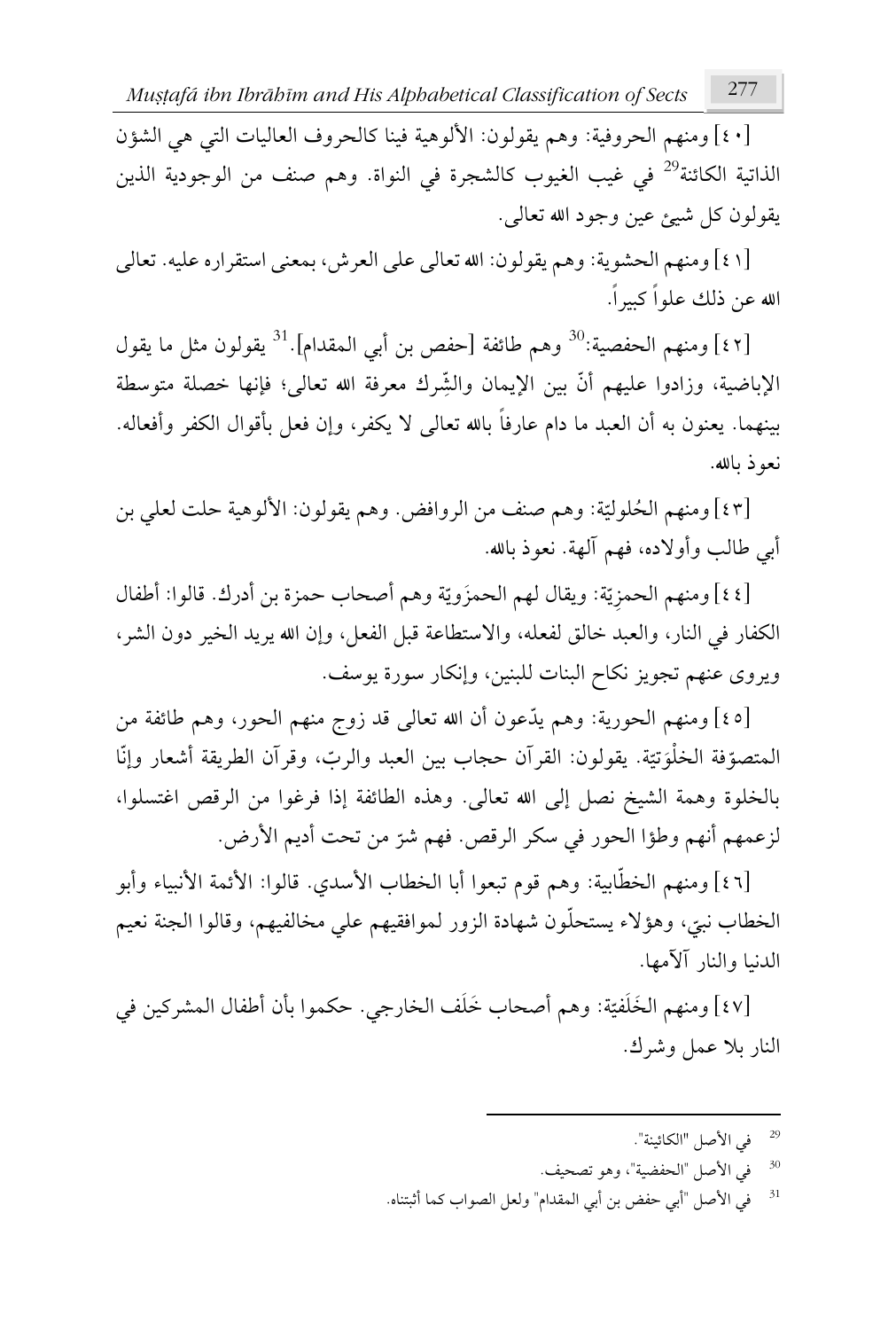[٤٠] ومنهم الحروفية: وهم يقولون: الألوهية فينا كالحروف العاليات التي هي الشؤن الذاتية الكائنة[29] في غيب الغيوب كالشجرة في النواة. وهم صنف من الوجودية الذين يقولون كل شيئ عين وجود الله تعالى.

[٤١] ومنهم الحشوية: وهم يقولون: الله تعالى على العرش، بمعنى استقراره عليه. تعالى الله عن ذلك علواً كبيراً.

[٤٢] ومنهم الحفصية:[30] وهم طائفة [حفص بن أبي المقدام].[31] يقولون مثل ما يقول الإباضية، وزادوا عليهم أنّ بين الإيمان والشِّرك معرفة الله تعالى؛ فإنها خصلة متوسطة بينهما. يعنون به أن العبد ما دام عارفاً بالله تعالى لا يكفر، وإن فعل بأقوال الكفر وأفعاله. نعوذ بالله.

[٤٣] ومنهم الحُلوليّة: وهم صنف من الروافض. وهم يقولون: الألوهية حلت لعلي بن أبي طالب وأولاده، فهم آلهة. نعوذ بالله.

[٤٤] ومنهم الحمزيّة: ويقال لهم الحمزَويّة وهم أصحاب حمزة بن أدرك. قالوا: أطفال الكفار في النار، والعبد خالق لفعله، والاستطاعة قبل الفعل، وإن الله يريد الخير دون الشر، ويروى عنهم تجويز نكاح البنات للبنين، وإنكار سورة يوسف.

[٤٥] ومنهم الحورية: وهم يدّعون أن الله تعالى قد زوج منهم الحور، وهم طائفة من المتصوّفة الخلْوَتيّة. يقولون: القرآن حجاب بين العبد والربّ، وقرآن الطريقة أشعار وإنّا بالخلوة وهمة الشيخ نصل إلى الله تعالى. وهذه الطائفة إذا فرغوا من الرقص اغتسلوا، لزعمهم أنهم وطؤا الحور في سكر الرقص. فهم شرّ من تحت أديم الأرض.

[٤٦] ومنهم الخطّابية: وهم قوم تبعوا أبا الخطاب الأسدي. قالوا: الأئمة الأنبياء وأبو الخطاب نبيّ، وهؤلاء يستحلّون شهادة الزور لموافقيهم علي مخالفيهم، وقالوا الجنة نعيم الدنيا والنار آلآمها.

[٤٧] ومنهم الخَلَفيّة: وهم أصحاب خَلَف الخارجي. حكموا بأن أطفال المشركين في النار بلا عمل وشرك.

---

[29] في الأصل "الكائينة".

[30] في الأصل "الحفضية"، وهو تصحيف.

[31] في الأصل "أبي حفض بن أبي المقدام" ولعل الصواب كما أثبتناه.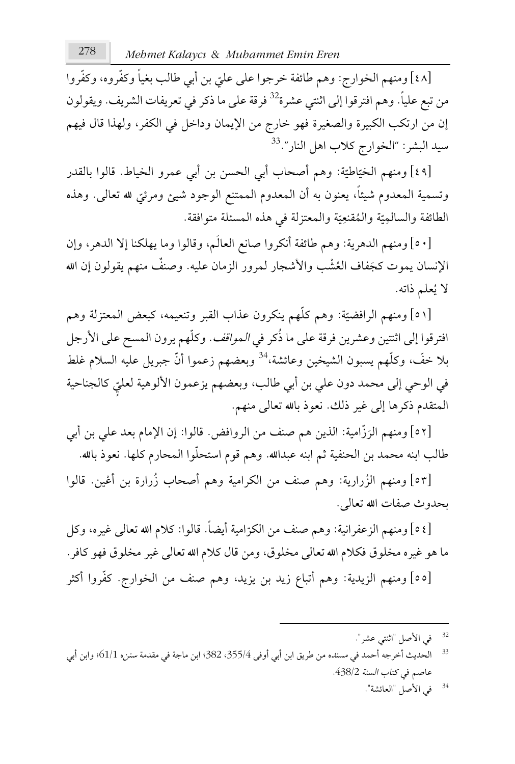[٤٨] ومنهم الخوارج: وهم طائفة خرجوا على عليّ بن أبي طالب بغياً وكفّروه، وكفّروا من تبع علياً. وهم افترقوا إلى اثنتي عشرة[32] فرقة على ما ذكر في تعريفات الشريف. ويقولون إن من ارتكب الكبيرة والصغيرة فهو خارج من الإيمان وداخل في الكفر، ولهذا قال فيهم سيد البشر: "الخوارج كلاب اهل النار".[33]

[٤٩] ومنهم الخيّاطيّة: وهم أصحاب أبي الحسن بن أبي عمرو الخياط. قالوا بالقدر وتسمية المعدوم شيئاً، يعنون به أن المعدوم الممتنع الوجود شيئ ومرئيّ لله تعالى. وهذه الطائفة والسالِمِيّة والمُقنِعِيّة والمعتزلة في هذه المسئلة متوافقة.

[٥٠] ومنهم الدهرية: وهم طائفة أنكروا صانع العالَم، وقالوا وما يهلكنا إلا الدهر، وإن الإنسان يموت كجَفاف العُشْب والأشجار لمرور الزمان عليه. وصنفٌ منهم يقولون إن الله لا يُعلم ذاته.

[٥١] ومنهم الرافضيّة: وهم كلّهم ينكرون عذاب القبر وتنعيمه، كبعض المعتزلة وهم افترقوا إلى اثنتين وعشرين فرقة على ما ذُكر في *المواقف*. وكلّهم يرون المسح على الأرجل بلا خفّ، وكلّهم يسبون الشيخين وعائشة،[34] وبعضهم زعموا أنّ جبريل عليه السلام غلط في الوحي إلى محمد دون علي بن أبي طالب، وبعضهم يزعمون الألوهية لعليٍّ كالجناحية المتقدم ذكرها إلى غير ذلك. نعوذ بالله تعالى منهم.

[٥٢] ومنهم الرَزّامية: الذين هم صنف من الروافض. قالوا: إن الإمام بعد علي بن أبي طالب ابنه محمد بن الحنفية ثم ابنه عبدالله. وهم قوم استحلّوا المحارم كلها. نعوذ بالله.

[٥٣] ومنهم الزُرارية: وهم صنف من الكرامية وهم أصحاب زُرارة بن أعْين. قالوا بحدوث صفات الله تعالى.

[٥٤] ومنهم الزعفرانية: وهم صنف من الكرّامية أيضاً. قالوا: كلام الله تعالى غيره، وكل ما هو غيره مخلوق فكلام الله تعالى مخلوق، ومن قال كلام الله تعالى غير مخلوق فهو كافر.

[٥٥] ومنهم الزيدية: وهم أتباع زيد بن يزيد، وهم صنف من الخوارج. كفّروا أكثر

---

[32] في الأصل "اثنتي عشر".

[33] الحديث أخرجه أحمد في مسنده من طريق ابن أبي أوفى 355/4، 382؛ ابن ماجة في مقدمة سننه 61/1؛ وابن أبي عاصم في *كتاب السنة* 438/2.

[34] في الأصل "العائشة".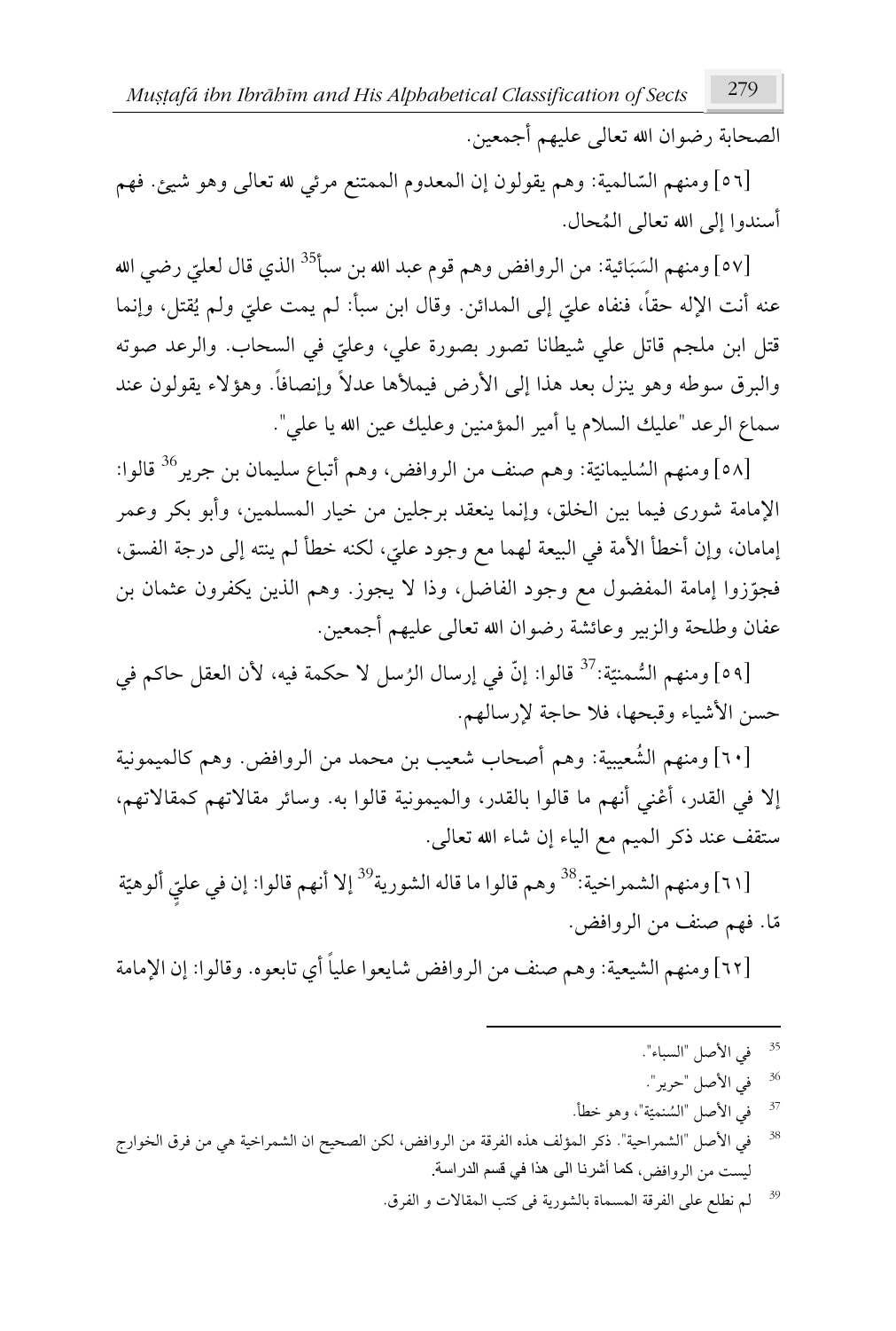الصحابة رضوان الله تعالى عليهم أجمعين.

[٥٦] ومنهم السّالمية: وهم يقولون إن المعدوم الممتنع مرئي لله تعالى وهو شيئ. فهم أسندوا إلى الله تعالى المُحال.

[٥٧] ومنهم السَبَائية: من الروافض وهم قوم عبد الله بن سبأ[35] الذي قال لعليّ رضي الله عنه أنت الإله حقاً، فنفاه عليّ إلى المدائن. وقال ابن سبأ: لم يمت عليّ ولم يُقتل، وإنما قتل ابن ملجم قاتل علي شيطانا تصور بصورة علي، وعليّ في السحاب. والرعد صوته والبرق سوطه وهو ينزل بعد هذا إلى الأرض فيملأها عدلاً وإنصافاً. وهؤلاء يقولون عند سماع الرعد "عليك السلام يا أمير المؤمنين وعليك عين الله يا علي".

[٥٨] ومنهم السُليمانيّة: وهم صنف من الروافض، وهم أتباع سليمان بن جرير[36] قالوا: الإمامة شورى فيما بين الخلق، وإنما ينعقد برجلين من خيار المسلمين، وأبو بكر وعمر إمامان، وإن أخطأ الأمة في البيعة لهما مع وجود عليّ، لكنه خطأ لم ينته إلى درجة الفسق، فجوّزوا إمامة المفضول مع وجود الفاضل، وذا لا يجوز. وهم الذين يكفرون عثمان بن عفان وطلحة والزبير وعائشة رضوان الله تعالى عليهم أجمعين.

[٥٩] ومنهم السُّمنيّة:[37] قالوا: إنّ في إرسال الرُسل لا حكمة فيه، لأن العقل حاكم في حسن الأشياء وقبحها، فلا حاجة لإرسالهم.

[٦٠] ومنهم الشُعيبية: وهم أصحاب شعيب بن محمد من الروافض. وهم كالميمونية إلا في القدر، أعْني أنهم ما قالوا بالقدر، والميمونية قالوا به. وسائر مقالاتهم كمقالاتهم، ستقف عند ذكر الميم مع الياء إن شاء الله تعالى.

[٦١] ومنهم الشمراخية:[38] وهم قالوا ما قاله الشورية[39] إلا أنهم قالوا: إن في عليٍّ ألوهيّة مّا. فهم صنف من الروافض.

[٦٢] ومنهم الشيعية: وهم صنف من الروافض شايعوا علياً أي تابعوه. وقالوا: إن الإمامة

---

[35] في الأصل "السباء".

[36] في الأصل "حرير".

[37] في الأصل "السُنميّة"، وهو خطأ.

[38] في الأصل "الشمراخية". ذكر المؤلف هذه الفرقة من الروافض، لكن الصحيح ان الشمراخية هي من فرق الخوارج ليست من الروافض، كما أشرنا الى هذا في قسم الدراسة.

[39] لم نطلع على الفرقة المسماة بالشورية فى كتب المقالات و الفرق.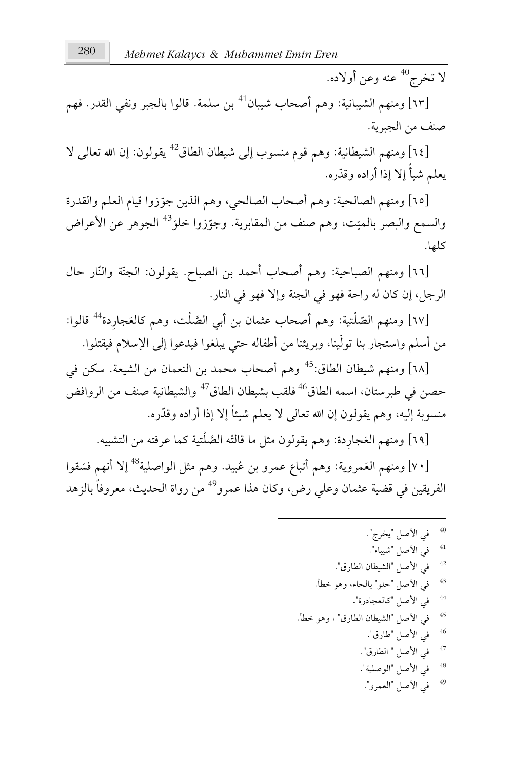لا تخرج[40] عنه وعن أولاده.

[٦٣] ومنهم الشيبانية: وهم أصحاب شيبان[41] بن سلمة. قالوا بالجبر ونفي القدر. فهم صنف من الجبرية.

[٦٤] ومنهم الشيطانية: وهم قوم منسوب إلى شيطان الطاق[42] يقولون: إن الله تعالى لا يعلم شيأً إلا إذا أراده وقدّره.

[٦٥] ومنهم الصالحية: وهم أصحاب الصالحي، وهم الذين جوّزوا قيام العلم والقدرة والسمع والبصر بالميّت، وهم صنف من المقابرية. وجوّزوا خلوّ[43] الجوهر عن الأعراض كلها.

[٦٦] ومنهم الصباحية: وهم أصحاب أحمد بن الصباح. يقولون: الجنّة والنّار حال الرجل، إن كان له راحة فهو في الجنة وإلا فهو في النار.

[٦٧] ومنهم الصّلْتية: وهم أصحاب عثمان بن أبي الصَّلْت، وهم كالعَجارِدة[44] قالوا: من أسلم واستجار بنا تولّينا، وبريئنا من أطفاله حتي يبلغوا فيدعوا إلى الإسلام فيقتلوا.

[٦٨] ومنهم شيطان الطاق:[45] وهم أصحاب محمد بن النعمان من الشيعة. سكن في حصن في طبرستان، اسمه الطاق[46] فلقب بشيطان الطاق[47] والشيطانية صنف من الروافض منسوبة إليه، وهم يقولون إن الله تعالى لا يعلم شيئاً إلا إذا أراده وقدّره.

[٦٩] ومنهم العَجارِدة: وهم يقولون مثل ما قالتْه الصَّلْتية كما عرفته من التشبيه.

[٧٠] ومنهم العَمروية: وهم أتباع عمرو بن عُبيد. وهم مثل الواصلية[48] إلا أنهم فسّقوا الفريقين في قضية عثمان وعلي رض، وكان هذا عمرو[49] من رواة الحديث، معروفاً بالزهد

---

[40] في الأصل "يخرج".

[41] في الأصل "شيباء".

[42] في الأصل "الشيطان الطارق".

[43] في الأصل "حلو" بالحاء، وهو خطأ.

[44] في الأصل "كالعجادرة".

[45] في الأصل "الشيطان الطارق" ، وهو خطأ.

[46] في الأصل "طارق".

[47] في الأصل " الطارق".

[48] في الأصل "الوصلية".

[49] في الأصل "العمرو".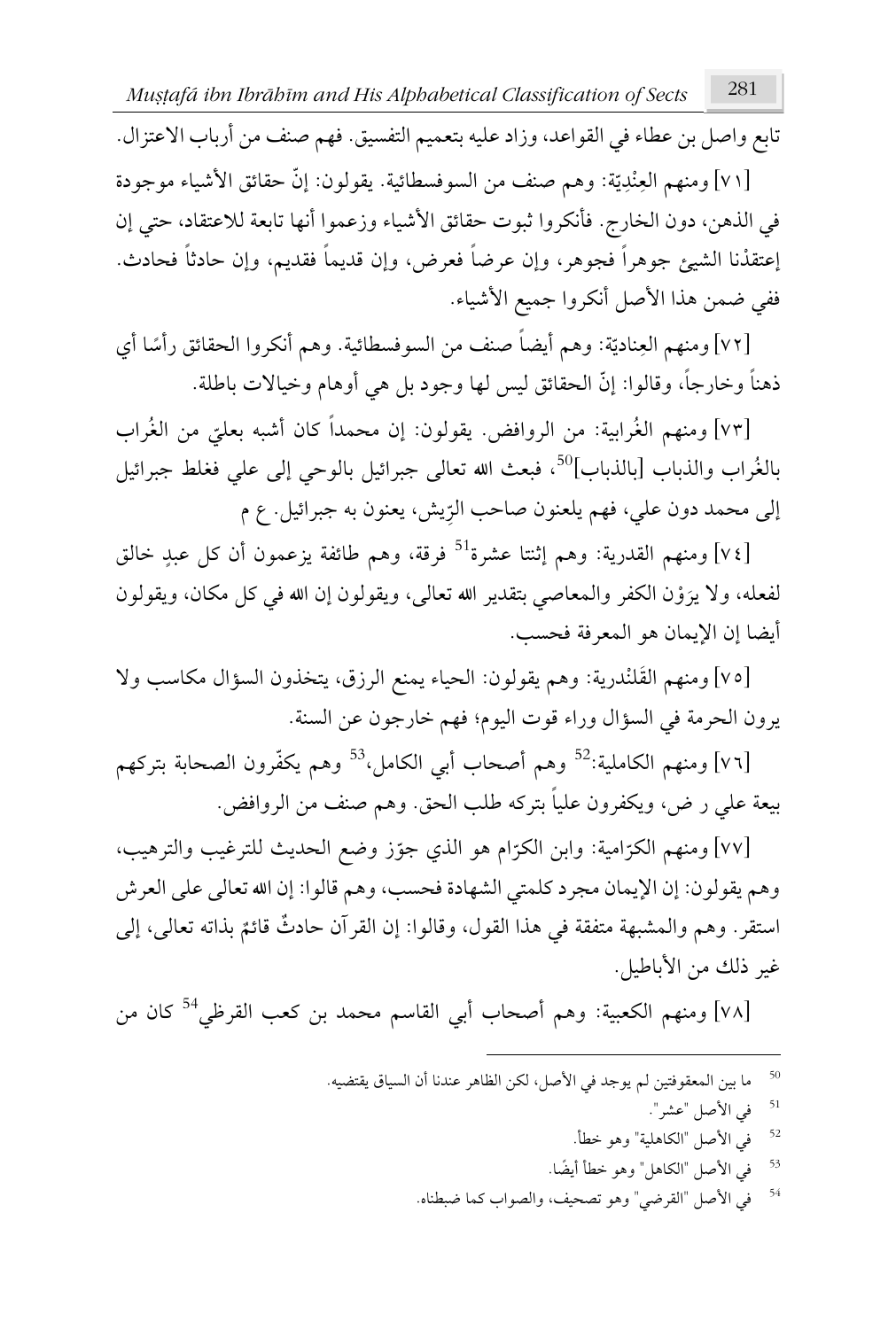تابع واصل بن عطاء في القواعد، وزاد عليه بتعميم التفسيق. فهم صنف من أرباب الاعتزال.

[٧١] ومنهم العِنْدِيّة: وهم صنف من السوفسطائية. يقولون: إنّ حقائق الأشياء موجودة في الذهن، دون الخارج. فأنكروا ثبوت حقائق الأشياء وزعموا أنها تابعة للاعتقاد، حتي إن إعتقدْنا الشيئ جوهراً فجوهر، وإن عرضاً فعرض، وإن قديماً فقديم، وإن حادثاً فحادث. ففي ضمن هذا الأصل أنكروا جميع الأشياء.

[٧٢] ومنهم العِناديّة: وهم أيضاً صنف من السوفسطائية. وهم أنكروا الحقائق رأسًا أي ذهناً وخارجاً، وقالوا: إنّ الحقائق ليس لها وجود بل هي أوهام وخيالات باطلة.

[٧٣] ومنهم الغُرابية: من الروافض. يقولون: إن محمداً كان أشبه بعليّ من الغُراب بالغُراب والذباب [بالذباب][50]، فبعث الله تعالى جبرائيل بالوحي إلى علي فغلط جبرائيل إلى محمد دون علي، فهم يلعنون صاحب الرِّيش، يعنون به جبرائيل. ع م

[٧٤] ومنهم القدرية: وهم إثنتا عشرة[51] فرقة، وهم طائفة يزعمون أن كل عبدٍ خالق لفعله، ولا يرَوْن الكفر والمعاصي بتقدير الله تعالى، ويقولون إن الله في كل مكان، ويقولون أيضا إن الإيمان هو المعرفة فحسب.

[٧٥] ومنهم القَلَنْدرية: وهم يقولون: الحياء يمنع الرزق، يتخذون السؤال مكاسب ولا يرون الحرمة في السؤال وراء قوت اليوم؛ فهم خارجون عن السنة.

[٧٦] ومنهم الكاملية:[52] وهم أصحاب أبي الكامل،[53] وهم يكفّرون الصحابة بتركهم بيعة علي ر ض، ويكفرون علياً بتركه طلب الحق. وهم صنف من الروافض.

[٧٧] ومنهم الكرّامية: وابن الكرّام هو الذي جوّز وضع الحديث للترغيب والترهيب، وهم يقولون: إن الإيمان مجرد كلمتي الشهادة فحسب، وهم قالوا: إن الله تعالى على العرش استقر. وهم والمشبهة متفقة في هذا القول، وقالوا: إن القرآن حادثٌ قائمٌ بذاته تعالى، إلى غير ذلك من الأباطيل.

[٧٨] ومنهم الكعبية: وهم أصحاب أبي القاسم محمد بن كعب القرظي[54] كان من

---

[50] ما بين المعقوفتين لم يوجد في الأصل، لكن الظاهر عندنا أن السياق يقتضيه.

[51] في الأصل "عشر".

[52] في الأصل "الكاهلية" وهو خطأ.

[53] في الأصل "الكاهل" وهو خطأ أيضًا.

[54] في الأصل "القرضي" وهو تصحيف، والصواب كما ضبطناه.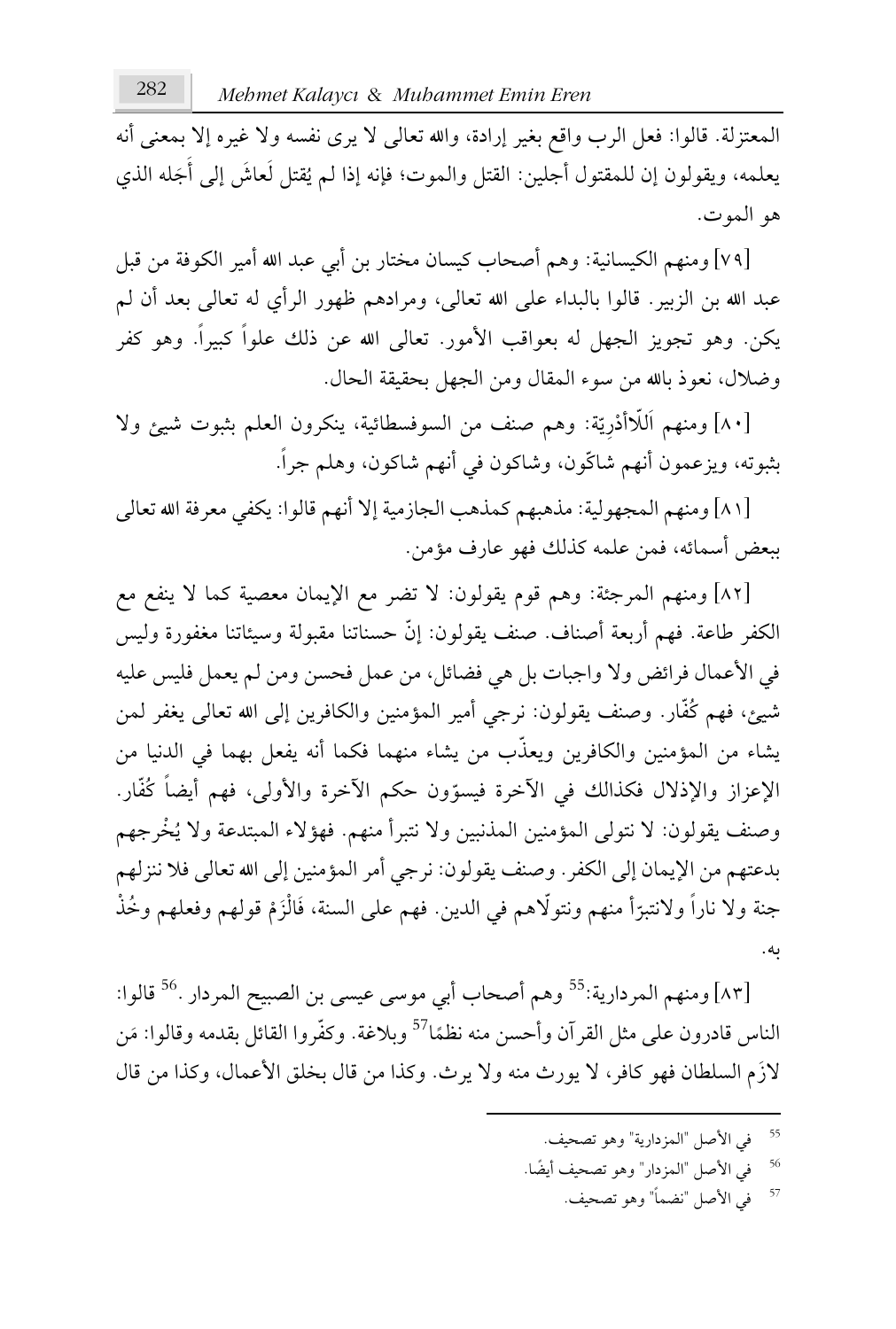المعتزلة. قالوا: فعل الرب واقع بغير إرادة، والله تعالى لا يرى نفسه ولا غيره إلا بمعنى أنه يعلمه، ويقولون إن للمقتول أجلين: القتل والموت؛ فإنه إذا لم يُقتل لَعاشَ إلى أَجَله الذي هو الموت.

[٧٩] ومنهم الكيسانية: وهم أصحاب كيسان مختار بن أبي عبد الله أمير الكوفة من قبل عبد الله بن الزبير. قالوا بالبداء على الله تعالى، ومرادهم ظهور الرأي له تعالى بعد أن لم يكن. وهو تجويز الجهل له بعواقب الأمور. تعالى الله عن ذلك علواً كبيراً. وهو كفر وضلال، نعوذ بالله من سوء المقال ومن الجهل بحقيقة الحال.

[٨٠] ومنهم اَللّاأَدْرِيّة: وهم صنف من السوفسطائية، ينكرون العلم بثبوت شيئ ولا بثبوته، ويزعمون أنهم شاكّون، وشاكون في أنهم شاكون، وهلم جراً.

[٨١] ومنهم المجهولية: مذهبهم كمذهب الجازمية إلا أنهم قالوا: يكفي معرفة الله تعالى ببعض أسمائه، فمن علمه كذلك فهو عارف مؤمن.

[٨٢] ومنهم المرجئة: وهم قوم يقولون: لا تضر مع الإيمان معصية كما لا ينفع مع الكفر طاعة. فهم أربعة أصناف. صنف يقولون: إنّ حسناتنا مقبولة وسيئاتنا مغفورة وليس في الأعمال فرائض ولا واجبات بل هي فضائل، من عمل فحسن ومن لم يعمل فليس عليه شيئ، فهم كُفّار. وصنف يقولون: نرجي أمير المؤمنين والكافرين إلى الله تعالى يغفر لمن يشاء من المؤمنين والكافرين ويعذّب من يشاء منهما فكما أنه يفعل بهما في الدنيا من الإعزاز والإذلال فكذالك في الآخرة فيسوّون حكم الآخرة والأولى، فهم أيضاً كُفّار. وصنف يقولون: لا نتولى المؤمنين المذنبين ولا نتبرأ منهم. فهؤلاء المبتدعة ولا يُخْرجهم بدعتهم من الإيمان إلى الكفر. وصنف يقولون: نرجي أمر المؤمنين إلى الله تعالى فلا ننزلهم جنة ولا ناراً ولانتبرّأ منهم ونتولّاهم في الدين. فهم على السنة، فَالْزَمْ قولهم وفعلهم وخُذْ به.

[٨٣] ومنهم المردارية:[55] وهم أصحاب أبي موسى عيسى بن الصبيح المردار.[56] قالوا: الناس قادرون على مثل القرآن وأحسن منه نظمًا[57] وبلاغة. وكفّروا القائل بقدمه وقالوا: مَن لازَم السلطان فهو كافر، لا يورث منه ولا يرث. وكذا من قال بخلق الأعمال، وكذا من قال

---

[55] في الأصل "المزدارية" وهو تصحيف.

[56] في الأصل "المزدار" وهو تصحيف أيضًا.

[57] في الأصل "نضماً" وهو تصحيف.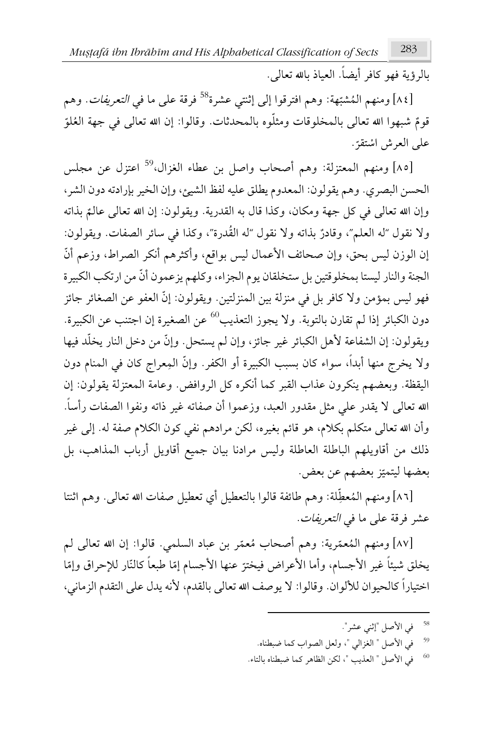بالرؤية فهو كافر أيضاً. العياذ بالله تعالى.

[٨٤] ومنهم المُشبّهة: وهم افترقوا إلى إثنتي عشرة[58] فرقة على ما في *التعريفات*. وهم قومٌ شبهوا الله تعالى بالمخلوقات ومثّلوه بالمحدثات. وقالوا: إن الله تعالى في جهة العُلوّ على العرش اسْتقرّ.

[٨٥] ومنهم المعتزلة: وهم أصحاب واصل بن عطاء الغزال،[59] اعتزل عن مجلس الحسن البصري. وهم يقولون: المعدوم يطلق عليه لفظ الشيئ، وإن الخير بإرادته دون الشر، وإن الله تعالى في كل جهة ومكان، وكذا قال به القدرية. ويقولون: إن الله تعالى عالمٌ بذاته ولا نقول "له العلم"، وقادرٌ بذاته ولا نقول "له القُدرة"، وكذا في سائر الصفات. ويقولون: إن الوزن ليس بحق، وإن صحائف الأعمال ليس بواقع، وأكثرهم أنكر الصراط، وزعم أنّ الجنة والنار ليستا بمخلوقتين بل ستخلقان يوم الجزاء، وكلهم يزعمون أنّ من ارتكب الكبيرة فهو ليس بمؤمن ولا كافر بل في منزلة بين المنزلتين. ويقولون: إنّ العفو عن الصغائر جائز دون الكبائر إذا لم تقارن بالتوبة. ولا يجوز التعذيب[60] عن الصغيرة إن اجتنب عن الكبيرة. ويقولون: إن الشفاعة لأهل الكبائر غير جائز، وإن لم يستحل. وإنّ من دخل النار يخلّد فيها ولا يخرج منها أبداً، سواء كان بسبب الكبيرة أو الكفر. وإنّ المِعراج كان في المنام دون اليقظة. وبعضهم ينكرون عذاب القبر كما أنكره كل الروافض. وعامة المعتزلة يقولون: إن الله تعالى لا يقدر علي مثل مقدور العبد، وزعموا أن صفاته غير ذاته ونفوا الصفات رأساً. وأن الله تعالى متكلم بكلام، هو قائم بغيره، لكن مرادهم نفي كون الكلام صفة له. إلى غير ذلك من أقاويلهم الباطلة العاطلة وليس مرادنا بيان جميع أقاويل أرباب المذاهب، بل بعضها ليتميّز بعضهم عن بعض.

[٨٦] ومنهم المُعطِّلة: وهم طائفة قالوا بالتعطيل أي تعطيل صفات الله تعالى. وهم اثنتا عشر فرقة على ما في *التعريفات*.

[٨٧] ومنهم المُعمّرية: وهم أصحاب مُعمّر بن عباد السلمي. قالوا: إن الله تعالى لم يخلق شيئاً غير الأجسام، وأما الأعراض فيخترّ عنها الأجسام إمّا طبعاً كالنّار للإحراق وإمّا اختياراً كالحيوان للألوان. وقالوا: لا يوصف الله تعالى بالقدم، لأنه يدل على التقدم الزماني،

---

[58] في الأصل "إثني عشر".

[59] في الأصل " الغزالي "، ولعل الصواب كما ضبطناه.

[60] في الأصل " العذيب "، لكن الظاهر كما ضبطناه بالتاء.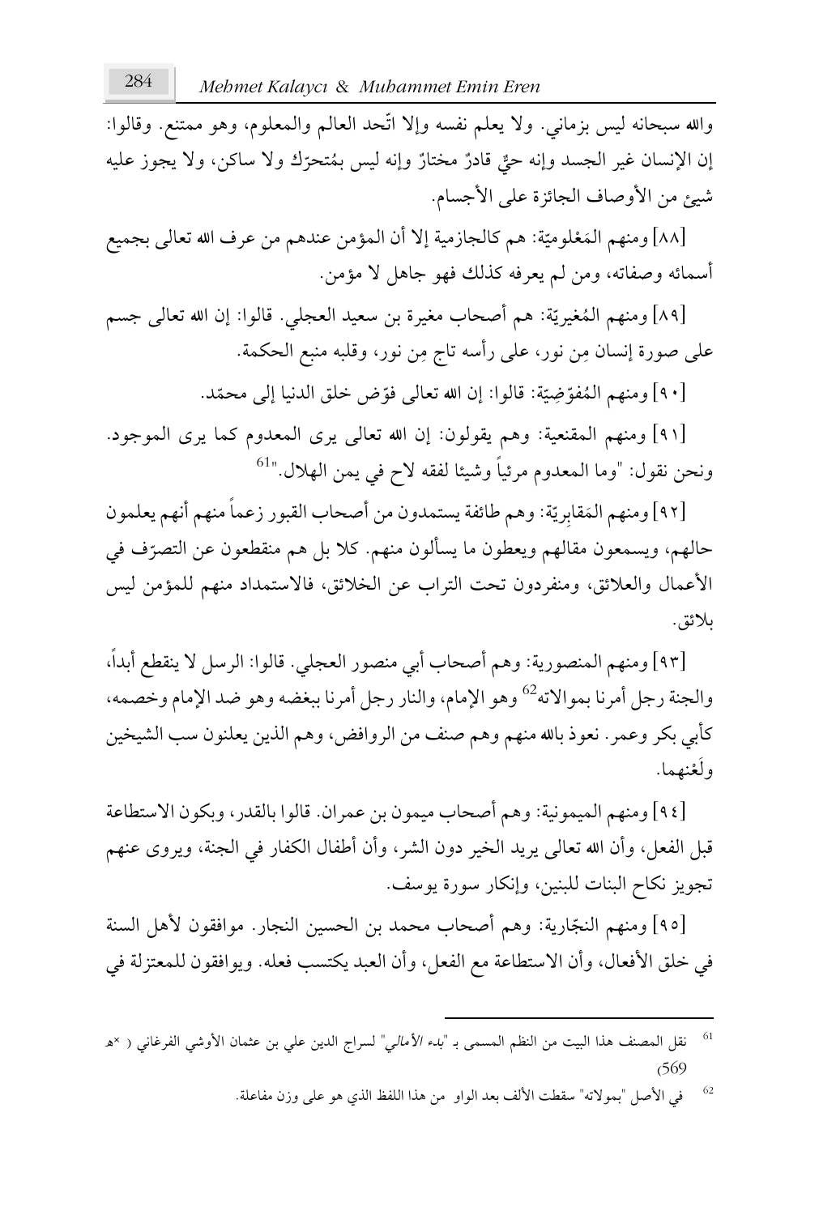والله سبحانه ليس بزماني. ولا يعلم نفسه وإلا اتّحد العالم والمعلوم، وهو ممتنع. وقالوا: إن الإنسان غير الجسد وإنه حيٌّ قادرٌ مختارٌ وإنه ليس بمُتحرّك ولا ساكن، ولا يجوز عليه شيئ من الأوصاف الجائزة على الأجسام.

[٨٨] ومنهم المَعْلوميّة: هم كالجازمية إلا أن المؤمن عندهم من عرف الله تعالى بجميع أسمائه وصفاته، ومن لم يعرفه كذلك فهو جاهل لا مؤمن.

[٨٩] ومنهم المُغيريّة: هم أصحاب مغيرة بن سعيد العجلي. قالوا: إن الله تعالى جسم على صورة إنسان مِن نور، على رأسه تاج مِن نور، وقلبه منبع الحكمة.

[٩٠] ومنهم المُفوّضِيّة: قالوا: إن الله تعالى فوّض خلق الدنيا إلى محمّد.

[٩١] ومنهم المقنعية: وهم يقولون: إن الله تعالى يرى المعدوم كما يرى الموجود. ونحن نقول: "وما المعدوم مرئياً وشيئا لفقه لاح في يمن الهلال."[61]

[٩٢] ومنهم المَقابِريّة: وهم طائفة يستمدون من أصحاب القبور زعماً منهم أنهم يعلمون حالهم، ويسمعون مقالهم ويعطون ما يسألون منهم. كلا بل هم منقطعون عن التصرّف في الأعمال والعلائق، ومنفردون تحت التراب عن الخلائق، فالاستمداد منهم للمؤمن ليس بلائق.

[٩٣] ومنهم المنصورية: وهم أصحاب أبي منصور العجلي. قالوا: الرسل لا ينقطع أبداً، والجنة رجل أمرنا بموالاته[62] وهو الإمام، والنار رجل أمرنا ببغضه وهو ضد الإمام وخصمه، كأبي بكر وعمر. نعوذ بالله منهم وهم صنف من الروافض، وهم الذين يعلنون سب الشيخين ولَعْنهما.

[٩٤] ومنهم الميمونية: وهم أصحاب ميمون بن عمران. قالوا بالقدر، وبكون الاستطاعة قبل الفعل، وأن الله تعالى يريد الخير دون الشر، وأن أطفال الكفار في الجنة، ويروى عنهم تجويز نكاح البنات للبنين، وإنكار سورة يوسف.

[٩٥] ومنهم النجّارية: وهم أصحاب محمد بن الحسين النجار. موافقون لأهل السنة في خلق الأفعال، وأن الاستطاعة مع الفعل، وأن العبد يكتسب فعله. ويوافقون للمعتزلة في

---

[61] نقل المصنف هذا البيت من النظم المسمى بـ "*بدء الأمالي*" لسراج الدين علي بن عثمان الأوشي الفرغاني ( ×هـ 569)

[62] في الأصل "بمولاته" سقطت الألف بعد الواو من هذا اللفظ الذي هو على وزن مفاعلة.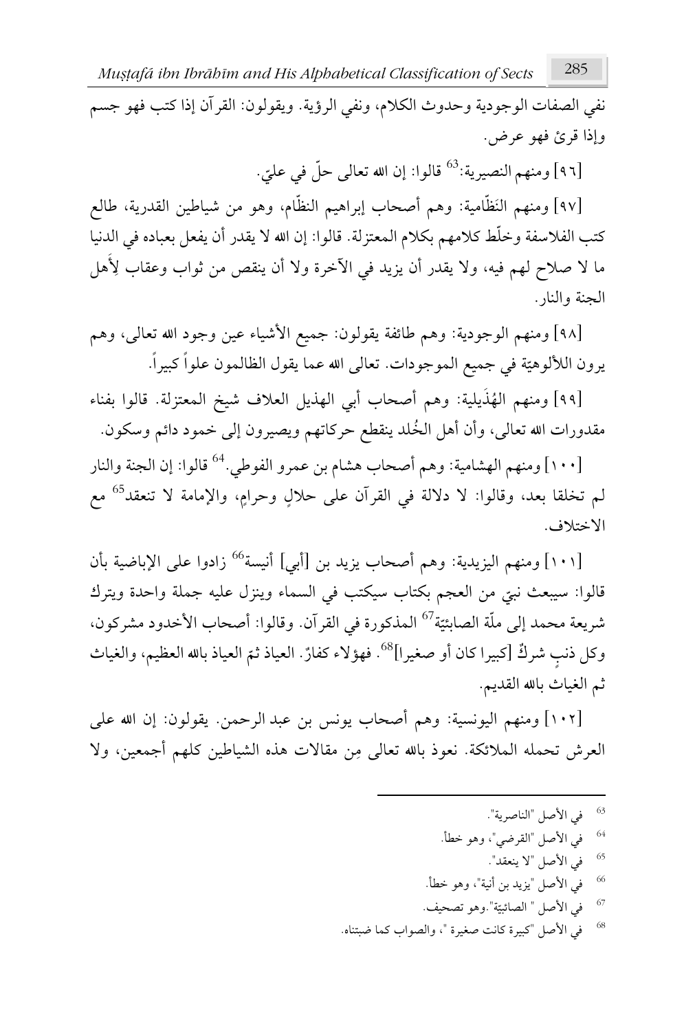نفي الصفات الوجودية وحدوث الكلام، ونفي الرؤية. ويقولون: القرآن إذا كتب فهو جسم وإذا قرئ فهو عرض.

[٩٦] ومنهم النصيرية:[63] قالوا: إن الله تعالى حلّ في عليّ.

[٩٧] ومنهم النَظّامية: وهم أصحاب إبراهيم النظّام، وهو من شياطين القدرية، طالع كتب الفلاسفة وخلّط كلامهم بكلام المعتزلة. قالوا: إن الله لا يقدر أن يفعل بعباده في الدنيا ما لا صلاح لهم فيه، ولا يقدر أن يزيد في الآخرة ولا أن ينقص من ثواب وعقاب لِأَهل الجنة والنار.

[٩٨] ومنهم الوجودية: وهم طائفة يقولون: جميع الأشياء عين وجود الله تعالى، وهم يرون اللألوهيّة في جميع الموجودات. تعالى الله عما يقول الظالمون علواً كبيراً.

[٩٩] ومنهم الهُذَيلية: وهم أصحاب أبي الهذيل العلاف شيخ المعتزلة. قالوا بفناء مقدورات الله تعالى، وأن أهل الخُلد ينقطع حركاتهم ويصيرون إلى خمود دائم وسكون.

[١٠٠] ومنهم الهشامية: وهم أصحاب هشام بن عمرو الفوطي.[64] قالوا: إن الجنة والنار لم تخلقا بعد، وقالوا: لا دلالة في القرآن على حلالٍ وحرامٍ، والإمامة لا تنعقد[65] مع الاختلاف.

[١٠١] ومنهم اليزيدية: وهم أصحاب يزيد بن [أبي] أنيسة[66] زادوا على الإباضية بأن قالوا: سيبعث نبيّ من العجم بكتاب سيكتب في السماء وينزل عليه جملة واحدة ويترك شريعة محمد إلى ملّة الصابئيّة[67] المذكورة في القرآن. وقالوا: أصحاب الأخدود مشركون، وكل ذنبٍ شركٌ [كبيرا كان أو صغيرا][68]. فهؤلاء كفارٌ. العياذ ثمّ العياذ بالله العظيم، والغياث ثم الغياث بالله القديم.

[١٠٢] ومنهم اليونسية: وهم أصحاب يونس بن عبد الرحمن. يقولون: إن الله على العرش تحمله الملائكة. نعوذ بالله تعالى مِن مقالات هذه الشياطين كلهم أجمعين، ولا

---

[63] في الأصل "الناصرية".

[64] في الأصل "القرضي"، وهو خطأ.

[65] في الأصل "لا ينعقد".

[66] في الأصل "يزيد بن أنية"، وهو خطأ.

[67] في الأصل " الصائبيّة".وهو تصحيف.

[68] في الأصل "كبيرة كانت صغيرة "، والصواب كما ضبتناه.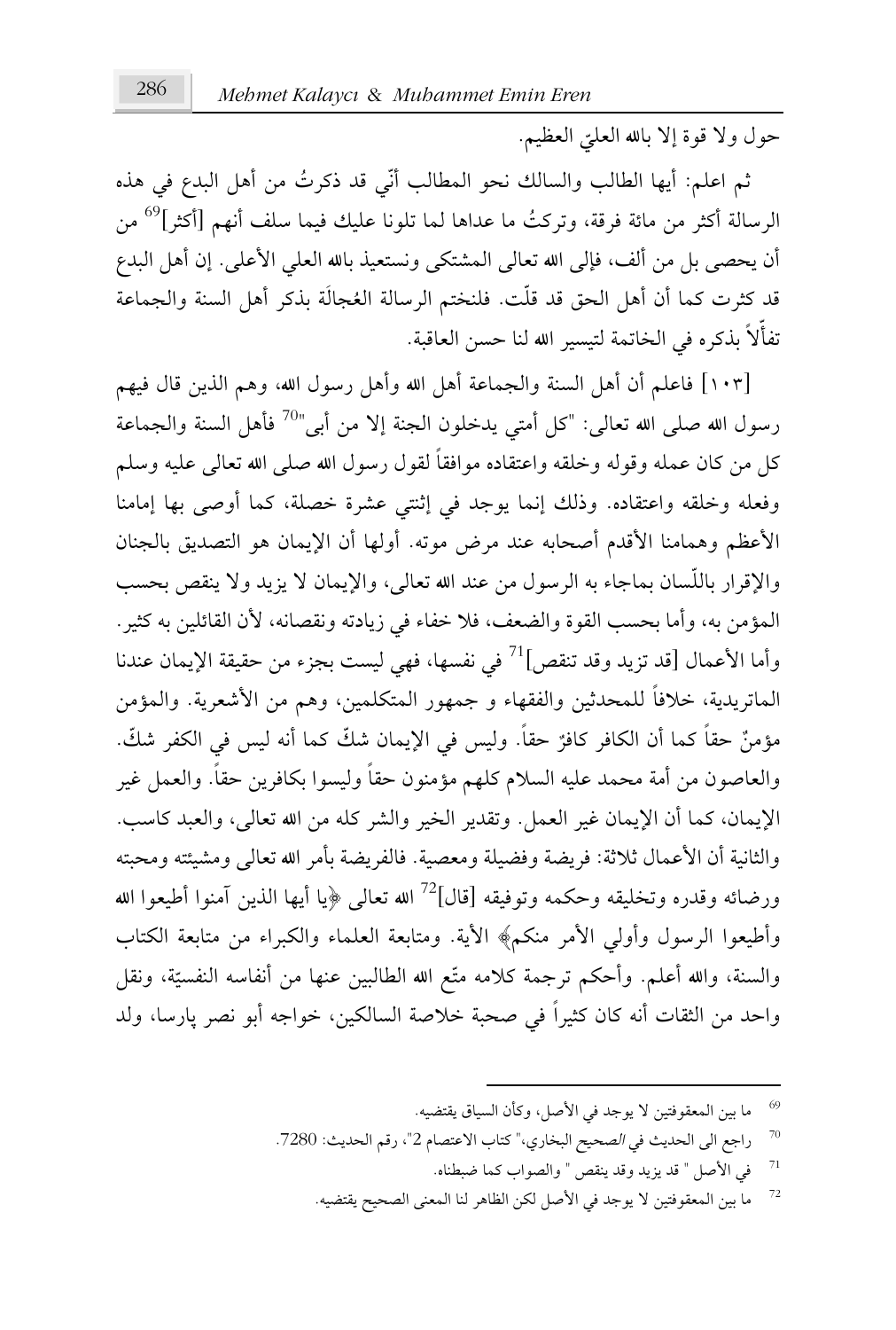حول ولا قوة إلا بالله العليّ العظيم.

ثم اعلم: أيها الطالب والسالك نحو المطالب أنّي قد ذكرتُ من أهل البدع في هذه الرسالة أكثر من مائة فرقة، وتركتُ ما عداها لما تلونا عليك فيما سلف أنهم [أكثر][69] من أن يحصى بل من ألف، فإلى الله تعالى المشتكى ونستعيذ بالله العلي الأعلى. إن أهل البدع قد كثرت كما أن أهل الحق قد قلّت. فلنختم الرسالة العُجالَة بذكر أهل السنة والجماعة تفأّلاً بذكره في الخاتمة لتيسير الله لنا حسن العاقبة.

[١٠٣] فاعلم أن أهل السنة والجماعة أهل الله وأهل رسول الله، وهم الذين قال فيهم رسول الله صلى الله تعالى: "كل أمتي يدخلون الجنة إلا من أبى"[70] فأهل السنة والجماعة كل من كان عمله وقوله وخلقه واعتقاده موافقاً لقول رسول الله صلى الله تعالى عليه وسلم وفعله وخلقه واعتقاده. وذلك إنما يوجد في إثنتي عشرة خصلة، كما أوصى بها إمامنا الأعظم وهمامنا الأقدم أصحابه عند مرض موته. أولها أن الإيمان هو التصديق بالجنان والإقرار باللّسان بماجاء به الرسول من عند الله تعالى، والإيمان لا يزيد ولا ينقص بحسب المؤمن به، وأما بحسب القوة والضعف، فلا خفاء في زيادته ونقصانه، لأن القائلين به كثير. وأما الأعمال [قد تزيد وقد تنقص][71] في نفسها، فهي ليست بجزء من حقيقة الإيمان عندنا الماتريدية، خلافاً للمحدثين والفقهاء و جمهور المتكلمين، وهم من الأشعرية. والمؤمن مؤمنٌ حقاً كما أن الكافر كافرٌ حقاً. وليس في الإيمان شكٌ كما أنه ليس في الكفر شكٌ. والعاصون من أمة محمد عليه السلام كلهم مؤمنون حقاً وليسوا بكافرين حقاً. والعمل غير الإيمان، كما أن الإيمان غير العمل. وتقدير الخير والشر كله من الله تعالى، والعبد كاسب. والثانية أن الأعمال ثلاثة: فريضة وفضيلة ومعصية. فالفريضة بأمر الله تعالى ومشيئته ومحبته ورضائه وقدره وتخليقه وحكمه وتوفيقه [قال][72] الله تعالى ﴿يا أيها الذين آمنوا أطيعوا الله وأطيعوا الرسول وأولي الأمر منكم﴾ الأية. ومتابعة العلماء والكبراء من متابعة الكتاب والسنة، والله أعلم. وأحكم ترجمة كلامه متّع الله الطالبين عنها من أنفاسه النفسيّة، ونقل واحد من الثقات أنه كان كثيراً في صحبة خلاصة السالكين، خواجه أبو نصر پارسا، ولد

---

[69] ما بين المعقوفتين لا يوجد في الأصل، وكأن السياق يقتضيه.

[70] راجع الى الحديث في *الصحيح البخاري*،" كتاب الاعتصام 2"، رقم الحديث: 7280.

[71] في الأصل " قد يزيد وقد ينقص " والصواب كما ضبطناه.

[72] ما بين المعقوفتين لا يوجد في الأصل لكن الظاهر لنا المعنى الصحيح يقتضيه.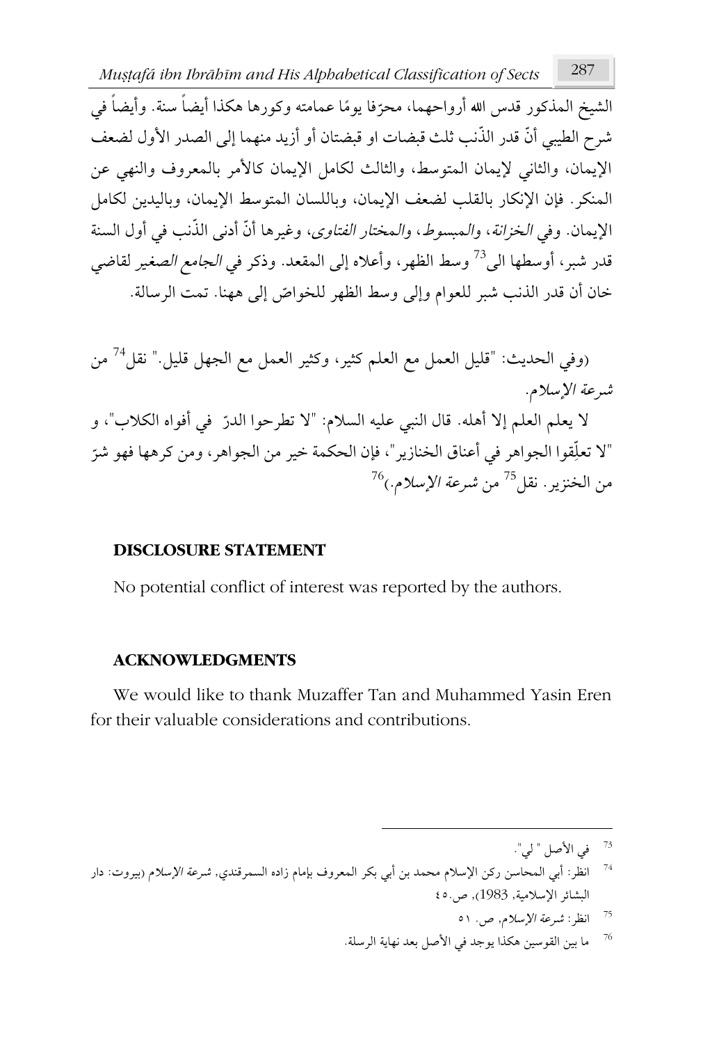الشيخ المذكور قدس الله أرواحهما، محرّفا يومًا عمامته وكورها هكذا أيضاً سنة. وأيضاً في شرح الطيبي أنّ قدر الذّنب ثلث قبضات او قبضتان أو أزيد منهما إلى الصدر الأول لضعف الإيمان، والثاني لإيمان المتوسط، والثالث لكامل الإيمان كالأمر بالمعروف والنهي عن المنكر. فإن الإنكار بالقلب لضعف الإيمان، وباللسان المتوسط الإيمان، وباليدين لكامل الإيمان. وفي *الخزانة*، *والمبسوط*، *والمختار الفتاوى*، وغيرها أنّ أدنى الذّنب في أول السنة قدر شبر، أوسطها الى[73] وسط الظهر، وأعلاه إلى المقعد. وذكر في *الجامع الصغير* لقاضي خان أن قدر الذنب شبر للعوام وإلى وسط الظهر للخواصّ إلى ههنا. تمت الرسالة.

(وفي الحديث: "قليل العمل مع العلم كثير، وكثير العمل مع الجهل قليل." نقل[74] من *شرعة الإسلام*.

لا يعلم العلم إلا أهله. قال النبي عليه السلام: "لا تطرحوا الدرّ في أفواه الكلاب"، و "لا تعلِّقوا الجواهر في أعناق الخنازير"، فإن الحكمة خير من الجواهر، ومن كرهها فهو شرّ من الخنزير. نقل[75] من *شرعة الإسلام*.)[76]

#### DISCLOSURE STATEMENT

No potential conflict of interest was reported by the authors.

#### ACKNOWLEDGMENTS

We would like to thank Muzaffer Tan and Muhammed Yasin Eren for their valuable considerations and contributions.

---

[73] في الأصل " لي".

[74] انظر: أبي المحاسن ركن الإسلام محمد بن أبي بكر المعروف بإمام زاده السمرقندي, *شرعة الإسلام* (بيروت: دار البشائر الإسلامية, 1983), ص.٤٥

[75] انظر: *شرعة الإسلام*, ص. ٥١

[76] ما بين القوسين هكذا يوجد في الأصل بعد نهاية الرسلة.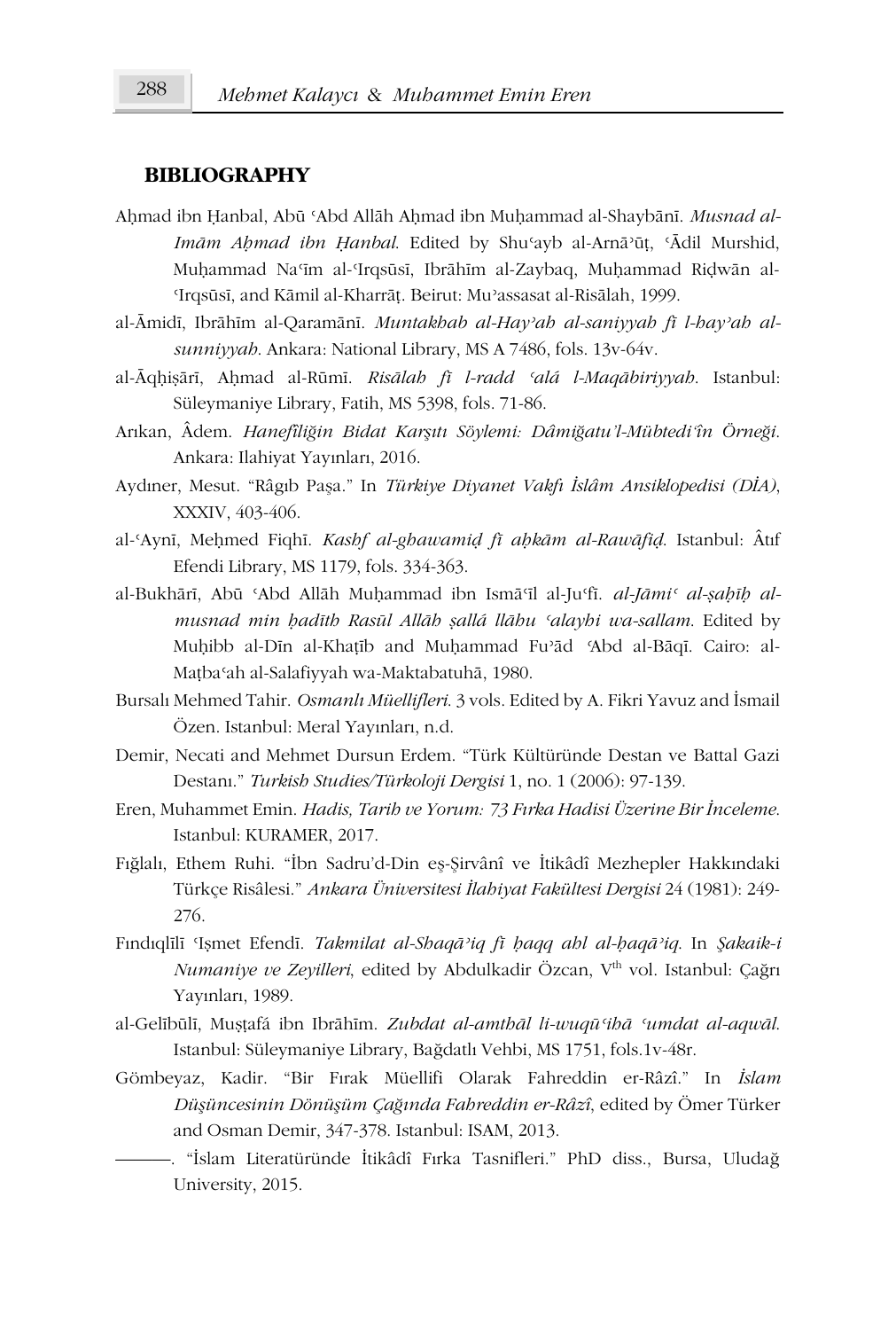## BIBLIOGRAPHY

Aḥmad ibn Ḥanbal, Abū ʿAbd Allāh Aḥmad ibn Muḥammad al-Shaybānī. *Musnad al-Imām Aḥmad ibn Ḥanbal*. Edited by Shuʿayb al-Arnāʾūṭ, ʿĀdil Murshid, Muḥammad Naʿīm al-ʿIrqsūsī, Ibrāhīm al-Zaybaq, Muḥammad Riḍwān al-ʿIrqsūsī, and Kāmil al-Kharrāṭ. Beirut: Muʾassasat al-Risālah, 1999.

al-Āmidī, Ibrāhīm al-Qaramānī. *Muntakhab al-Hayʾah al-saniyyah fī l-hayʾah al-sunniyyah*. Ankara: National Library, MS A 7486, fols. 13v-64v.

al-Āqḥiṣārī, Aḥmad al-Rūmī. *Risālah fī l-radd ʿalá l-Maqābiriyyah*. Istanbul: Süleymaniye Library, Fatih, MS 5398, fols. 71-86.

Arıkan, Âdem. *Hanefîliğin Bidat Karşıtı Söylemi: Dâmiğatu'l-Mübtedi'în Örneği*. Ankara: Ilahiyat Yayınları, 2016.

Aydıner, Mesut. "Râgıb Paşa." In *Türkiye Diyanet Vakfı İslâm Ansiklopedisi (DİA)*, XXXIV, 403-406.

al-ʿAynī, Meḥmed Fiqhī. *Kashf al-ghawamiḍ fī aḥkām al-Rawāfiḍ*. Istanbul: Âtıf Efendi Library, MS 1179, fols. 334-363.

al-Bukhārī, Abū ʿAbd Allāh Muḥammad ibn Ismāʿīl al-Juʿfī. *al-Jāmiʿ al-ṣaḥīḥ al-musnad min ḥadīth Rasūl Allāh ṣallá llāhu ʿalayhi wa-sallam*. Edited by Muḥibb al-Dīn al-Khaṭīb and Muḥammad Fuʾād ʿAbd al-Bāqī. Cairo: al-Maṭbaʿah al-Salafiyyah wa-Maktabatuhā, 1980.

Bursalı Mehmed Tahir. *Osmanlı Müellifleri*. 3 vols. Edited by A. Fikri Yavuz and İsmail Özen. Istanbul: Meral Yayınları, n.d.

Demir, Necati and Mehmet Dursun Erdem. "Türk Kültüründe Destan ve Battal Gazi Destanı." *Turkish Studies/Türkoloji Dergisi* 1, no. 1 (2006): 97-139.

Eren, Muhammet Emin. *Hadis, Tarih ve Yorum: 73 Fırka Hadisi Üzerine Bir İnceleme*. Istanbul: KURAMER, 2017.

Fığlalı, Ethem Ruhi. "İbn Sadru'd-Din eş-Şirvânî ve İtikâdî Mezhepler Hakkındaki Türkçe Risâlesi." *Ankara Üniversitesi İlahiyat Fakültesi Dergisi* 24 (1981): 249-276.

Fındıqlīlī ʿIṣmet Efendī. *Takmilat al-Shaqāʾiq fī ḥaqq ahl al-ḥaqāʾiq*. In *Şakaik-i Numaniye ve Zeyilleri*, edited by Abdulkadir Özcan, V^th vol. Istanbul: Çağrı Yayınları, 1989.

al-Gelībūlī, Muṣṭafá ibn Ibrāhīm. *Zubdat al-amthāl li-wuqūʿihā ʿumdat al-aqwāl*. Istanbul: Süleymaniye Library, Bağdatlı Vehbi, MS 1751, fols.1v-48r.

Gömbeyaz, Kadir. "Bir Fırak Müellifi Olarak Fahreddin er-Râzî." In *İslam Düşüncesinin Dönüşüm Çağında Fahreddin er-Râzî*, edited by Ömer Türker and Osman Demir, 347-378. Istanbul: ISAM, 2013.

———. "İslam Literatüründe İtikâdî Fırka Tasnifleri." PhD diss., Bursa, Uludağ University, 2015.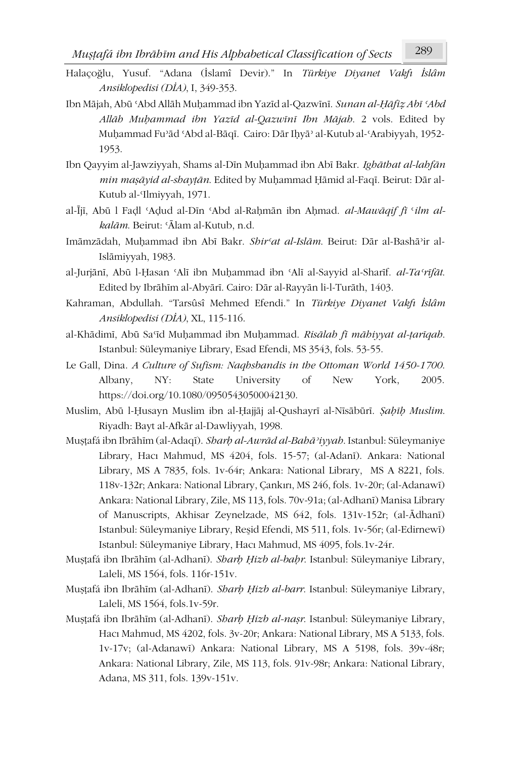Halaçoğlu, Yusuf. "Adana (İslamî Devir)." In *Türkiye Diyanet Vakfı İslâm Ansiklopedisi (DİA)*, I, 349-353.

Ibn Mājah, Abū ʿAbd Allāh Muḥammad ibn Yazīd al-Qazwīnī. *Sunan al-Ḥāfiẓ Abī ʿAbd Allāh Muḥammad ibn Yazīd al-Qazwīnī Ibn Mājah*. 2 vols. Edited by Muḥammad Fuʾād ʿAbd al-Bāqī. Cairo: Dār Iḥyāʾ al-Kutub al-ʿArabiyyah, 1952-1953.

Ibn Qayyim al-Jawziyyah, Shams al-Dīn Muḥammad ibn Abī Bakr. *Ighāthat al-lahfān min maṣāyid al-shayṭān*. Edited by Muḥammad Ḥāmid al-Faqī. Beirut: Dār al-Kutub al-ʿIlmiyyah, 1971.

al-Ījī, Abū l Faḍl ʿAḍud al-Dīn ʿAbd al-Raḥmān ibn Aḥmad. *al-Mawāqif fī ʿilm al-kalām*. Beirut: ʿĀlam al-Kutub, n.d.

Imāmzādah, Muḥammad ibn Abī Bakr. *Shirʿat al-Islām*. Beirut: Dār al-Bashāʾir al-Islāmiyyah, 1983.

al-Jurjānī, Abū l-Ḥasan ʿAlī ibn Muḥammad ibn ʿAlī al-Sayyid al-Sharīf. *al-Taʿrīfāt*. Edited by Ibrāhīm al-Abyārī. Cairo: Dār al-Rayyān li-l-Turāth, 1403.

Kahraman, Abdullah. "Tarsûsî Mehmed Efendi." In *Türkiye Diyanet Vakfı İslâm Ansiklopedisi (DİA)*, XL, 115-116.

al-Khādimī, Abū Saʿīd Muḥammad ibn Muḥammad. *Risālah fī māhiyyat al-ṭarīqah*. Istanbul: Süleymaniye Library, Esad Efendi, MS 3543, fols. 53-55.

Le Gall, Dina. *A Culture of Sufism: Naqhsbandis in the Ottoman World 1450-1700*. Albany, NY: State University of New York, 2005. https://doi.org/10.1080/09505430500042130.

Muslim, Abū l-Ḥusayn Muslim ibn al-Ḥajjāj al-Qushayrī al-Nīsābūrī. *Ṣaḥīḥ Muslim*. Riyadh: Bayt al-Afkār al-Dawliyyah, 1998.

Muṣṭafá ibn Ibrāhīm (al-Adaqī). *Sharḥ al-Awrād al-Bahāʾiyyah*. Istanbul: Süleymaniye Library, Hacı Mahmud, MS 4204, fols. 15-57; (al-Adanī). Ankara: National Library, MS A 7835, fols. 1v-64r; Ankara: National Library, MS A 8221, fols. 118v-132r; Ankara: National Library, Çankırı, MS 246, fols. 1v-20r; (al-Adanawī) Ankara: National Library, Zile, MS 113, fols. 70v-91a; (al-Adhanī) Manisa Library of Manuscripts, Akhisar Zeynelzade, MS 642, fols. 131v-152r; (al-Ādhanī) Istanbul: Süleymaniye Library, Reşid Efendi, MS 511, fols. 1v-56r; (al-Edirnewī) Istanbul: Süleymaniye Library, Hacı Mahmud, MS 4095, fols.1v-24r.

Muṣṭafá ibn Ibrāhīm (al-Adhanī). *Sharḥ Ḥizb al-baḥr*. Istanbul: Süleymaniye Library, Laleli, MS 1564, fols. 116r-151v.

Muṣṭafá ibn Ibrāhīm (al-Adhanī). *Sharḥ Ḥizb al-barr*. Istanbul: Süleymaniye Library, Laleli, MS 1564, fols.1v-59r.

Muṣṭafá ibn Ibrāhīm (al-Adhanī). *Sharḥ Ḥizb al-naṣr*. Istanbul: Süleymaniye Library, Hacı Mahmud, MS 4202, fols. 3v-20r; Ankara: National Library, MS A 5133, fols. 1v-17v; (al-Adanawī) Ankara: National Library, MS A 5198, fols. 39v-48r; Ankara: National Library, Zile, MS 113, fols. 91v-98r; Ankara: National Library, Adana, MS 311, fols. 139v-151v.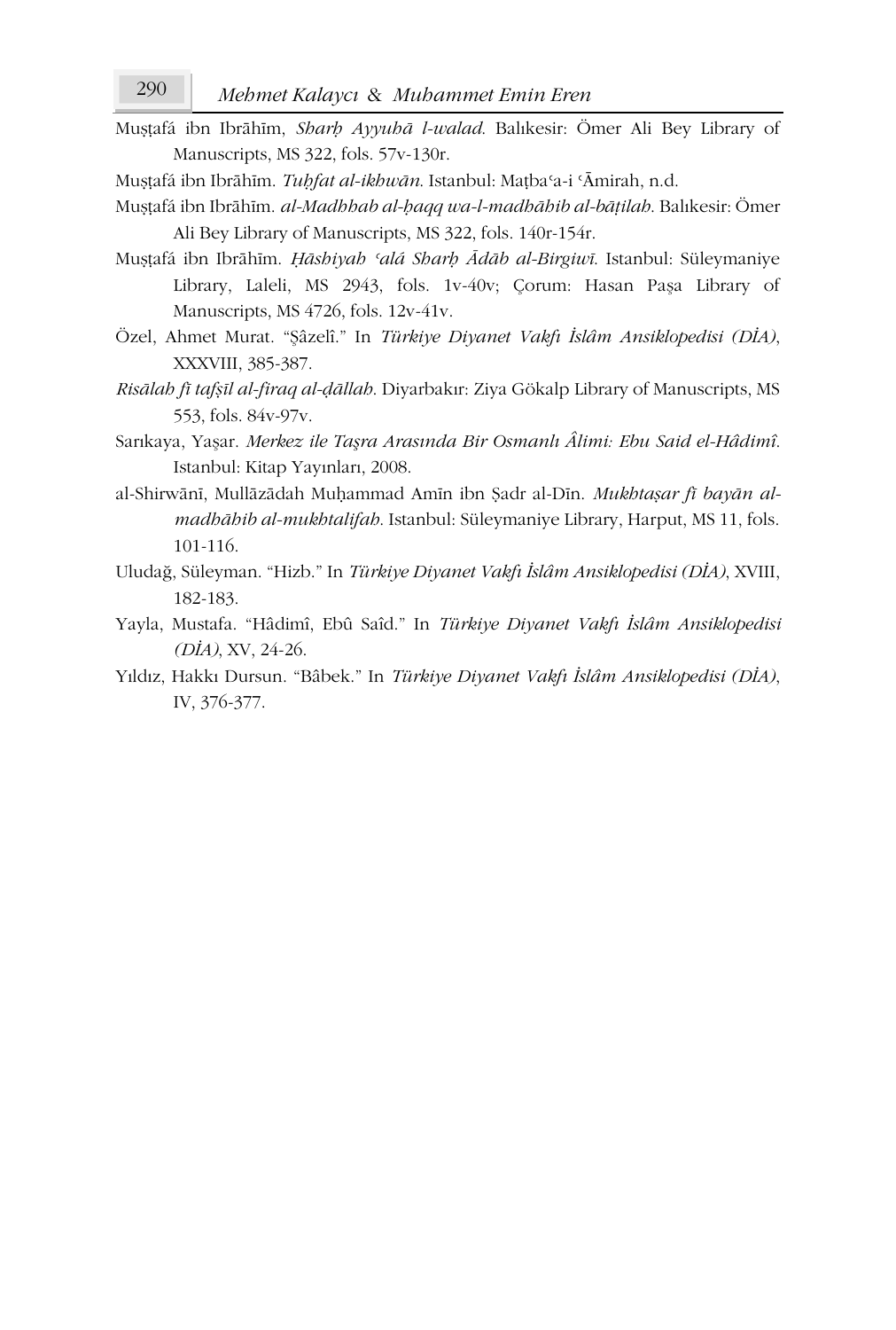Muṣṭafá ibn Ibrāhīm, *Sharḥ Ayyuhā l-walad*. Balıkesir: Ömer Ali Bey Library of Manuscripts, MS 322, fols. 57v-130r.

Muṣṭafá ibn Ibrāhīm. *Tuḥfat al-ikhwān*. Istanbul: Maṭbaʿa-i ʿĀmirah, n.d.

Muṣṭafá ibn Ibrāhīm. *al-Madhhab al-ḥaqq wa-l-madhāhib al-bāṭilah*. Balıkesir: Ömer Ali Bey Library of Manuscripts, MS 322, fols. 140r-154r.

Muṣṭafá ibn Ibrāhīm. *Ḥāshiyah ʿalá Sharḥ Ādāb al-Birgiwī*. Istanbul: Süleymaniye Library, Laleli, MS 2943, fols. 1v-40v; Çorum: Hasan Paşa Library of Manuscripts, MS 4726, fols. 12v-41v.

Özel, Ahmet Murat. "Şâzelî." In *Türkiye Diyanet Vakfı İslâm Ansiklopedisi (DİA)*, XXXVIII, 385-387.

*Risālah fī tafṣīl al-firaq al-ḍāllah*. Diyarbakır: Ziya Gökalp Library of Manuscripts, MS 553, fols. 84v-97v.

Sarıkaya, Yaşar. *Merkez ile Taşra Arasında Bir Osmanlı Âlimi: Ebu Said el-Hâdimî*. Istanbul: Kitap Yayınları, 2008.

al-Shirwānī, Mullāzādah Muḥammad Amīn ibn Ṣadr al-Dīn. *Mukhtaṣar fī bayān al-madhāhib al-mukhtalifah*. Istanbul: Süleymaniye Library, Harput, MS 11, fols. 101-116.

Uludağ, Süleyman. "Hizb." In *Türkiye Diyanet Vakfı İslâm Ansiklopedisi (DİA)*, XVIII, 182-183.

Yayla, Mustafa. "Hâdimî, Ebû Saîd." In *Türkiye Diyanet Vakfı İslâm Ansiklopedisi (DİA)*, XV, 24-26.

Yıldız, Hakkı Dursun. "Bâbek." In *Türkiye Diyanet Vakfı İslâm Ansiklopedisi (DİA)*, IV, 376-377.